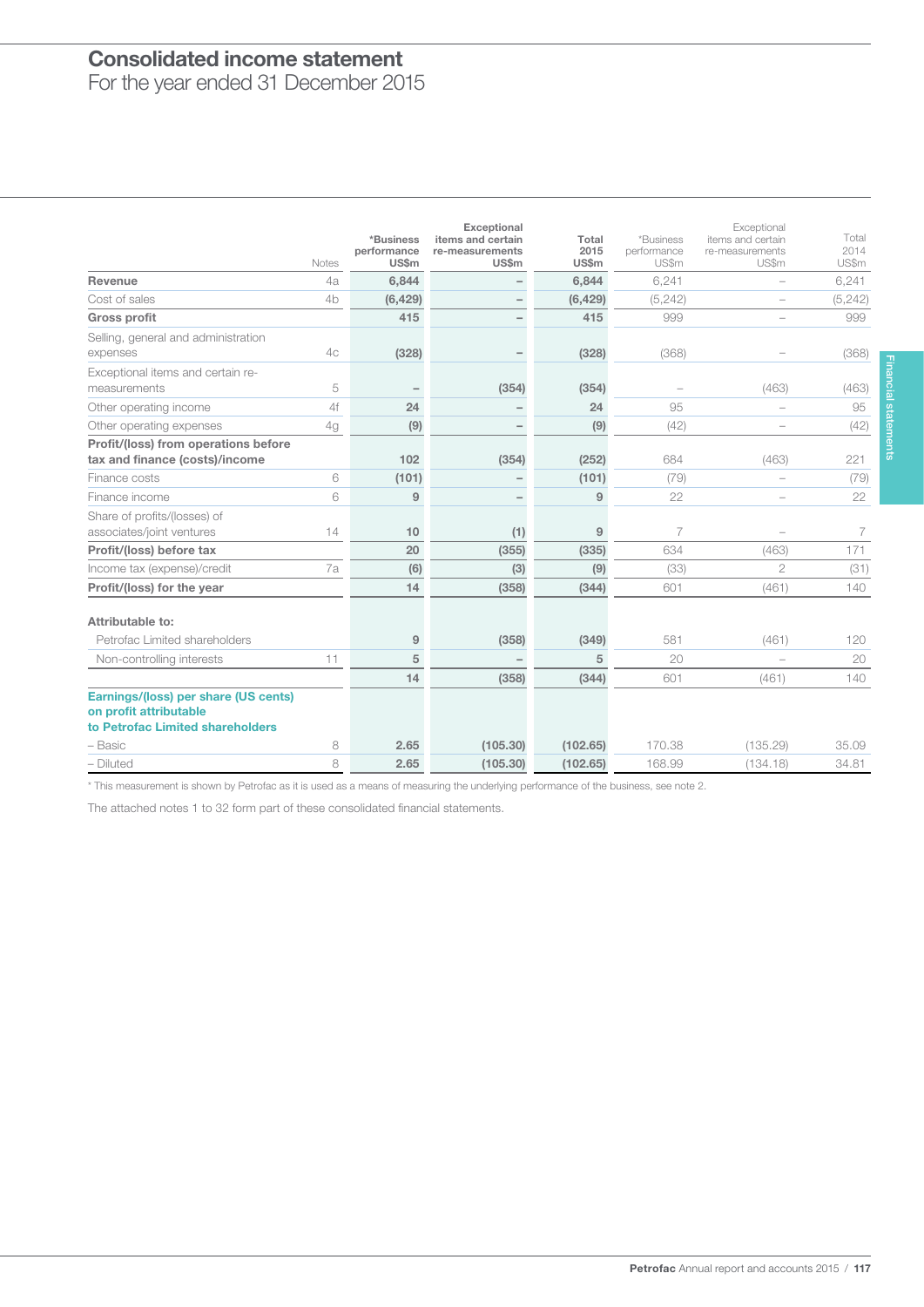# Consolidated income statement

For the year ended 31 December 2015

| | Notes | *Business performance US$m | Exceptional items and certain re-measurements US$m | Total 2015 US$m | *Business performance US$m | Exceptional items and certain re-measurements US$m | Total 2014 US$m |
|---|---|---|---|---|---|---|---|
| **Revenue** | 4a | **6,844** | **–** | **6,844** | 6,241 | – | 6,241 |
| Cost of sales | 4b | **(6,429)** | **–** | **(6,429)** | (5,242) | – | (5,242) |
| **Gross profit** | | **415** | **–** | **415** | 999 | – | 999 |
| Selling, general and administration expenses | 4c | **(328)** | **–** | **(328)** | (368) | – | (368) |
| Exceptional items and certain re-measurements | 5 | **–** | **(354)** | **(354)** | – | (463) | (463) |
| Other operating income | 4f | **24** | **–** | **24** | 95 | – | 95 |
| Other operating expenses | 4g | **(9)** | **–** | **(9)** | (42) | – | (42) |
| **Profit/(loss) from operations before tax and finance (costs)/income** | | **102** | **(354)** | **(252)** | 684 | (463) | 221 |
| Finance costs | 6 | **(101)** | **–** | **(101)** | (79) | – | (79) |
| Finance income | 6 | **9** | **–** | **9** | 22 | – | 22 |
| Share of profits/(losses) of associates/joint ventures | 14 | **10** | **(1)** | **9** | 7 | – | 7 |
| **Profit/(loss) before tax** | | **20** | **(355)** | **(335)** | 634 | (463) | 171 |
| Income tax (expense)/credit | 7a | **(6)** | **(3)** | **(9)** | (33) | 2 | (31) |
| **Profit/(loss) for the year** | | **14** | **(358)** | **(344)** | 601 | (461) | 140 |
| **Attributable to:** | | | | | | | |
| Petrofac Limited shareholders | | **9** | **(358)** | **(349)** | 581 | (461) | 120 |
| Non-controlling interests | 11 | **5** | **–** | **5** | 20 | – | 20 |
| | | **14** | **(358)** | **(344)** | 601 | (461) | 140 |
| **Earnings/(loss) per share (US cents) on profit attributable to Petrofac Limited shareholders** | | | | | | | |
| – Basic | 8 | **2.65** | **(105.30)** | **(102.65)** | 170.38 | (135.29) | 35.09 |
| – Diluted | 8 | **2.65** | **(105.30)** | **(102.65)** | 168.99 | (134.18) | 34.81 |

\* This measurement is shown by Petrofac as it is used as a means of measuring the underlying performance of the business, see note 2.

The attached notes 1 to 32 form part of these consolidated financial statements.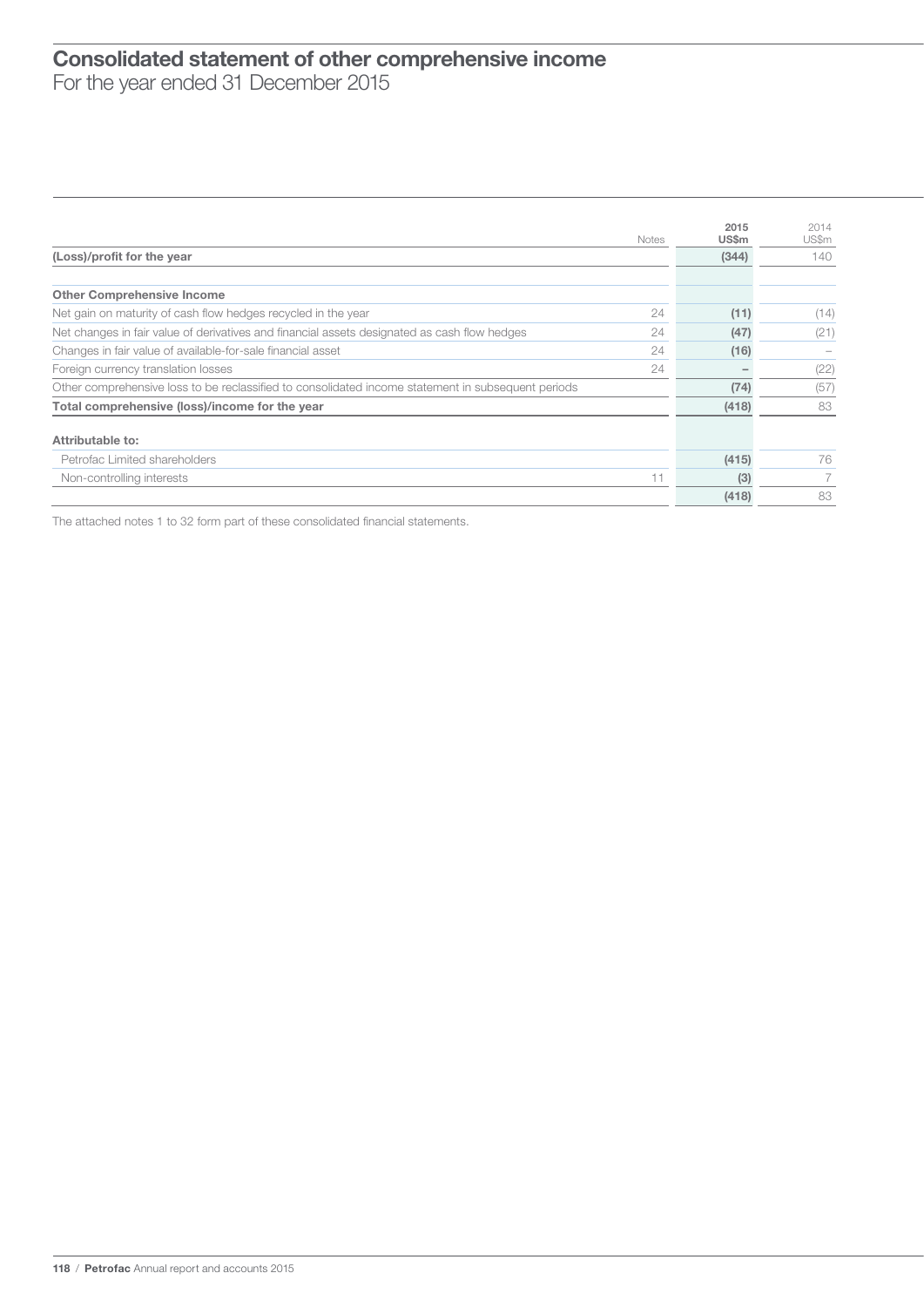# Consolidated statement of other comprehensive income

For the year ended 31 December 2015

| | Notes | 2015 US$m | 2014 US$m |
|---|---|---|---|
| **(Loss)/profit for the year** | | **(344)** | 140 |
| | | | |
| **Other Comprehensive Income** | | | |
| Net gain on maturity of cash flow hedges recycled in the year | 24 | **(11)** | (14) |
| Net changes in fair value of derivatives and financial assets designated as cash flow hedges | 24 | **(47)** | (21) |
| Changes in fair value of available-for-sale financial asset | 24 | **(16)** | – |
| Foreign currency translation losses | 24 | **–** | (22) |
| Other comprehensive loss to be reclassified to consolidated income statement in subsequent periods | | **(74)** | (57) |
| **Total comprehensive (loss)/income for the year** | | **(418)** | 83 |
| | | | |
| **Attributable to:** | | | |
| Petrofac Limited shareholders | | **(415)** | 76 |
| Non-controlling interests | 11 | **(3)** | 7 |
| | | **(418)** | 83 |

The attached notes 1 to 32 form part of these consolidated financial statements.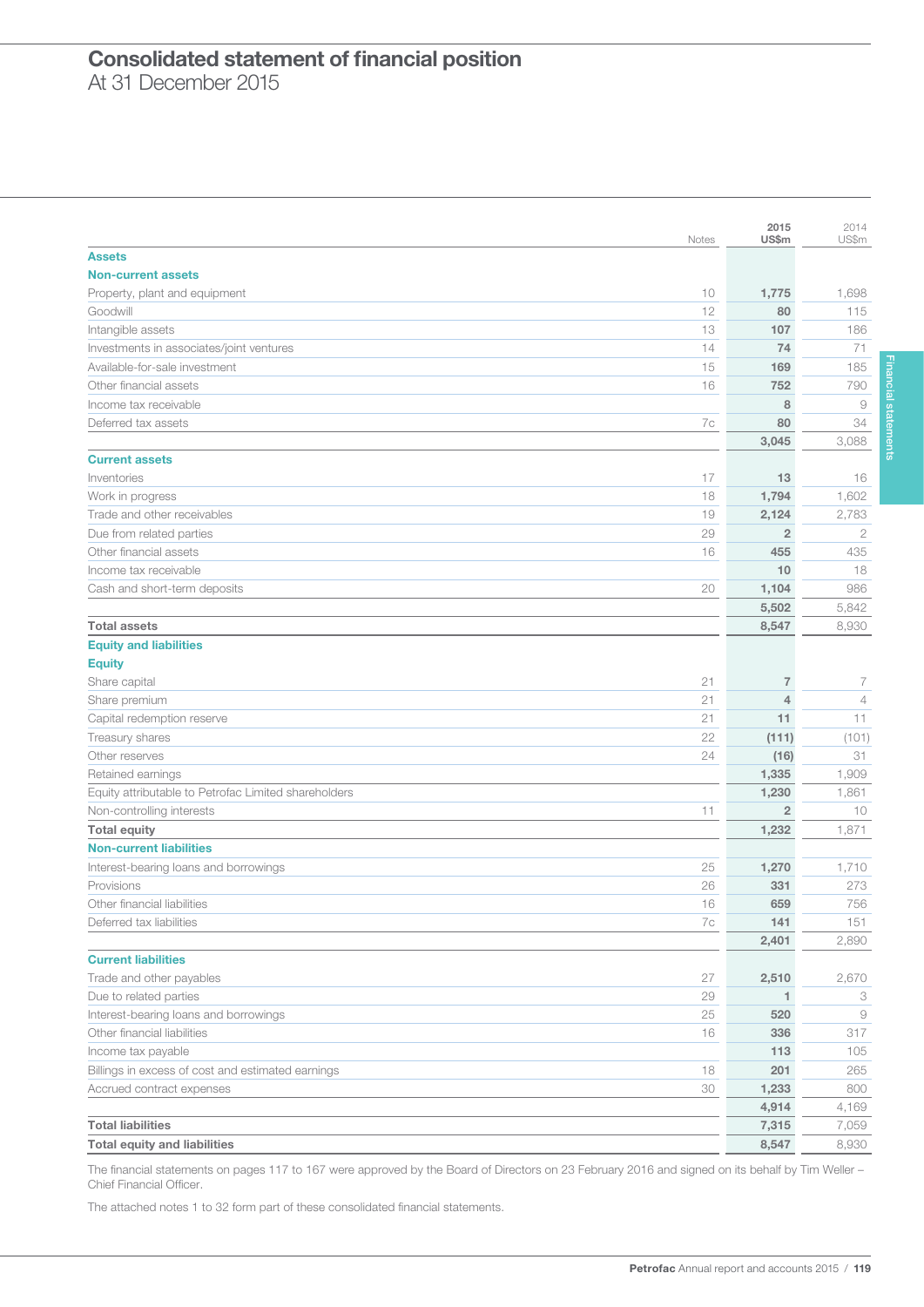# Consolidated statement of financial position

At 31 December 2015

| | Notes | 2015 US$m | 2014 US$m |
|---|---|---|---|
| **Assets** | | | |
| **Non-current assets** | | | |
| Property, plant and equipment | 10 | **1,775** | 1,698 |
| Goodwill | 12 | **80** | 115 |
| Intangible assets | 13 | **107** | 186 |
| Investments in associates/joint ventures | 14 | **74** | 71 |
| Available-for-sale investment | 15 | **169** | 185 |
| Other financial assets | 16 | **752** | 790 |
| Income tax receivable | | **8** | 9 |
| Deferred tax assets | 7c | **80** | 34 |
| | | **3,045** | 3,088 |
| **Current assets** | | | |
| Inventories | 17 | **13** | 16 |
| Work in progress | 18 | **1,794** | 1,602 |
| Trade and other receivables | 19 | **2,124** | 2,783 |
| Due from related parties | 29 | **2** | 2 |
| Other financial assets | 16 | **455** | 435 |
| Income tax receivable | | **10** | 18 |
| Cash and short-term deposits | 20 | **1,104** | 986 |
| | | **5,502** | 5,842 |
| **Total assets** | | **8,547** | 8,930 |
| **Equity and liabilities** | | | |
| **Equity** | | | |
| Share capital | 21 | **7** | 7 |
| Share premium | 21 | **4** | 4 |
| Capital redemption reserve | 21 | **11** | 11 |
| Treasury shares | 22 | **(111)** | (101) |
| Other reserves | 24 | **(16)** | 31 |
| Retained earnings | | **1,335** | 1,909 |
| Equity attributable to Petrofac Limited shareholders | | **1,230** | 1,861 |
| Non-controlling interests | 11 | **2** | 10 |
| **Total equity** | | **1,232** | 1,871 |
| **Non-current liabilities** | | | |
| Interest-bearing loans and borrowings | 25 | **1,270** | 1,710 |
| Provisions | 26 | **331** | 273 |
| Other financial liabilities | 16 | **659** | 756 |
| Deferred tax liabilities | 7c | **141** | 151 |
| | | **2,401** | 2,890 |
| **Current liabilities** | | | |
| Trade and other payables | 27 | **2,510** | 2,670 |
| Due to related parties | 29 | **1** | 3 |
| Interest-bearing loans and borrowings | 25 | **520** | 9 |
| Other financial liabilities | 16 | **336** | 317 |
| Income tax payable | | **113** | 105 |
| Billings in excess of cost and estimated earnings | 18 | **201** | 265 |
| Accrued contract expenses | 30 | **1,233** | 800 |
| | | **4,914** | 4,169 |
| **Total liabilities** | | **7,315** | 7,059 |
| **Total equity and liabilities** | | **8,547** | 8,930 |

The financial statements on pages 117 to 167 were approved by the Board of Directors on 23 February 2016 and signed on its behalf by Tim Weller – Chief Financial Officer.

The attached notes 1 to 32 form part of these consolidated financial statements.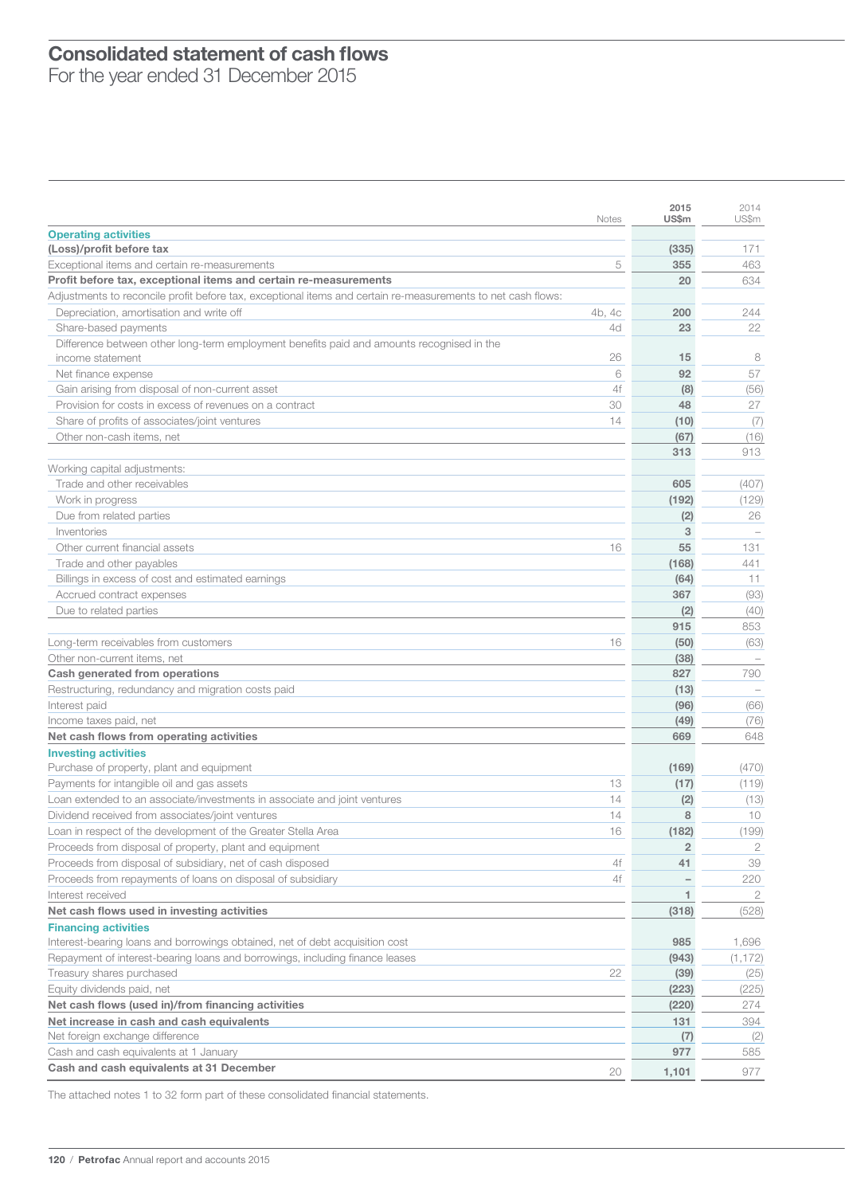# Consolidated statement of cash flows

For the year ended 31 December 2015

| | Notes | 2015 US$m | 2014 US$m |
|---|---|---|---|
| **Operating activities** | | | |
| **(Loss)/profit before tax** | | (335) | 171 |
| Exceptional items and certain re-measurements | 5 | 355 | 463 |
| **Profit before tax, exceptional items and certain re-measurements** | | 20 | 634 |
| Adjustments to reconcile profit before tax, exceptional items and certain re-measurements to net cash flows: | | | |
| Depreciation, amortisation and write off | 4b, 4c | 200 | 244 |
| Share-based payments | 4d | 23 | 22 |
| Difference between other long-term employment benefits paid and amounts recognised in the income statement | 26 | 15 | 8 |
| Net finance expense | 6 | 92 | 57 |
| Gain arising from disposal of non-current asset | 4f | (8) | (56) |
| Provision for costs in excess of revenues on a contract | 30 | 48 | 27 |
| Share of profits of associates/joint ventures | 14 | (10) | (7) |
| Other non-cash items, net | | (67) | (16) |
| | | 313 | 913 |
| Working capital adjustments: | | | |
| Trade and other receivables | | 605 | (407) |
| Work in progress | | (192) | (129) |
| Due from related parties | | (2) | 26 |
| Inventories | | 3 | – |
| Other current financial assets | 16 | 55 | 131 |
| Trade and other payables | | (168) | 441 |
| Billings in excess of cost and estimated earnings | | (64) | 11 |
| Accrued contract expenses | | 367 | (93) |
| Due to related parties | | (2) | (40) |
| | | 915 | 853 |
| Long-term receivables from customers | 16 | (50) | (63) |
| Other non-current items, net | | (38) | – |
| **Cash generated from operations** | | 827 | 790 |
| Restructuring, redundancy and migration costs paid | | (13) | – |
| Interest paid | | (96) | (66) |
| Income taxes paid, net | | (49) | (76) |
| **Net cash flows from operating activities** | | 669 | 648 |
| **Investing activities** | | | |
| Purchase of property, plant and equipment | | (169) | (470) |
| Payments for intangible oil and gas assets | 13 | (17) | (119) |
| Loan extended to an associate/investments in associate and joint ventures | 14 | (2) | (13) |
| Dividend received from associates/joint ventures | 14 | 8 | 10 |
| Loan in respect of the development of the Greater Stella Area | 16 | (182) | (199) |
| Proceeds from disposal of property, plant and equipment | | 2 | 2 |
| Proceeds from disposal of subsidiary, net of cash disposed | 4f | 41 | 39 |
| Proceeds from repayments of loans on disposal of subsidiary | 4f | – | 220 |
| Interest received | | 1 | 2 |
| **Net cash flows used in investing activities** | | (318) | (528) |
| **Financing activities** | | | |
| Interest-bearing loans and borrowings obtained, net of debt acquisition cost | | 985 | 1,696 |
| Repayment of interest-bearing loans and borrowings, including finance leases | | (943) | (1,172) |
| Treasury shares purchased | 22 | (39) | (25) |
| Equity dividends paid, net | | (223) | (225) |
| **Net cash flows (used in)/from financing activities** | | (220) | 274 |
| **Net increase in cash and cash equivalents** | | 131 | 394 |
| Net foreign exchange difference | | (7) | (2) |
| Cash and cash equivalents at 1 January | | 977 | 585 |
| **Cash and cash equivalents at 31 December** | 20 | 1,101 | 977 |

The attached notes 1 to 32 form part of these consolidated financial statements.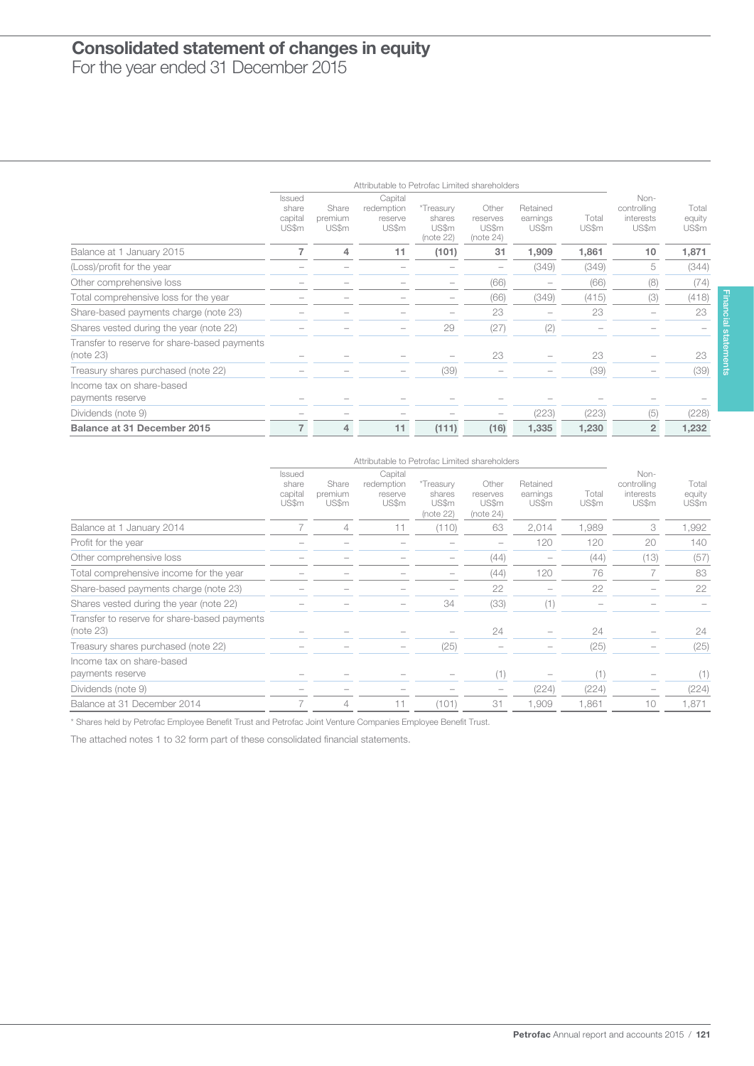# Consolidated statement of changes in equity

For the year ended 31 December 2015

| | Attributable to Petrofac Limited shareholders | | | | | | | | |
|---|---|---|---|---|---|---|---|---|---|
| | Issued share capital US$m | Share premium US$m | Capital redemption reserve US$m | *Treasury shares US$m (note 22) | Other reserves US$m (note 24) | Retained earnings US$m | Total US$m | Non-controlling interests US$m | Total equity US$m |
| Balance at 1 January 2015 | **7** | **4** | **11** | **(101)** | **31** | **1,909** | **1,861** | **10** | **1,871** |
| (Loss)/profit for the year | – | – | – | – | – | (349) | (349) | 5 | (344) |
| Other comprehensive loss | – | – | – | – | (66) | – | (66) | (8) | (74) |
| Total comprehensive loss for the year | – | – | – | – | (66) | (349) | (415) | (3) | (418) |
| Share-based payments charge (note 23) | – | – | – | – | 23 | – | 23 | – | 23 |
| Shares vested during the year (note 22) | – | – | – | 29 | (27) | (2) | – | – | – |
| Transfer to reserve for share-based payments (note 23) | – | – | – | – | 23 | – | 23 | – | 23 |
| Treasury shares purchased (note 22) | – | – | – | (39) | – | – | (39) | – | (39) |
| Income tax on share-based payments reserve | – | – | – | – | – | – | – | – | – |
| Dividends (note 9) | – | – | – | – | – | (223) | (223) | (5) | (228) |
| **Balance at 31 December 2015** | **7** | **4** | **11** | **(111)** | **(16)** | **1,335** | **1,230** | **2** | **1,232** |

| | Attributable to Petrofac Limited shareholders | | | | | | | | |
|---|---|---|---|---|---|---|---|---|---|
| | Issued share capital US$m | Share premium US$m | Capital redemption reserve US$m | *Treasury shares US$m (note 22) | Other reserves US$m (note 24) | Retained earnings US$m | Total US$m | Non-controlling interests US$m | Total equity US$m |
| Balance at 1 January 2014 | 7 | 4 | 11 | (110) | 63 | 2,014 | 1,989 | 3 | 1,992 |
| Profit for the year | – | – | – | – | – | 120 | 120 | 20 | 140 |
| Other comprehensive loss | – | – | – | – | (44) | – | (44) | (13) | (57) |
| Total comprehensive income for the year | – | – | – | – | (44) | 120 | 76 | 7 | 83 |
| Share-based payments charge (note 23) | – | – | – | – | 22 | – | 22 | – | 22 |
| Shares vested during the year (note 22) | – | – | – | 34 | (33) | (1) | – | – | – |
| Transfer to reserve for share-based payments (note 23) | – | – | – | – | 24 | – | 24 | – | 24 |
| Treasury shares purchased (note 22) | – | – | – | (25) | – | – | (25) | – | (25) |
| Income tax on share-based payments reserve | – | – | – | – | (1) | – | (1) | – | (1) |
| Dividends (note 9) | – | – | – | – | – | (224) | (224) | – | (224) |
| Balance at 31 December 2014 | 7 | 4 | 11 | (101) | 31 | 1,909 | 1,861 | 10 | 1,871 |

* Shares held by Petrofac Employee Benefit Trust and Petrofac Joint Venture Companies Employee Benefit Trust.

The attached notes 1 to 32 form part of these consolidated financial statements.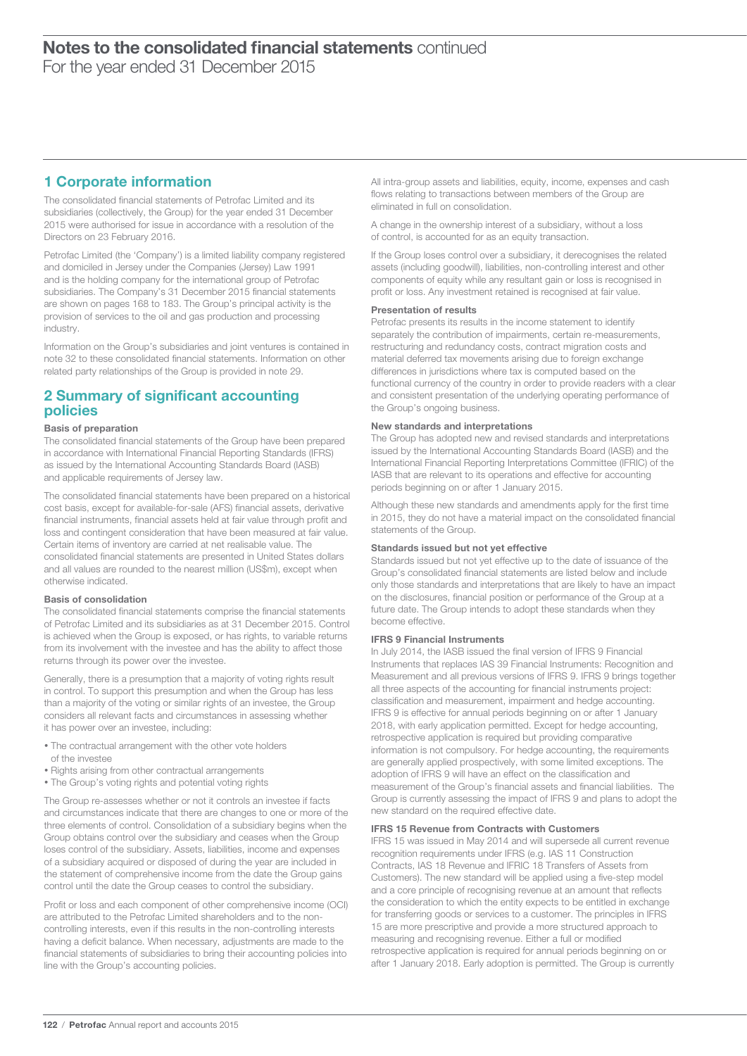# Notes to the consolidated financial statements continued

For the year ended 31 December 2015

## 1 Corporate information

The consolidated financial statements of Petrofac Limited and its subsidiaries (collectively, the Group) for the year ended 31 December 2015 were authorised for issue in accordance with a resolution of the Directors on 23 February 2016.

Petrofac Limited (the 'Company') is a limited liability company registered and domiciled in Jersey under the Companies (Jersey) Law 1991 and is the holding company for the international group of Petrofac subsidiaries. The Company's 31 December 2015 financial statements are shown on pages 168 to 183. The Group's principal activity is the provision of services to the oil and gas production and processing industry.

Information on the Group's subsidiaries and joint ventures is contained in note 32 to these consolidated financial statements. Information on other related party relationships of the Group is provided in note 29.

## 2 Summary of significant accounting policies

### Basis of preparation

The consolidated financial statements of the Group have been prepared in accordance with International Financial Reporting Standards (IFRS) as issued by the International Accounting Standards Board (IASB) and applicable requirements of Jersey law.

The consolidated financial statements have been prepared on a historical cost basis, except for available-for-sale (AFS) financial assets, derivative financial instruments, financial assets held at fair value through profit and loss and contingent consideration that have been measured at fair value. Certain items of inventory are carried at net realisable value. The consolidated financial statements are presented in United States dollars and all values are rounded to the nearest million (US$m), except when otherwise indicated.

### Basis of consolidation

The consolidated financial statements comprise the financial statements of Petrofac Limited and its subsidiaries as at 31 December 2015. Control is achieved when the Group is exposed, or has rights, to variable returns from its involvement with the investee and has the ability to affect those returns through its power over the investee.

Generally, there is a presumption that a majority of voting rights result in control. To support this presumption and when the Group has less than a majority of the voting or similar rights of an investee, the Group considers all relevant facts and circumstances in assessing whether it has power over an investee, including:

- The contractual arrangement with the other vote holders of the investee
- Rights arising from other contractual arrangements
- The Group's voting rights and potential voting rights

The Group re-assesses whether or not it controls an investee if facts and circumstances indicate that there are changes to one or more of the three elements of control. Consolidation of a subsidiary begins when the Group obtains control over the subsidiary and ceases when the Group loses control of the subsidiary. Assets, liabilities, income and expenses of a subsidiary acquired or disposed of during the year are included in the statement of comprehensive income from the date the Group gains control until the date the Group ceases to control the subsidiary.

Profit or loss and each component of other comprehensive income (OCI) are attributed to the Petrofac Limited shareholders and to the non-controlling interests, even if this results in the non-controlling interests having a deficit balance. When necessary, adjustments are made to the financial statements of subsidiaries to bring their accounting policies into line with the Group's accounting policies.

All intra-group assets and liabilities, equity, income, expenses and cash flows relating to transactions between members of the Group are eliminated in full on consolidation.

A change in the ownership interest of a subsidiary, without a loss of control, is accounted for as an equity transaction.

If the Group loses control over a subsidiary, it derecognises the related assets (including goodwill), liabilities, non-controlling interest and other components of equity while any resultant gain or loss is recognised in profit or loss. Any investment retained is recognised at fair value.

### Presentation of results

Petrofac presents its results in the income statement to identify separately the contribution of impairments, certain re-measurements, restructuring and redundancy costs, contract migration costs and material deferred tax movements arising due to foreign exchange differences in jurisdictions where tax is computed based on the functional currency of the country in order to provide readers with a clear and consistent presentation of the underlying operating performance of the Group's ongoing business.

### New standards and interpretations

The Group has adopted new and revised standards and interpretations issued by the International Accounting Standards Board (IASB) and the International Financial Reporting Interpretations Committee (IFRIC) of the IASB that are relevant to its operations and effective for accounting periods beginning on or after 1 January 2015.

Although these new standards and amendments apply for the first time in 2015, they do not have a material impact on the consolidated financial statements of the Group.

### Standards issued but not yet effective

Standards issued but not yet effective up to the date of issuance of the Group's consolidated financial statements are listed below and include only those standards and interpretations that are likely to have an impact on the disclosures, financial position or performance of the Group at a future date. The Group intends to adopt these standards when they become effective.

### IFRS 9 Financial Instruments

In July 2014, the IASB issued the final version of IFRS 9 Financial Instruments that replaces IAS 39 Financial Instruments: Recognition and Measurement and all previous versions of IFRS 9. IFRS 9 brings together all three aspects of the accounting for financial instruments project: classification and measurement, impairment and hedge accounting. IFRS 9 is effective for annual periods beginning on or after 1 January 2018, with early application permitted. Except for hedge accounting, retrospective application is required but providing comparative information is not compulsory. For hedge accounting, the requirements are generally applied prospectively, with some limited exceptions. The adoption of IFRS 9 will have an effect on the classification and measurement of the Group's financial assets and financial liabilities. The Group is currently assessing the impact of IFRS 9 and plans to adopt the new standard on the required effective date.

### IFRS 15 Revenue from Contracts with Customers

IFRS 15 was issued in May 2014 and will supersede all current revenue recognition requirements under IFRS (e.g. IAS 11 Construction Contracts, IAS 18 Revenue and IFRIC 18 Transfers of Assets from Customers). The new standard will be applied using a five-step model and a core principle of recognising revenue at an amount that reflects the consideration to which the entity expects to be entitled in exchange for transferring goods or services to a customer. The principles in IFRS 15 are more prescriptive and provide a more structured approach to measuring and recognising revenue. Either a full or modified retrospective application is required for annual periods beginning on or after 1 January 2018. Early adoption is permitted. The Group is currently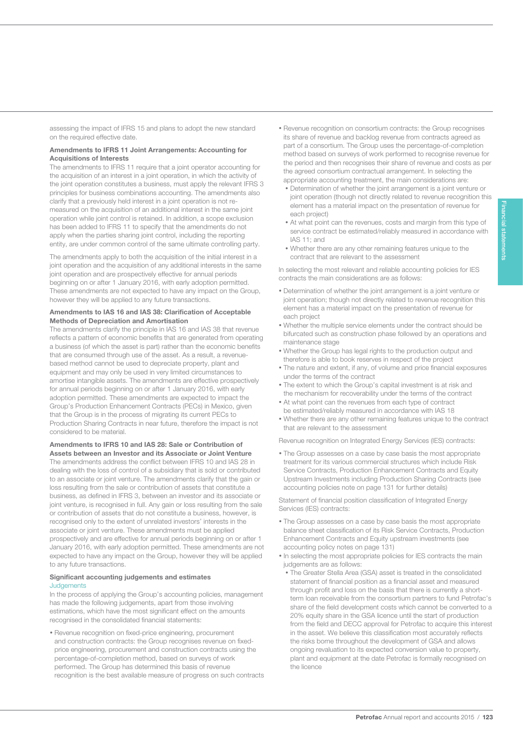assessing the impact of IFRS 15 and plans to adopt the new standard on the required effective date.

**Amendments to IFRS 11 Joint Arrangements: Accounting for Acquisitions of Interests**

The amendments to IFRS 11 require that a joint operator accounting for the acquisition of an interest in a joint operation, in which the activity of the joint operation constitutes a business, must apply the relevant IFRS 3 principles for business combinations accounting. The amendments also clarify that a previously held interest in a joint operation is not re-measured on the acquisition of an additional interest in the same joint operation while joint control is retained. In addition, a scope exclusion has been added to IFRS 11 to specify that the amendments do not apply when the parties sharing joint control, including the reporting entity, are under common control of the same ultimate controlling party.

The amendments apply to both the acquisition of the initial interest in a joint operation and the acquisition of any additional interests in the same joint operation and are prospectively effective for annual periods beginning on or after 1 January 2016, with early adoption permitted. These amendments are not expected to have any impact on the Group, however they will be applied to any future transactions.

**Amendments to IAS 16 and IAS 38: Clarification of Acceptable Methods of Depreciation and Amortisation**

The amendments clarify the principle in IAS 16 and IAS 38 that revenue reflects a pattern of economic benefits that are generated from operating a business (of which the asset is part) rather than the economic benefits that are consumed through use of the asset. As a result, a revenue-based method cannot be used to depreciate property, plant and equipment and may only be used in very limited circumstances to amortise intangible assets. The amendments are effective prospectively for annual periods beginning on or after 1 January 2016, with early adoption permitted. These amendments are expected to impact the Group's Production Enhancement Contracts (PECs) in Mexico, given that the Group is in the process of migrating its current PECs to Production Sharing Contracts in near future, therefore the impact is not considered to be material.

**Amendments to IFRS 10 and IAS 28: Sale or Contribution of Assets between an Investor and its Associate or Joint Venture**

The amendments address the conflict between IFRS 10 and IAS 28 in dealing with the loss of control of a subsidiary that is sold or contributed to an associate or joint venture. The amendments clarify that the gain or loss resulting from the sale or contribution of assets that constitute a business, as defined in IFRS 3, between an investor and its associate or joint venture, is recognised in full. Any gain or loss resulting from the sale or contribution of assets that do not constitute a business, however, is recognised only to the extent of unrelated investors' interests in the associate or joint venture. These amendments must be applied prospectively and are effective for annual periods beginning on or after 1 January 2016, with early adoption permitted. These amendments are not expected to have any impact on the Group, however they will be applied to any future transactions.

**Significant accounting judgements and estimates**

Judgements

In the process of applying the Group's accounting policies, management has made the following judgements, apart from those involving estimations, which have the most significant effect on the amounts recognised in the consolidated financial statements:

- Revenue recognition on fixed-price engineering, procurement and construction contracts: the Group recognises revenue on fixed-price engineering, procurement and construction contracts using the percentage-of-completion method, based on surveys of work performed. The Group has determined this basis of revenue recognition is the best available measure of progress on such contracts
- Revenue recognition on consortium contracts: the Group recognises its share of revenue and backlog revenue from contracts agreed as part of a consortium. The Group uses the percentage-of-completion method based on surveys of work performed to recognise revenue for the period and then recognises their share of revenue and costs as per the agreed consortium contractual arrangement. In selecting the appropriate accounting treatment, the main considerations are:
  - Determination of whether the joint arrangement is a joint venture or joint operation (though not directly related to revenue recognition this element has a material impact on the presentation of revenue for each project)
  - At what point can the revenues, costs and margin from this type of service contract be estimated/reliably measured in accordance with IAS 11; and
  - Whether there are any other remaining features unique to the contract that are relevant to the assessment

In selecting the most relevant and reliable accounting policies for IES contracts the main considerations are as follows:

- Determination of whether the joint arrangement is a joint venture or joint operation; though not directly related to revenue recognition this element has a material impact on the presentation of revenue for each project
- Whether the multiple service elements under the contract should be bifurcated such as construction phase followed by an operations and maintenance stage
- Whether the Group has legal rights to the production output and therefore is able to book reserves in respect of the project
- The nature and extent, if any, of volume and price financial exposures under the terms of the contract
- The extent to which the Group's capital investment is at risk and the mechanism for recoverability under the terms of the contract
- At what point can the revenues from each type of contract be estimated/reliably measured in accordance with IAS 18
- Whether there are any other remaining features unique to the contract that are relevant to the assessment

Revenue recognition on Integrated Energy Services (IES) contracts:

- The Group assesses on a case by case basis the most appropriate treatment for its various commercial structures which include Risk Service Contracts, Production Enhancement Contracts and Equity Upstream Investments including Production Sharing Contracts (see accounting policies note on page 131 for further details)

Statement of financial position classification of Integrated Energy Services (IES) contracts:

- The Group assesses on a case by case basis the most appropriate balance sheet classification of its Risk Service Contracts, Production Enhancement Contracts and Equity upstream investments (see accounting policy notes on page 131)
- In selecting the most appropriate policies for IES contracts the main judgements are as follows:
  - The Greater Stella Area (GSA) asset is treated in the consolidated statement of financial position as a financial asset and measured through profit and loss on the basis that there is currently a short-term loan receivable from the consortium partners to fund Petrofac's share of the field development costs which cannot be converted to a 20% equity share in the GSA licence until the start of production from the field and DECC approval for Petrofac to acquire this interest in the asset. We believe this classification most accurately reflects the risks borne throughout the development of GSA and allows ongoing revaluation to its expected conversion value to property, plant and equipment at the date Petrofac is formally recognised on the licence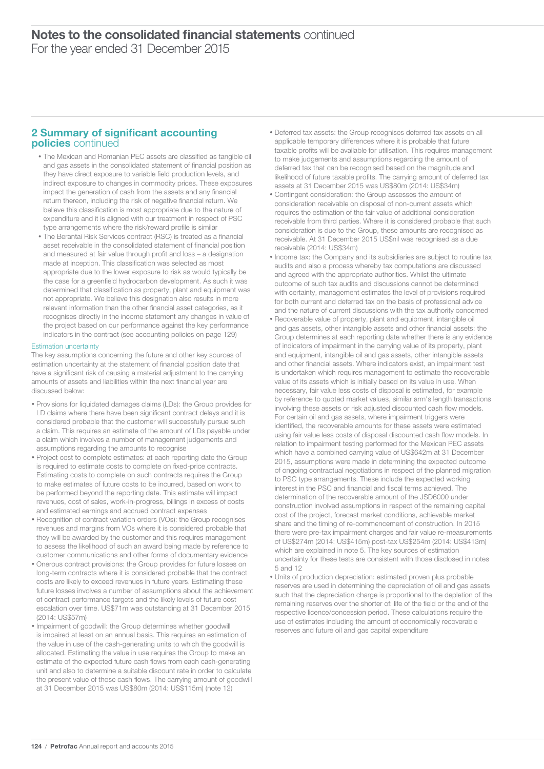## 2 Summary of significant accounting policies continued

- The Mexican and Romanian PEC assets are classified as tangible oil and gas assets in the consolidated statement of financial position as they have direct exposure to variable field production levels, and indirect exposure to changes in commodity prices. These exposures impact the generation of cash from the assets and any financial return thereon, including the risk of negative financial return. We believe this classification is most appropriate due to the nature of expenditure and it is aligned with our treatment in respect of PSC type arrangements where the risk/reward profile is similar
- The Berantai Risk Services contract (RSC) is treated as a financial asset receivable in the consolidated statement of financial position and measured at fair value through profit and loss – a designation made at inception. This classification was selected as most appropriate due to the lower exposure to risk as would typically be the case for a greenfield hydrocarbon development. As such it was determined that classification as property, plant and equipment was not appropriate. We believe this designation also results in more relevant information than the other financial asset categories, as it recognises directly in the income statement any changes in value of the project based on our performance against the key performance indicators in the contract (see accounting policies on page 129)

### Estimation uncertainty

The key assumptions concerning the future and other key sources of estimation uncertainty at the statement of financial position date that have a significant risk of causing a material adjustment to the carrying amounts of assets and liabilities within the next financial year are discussed below:

- Provisions for liquidated damages claims (LDs): the Group provides for LD claims where there have been significant contract delays and it is considered probable that the customer will successfully pursue such a claim. This requires an estimate of the amount of LDs payable under a claim which involves a number of management judgements and assumptions regarding the amounts to recognise
- Project cost to complete estimates: at each reporting date the Group is required to estimate costs to complete on fixed-price contracts. Estimating costs to complete on such contracts requires the Group to make estimates of future costs to be incurred, based on work to be performed beyond the reporting date. This estimate will impact revenues, cost of sales, work-in-progress, billings in excess of costs and estimated earnings and accrued contract expenses
- Recognition of contract variation orders (VOs): the Group recognises revenues and margins from VOs where it is considered probable that they will be awarded by the customer and this requires management to assess the likelihood of such an award being made by reference to customer communications and other forms of documentary evidence
- Onerous contract provisions: the Group provides for future losses on long-term contracts where it is considered probable that the contract costs are likely to exceed revenues in future years. Estimating these future losses involves a number of assumptions about the achievement of contract performance targets and the likely levels of future cost escalation over time. US$71m was outstanding at 31 December 2015 (2014: US$57m)
- Impairment of goodwill: the Group determines whether goodwill is impaired at least on an annual basis. This requires an estimation of the value in use of the cash-generating units to which the goodwill is allocated. Estimating the value in use requires the Group to make an estimate of the expected future cash flows from each cash-generating unit and also to determine a suitable discount rate in order to calculate the present value of those cash flows. The carrying amount of goodwill at 31 December 2015 was US$80m (2014: US$115m) (note 12)
- Deferred tax assets: the Group recognises deferred tax assets on all applicable temporary differences where it is probable that future taxable profits will be available for utilisation. This requires management to make judgements and assumptions regarding the amount of deferred tax that can be recognised based on the magnitude and likelihood of future taxable profits. The carrying amount of deferred tax assets at 31 December 2015 was US$80m (2014: US$34m)
- Contingent consideration: the Group assesses the amount of consideration receivable on disposal of non-current assets which requires the estimation of the fair value of additional consideration receivable from third parties. Where it is considered probable that such consideration is due to the Group, these amounts are recognised as receivable. At 31 December 2015 US$nil was recognised as a due receivable (2014: US$34m)
- Income tax: the Company and its subsidiaries are subject to routine tax audits and also a process whereby tax computations are discussed and agreed with the appropriate authorities. Whilst the ultimate outcome of such tax audits and discussions cannot be determined with certainty, management estimates the level of provisions required for both current and deferred tax on the basis of professional advice and the nature of current discussions with the tax authority concerned
- Recoverable value of property, plant and equipment, intangible oil and gas assets, other intangible assets and other financial assets: the Group determines at each reporting date whether there is any evidence of indicators of impairment in the carrying value of its property, plant and equipment, intangible oil and gas assets, other intangible assets and other financial assets. Where indicators exist, an impairment test is undertaken which requires management to estimate the recoverable value of its assets which is initially based on its value in use. When necessary, fair value less costs of disposal is estimated, for example by reference to quoted market values, similar arm's length transactions involving these assets or risk adjusted discounted cash flow models. For certain oil and gas assets, where impairment triggers were identified, the recoverable amounts for these assets were estimated using fair value less costs of disposal discounted cash flow models. In relation to impairment testing performed for the Mexican PEC assets which have a combined carrying value of US$642m at 31 December 2015, assumptions were made in determining the expected outcome of ongoing contractual negotiations in respect of the planned migration to PSC type arrangements. These include the expected working interest in the PSC and financial and fiscal terms achieved. The determination of the recoverable amount of the JSD6000 under construction involved assumptions in respect of the remaining capital cost of the project, forecast market conditions, achievable market share and the timing of re-commencement of construction. In 2015 there were pre-tax impairment charges and fair value re-measurements of US$274m (2014: US$415m) post-tax US$254m (2014: US$413m) which are explained in note 5. The key sources of estimation uncertainty for these tests are consistent with those disclosed in notes 5 and 12
- Units of production depreciation: estimated proven plus probable reserves are used in determining the depreciation of oil and gas assets such that the depreciation charge is proportional to the depletion of the remaining reserves over the shorter of: life of the field or the end of the respective licence/concession period. These calculations require the use of estimates including the amount of economically recoverable reserves and future oil and gas capital expenditure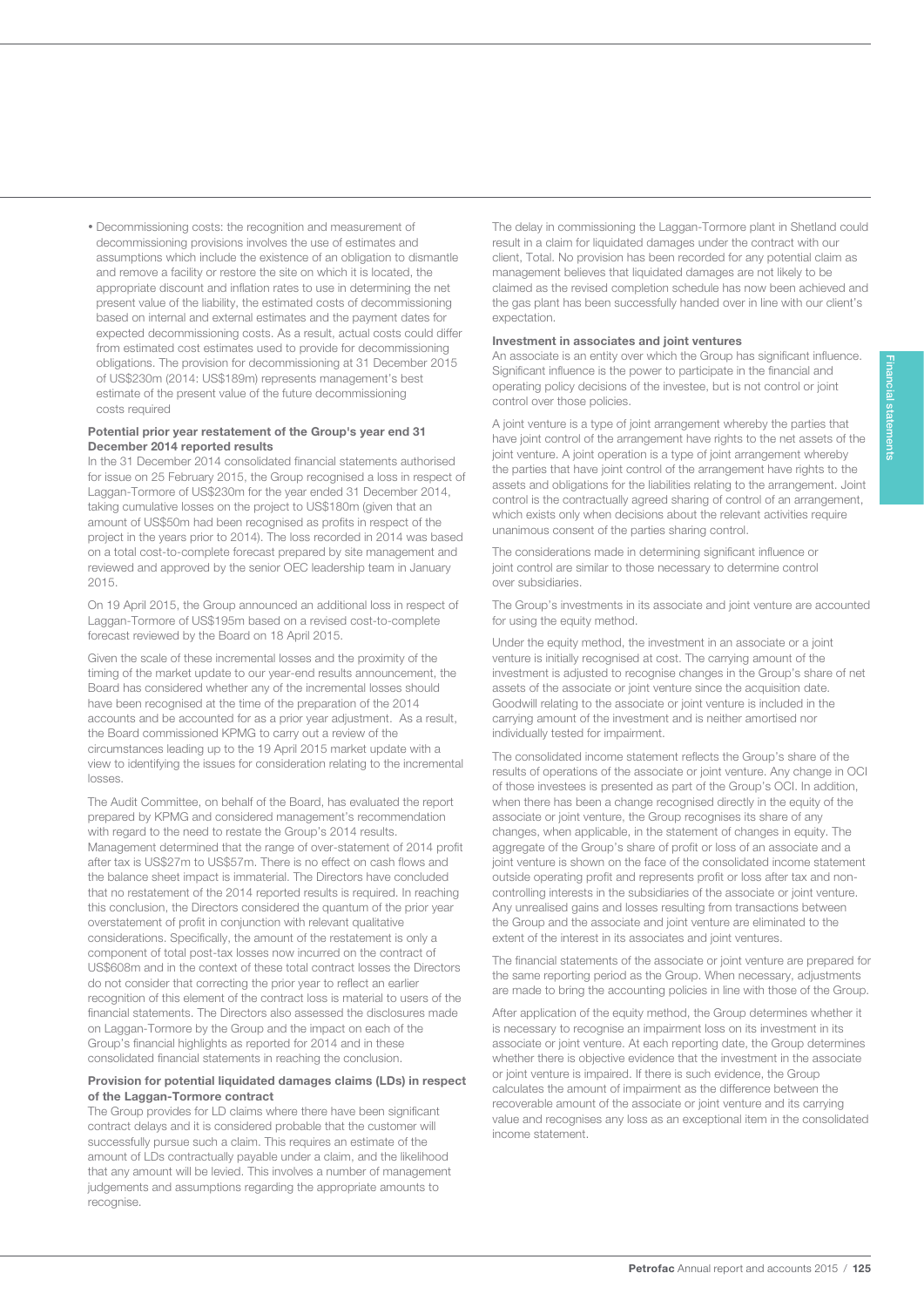- Decommissioning costs: the recognition and measurement of decommissioning provisions involves the use of estimates and assumptions which include the existence of an obligation to dismantle and remove a facility or restore the site on which it is located, the appropriate discount and inflation rates to use in determining the net present value of the liability, the estimated costs of decommissioning based on internal and external estimates and the payment dates for expected decommissioning costs. As a result, actual costs could differ from estimated cost estimates used to provide for decommissioning obligations. The provision for decommissioning at 31 December 2015 of US$230m (2014: US$189m) represents management's best estimate of the present value of the future decommissioning costs required

**Potential prior year restatement of the Group's year end 31 December 2014 reported results**

In the 31 December 2014 consolidated financial statements authorised for issue on 25 February 2015, the Group recognised a loss in respect of Laggan-Tormore of US$230m for the year ended 31 December 2014, taking cumulative losses on the project to US$180m (given that an amount of US$50m had been recognised as profits in respect of the project in the years prior to 2014). The loss recorded in 2014 was based on a total cost-to-complete forecast prepared by site management and reviewed and approved by the senior OEC leadership team in January 2015.

On 19 April 2015, the Group announced an additional loss in respect of Laggan-Tormore of US$195m based on a revised cost-to-complete forecast reviewed by the Board on 18 April 2015.

Given the scale of these incremental losses and the proximity of the timing of the market update to our year-end results announcement, the Board has considered whether any of the incremental losses should have been recognised at the time of the preparation of the 2014 accounts and be accounted for as a prior year adjustment. As a result, the Board commissioned KPMG to carry out a review of the circumstances leading up to the 19 April 2015 market update with a view to identifying the issues for consideration relating to the incremental losses.

The Audit Committee, on behalf of the Board, has evaluated the report prepared by KPMG and considered management's recommendation with regard to the need to restate the Group's 2014 results. Management determined that the range of over-statement of 2014 profit after tax is US$27m to US$57m. There is no effect on cash flows and the balance sheet impact is immaterial. The Directors have concluded that no restatement of the 2014 reported results is required. In reaching this conclusion, the Directors considered the quantum of the prior year overstatement of profit in conjunction with relevant qualitative considerations. Specifically, the amount of the restatement is only a component of total post-tax losses now incurred on the contract of US$608m and in the context of these total contract losses the Directors do not consider that correcting the prior year to reflect an earlier recognition of this element of the contract loss is material to users of the financial statements. The Directors also assessed the disclosures made on Laggan-Tormore by the Group and the impact on each of the Group's financial highlights as reported for 2014 and in these consolidated financial statements in reaching the conclusion.

**Provision for potential liquidated damages claims (LDs) in respect of the Laggan-Tormore contract**

The Group provides for LD claims where there have been significant contract delays and it is considered probable that the customer will successfully pursue such a claim. This requires an estimate of the amount of LDs contractually payable under a claim, and the likelihood that any amount will be levied. This involves a number of management judgements and assumptions regarding the appropriate amounts to recognise.

The delay in commissioning the Laggan-Tormore plant in Shetland could result in a claim for liquidated damages under the contract with our client, Total. No provision has been recorded for any potential claim as management believes that liquidated damages are not likely to be claimed as the revised completion schedule has now been achieved and the gas plant has been successfully handed over in line with our client's expectation.

**Investment in associates and joint ventures**

An associate is an entity over which the Group has significant influence. Significant influence is the power to participate in the financial and operating policy decisions of the investee, but is not control or joint control over those policies.

A joint venture is a type of joint arrangement whereby the parties that have joint control of the arrangement have rights to the net assets of the joint venture. A joint operation is a type of joint arrangement whereby the parties that have joint control of the arrangement have rights to the assets and obligations for the liabilities relating to the arrangement. Joint control is the contractually agreed sharing of control of an arrangement, which exists only when decisions about the relevant activities require unanimous consent of the parties sharing control.

The considerations made in determining significant influence or joint control are similar to those necessary to determine control over subsidiaries.

The Group's investments in its associate and joint venture are accounted for using the equity method.

Under the equity method, the investment in an associate or a joint venture is initially recognised at cost. The carrying amount of the investment is adjusted to recognise changes in the Group's share of net assets of the associate or joint venture since the acquisition date. Goodwill relating to the associate or joint venture is included in the carrying amount of the investment and is neither amortised nor individually tested for impairment.

The consolidated income statement reflects the Group's share of the results of operations of the associate or joint venture. Any change in OCI of those investees is presented as part of the Group's OCI. In addition, when there has been a change recognised directly in the equity of the associate or joint venture, the Group recognises its share of any changes, when applicable, in the statement of changes in equity. The aggregate of the Group's share of profit or loss of an associate and a joint venture is shown on the face of the consolidated income statement outside operating profit and represents profit or loss after tax and non-controlling interests in the subsidiaries of the associate or joint venture. Any unrealised gains and losses resulting from transactions between the Group and the associate and joint venture are eliminated to the extent of the interest in its associates and joint ventures.

The financial statements of the associate or joint venture are prepared for the same reporting period as the Group. When necessary, adjustments are made to bring the accounting policies in line with those of the Group.

After application of the equity method, the Group determines whether it is necessary to recognise an impairment loss on its investment in its associate or joint venture. At each reporting date, the Group determines whether there is objective evidence that the investment in the associate or joint venture is impaired. If there is such evidence, the Group calculates the amount of impairment as the difference between the recoverable amount of the associate or joint venture and its carrying value and recognises any loss as an exceptional item in the consolidated income statement.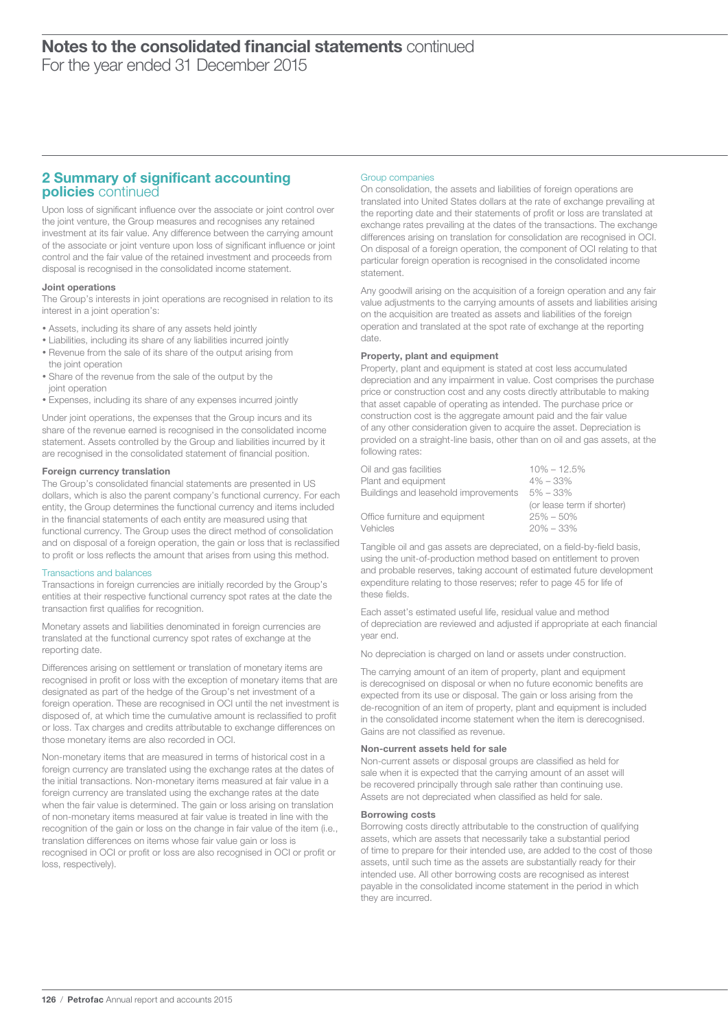## 2 Summary of significant accounting policies continued

Upon loss of significant influence over the associate or joint control over the joint venture, the Group measures and recognises any retained investment at its fair value. Any difference between the carrying amount of the associate or joint venture upon loss of significant influence or joint control and the fair value of the retained investment and proceeds from disposal is recognised in the consolidated income statement.

**Joint operations**

The Group's interests in joint operations are recognised in relation to its interest in a joint operation's:

- Assets, including its share of any assets held jointly
- Liabilities, including its share of any liabilities incurred jointly
- Revenue from the sale of its share of the output arising from the joint operation
- Share of the revenue from the sale of the output by the joint operation
- Expenses, including its share of any expenses incurred jointly

Under joint operations, the expenses that the Group incurs and its share of the revenue earned is recognised in the consolidated income statement. Assets controlled by the Group and liabilities incurred by it are recognised in the consolidated statement of financial position.

**Foreign currency translation**

The Group's consolidated financial statements are presented in US dollars, which is also the parent company's functional currency. For each entity, the Group determines the functional currency and items included in the financial statements of each entity are measured using that functional currency. The Group uses the direct method of consolidation and on disposal of a foreign operation, the gain or loss that is reclassified to profit or loss reflects the amount that arises from using this method.

Transactions and balances

Transactions in foreign currencies are initially recorded by the Group's entities at their respective functional currency spot rates at the date the transaction first qualifies for recognition.

Monetary assets and liabilities denominated in foreign currencies are translated at the functional currency spot rates of exchange at the reporting date.

Differences arising on settlement or translation of monetary items are recognised in profit or loss with the exception of monetary items that are designated as part of the hedge of the Group's net investment of a foreign operation. These are recognised in OCI until the net investment is disposed of, at which time the cumulative amount is reclassified to profit or loss. Tax charges and credits attributable to exchange differences on those monetary items are also recorded in OCI.

Non-monetary items that are measured in terms of historical cost in a foreign currency are translated using the exchange rates at the dates of the initial transactions. Non-monetary items measured at fair value in a foreign currency are translated using the exchange rates at the date when the fair value is determined. The gain or loss arising on translation of non-monetary items measured at fair value is treated in line with the recognition of the gain or loss on the change in fair value of the item (i.e., translation differences on items whose fair value gain or loss is recognised in OCI or profit or loss are also recognised in OCI or profit or loss, respectively).

Group companies

On consolidation, the assets and liabilities of foreign operations are translated into United States dollars at the rate of exchange prevailing at the reporting date and their statements of profit or loss are translated at exchange rates prevailing at the dates of the transactions. The exchange differences arising on translation for consolidation are recognised in OCI. On disposal of a foreign operation, the component of OCI relating to that particular foreign operation is recognised in the consolidated income statement.

Any goodwill arising on the acquisition of a foreign operation and any fair value adjustments to the carrying amounts of assets and liabilities arising on the acquisition are treated as assets and liabilities of the foreign operation and translated at the spot rate of exchange at the reporting date.

**Property, plant and equipment**

Property, plant and equipment is stated at cost less accumulated depreciation and any impairment in value. Cost comprises the purchase price or construction cost and any costs directly attributable to making that asset capable of operating as intended. The purchase price or construction cost is the aggregate amount paid and the fair value of any other consideration given to acquire the asset. Depreciation is provided on a straight-line basis, other than on oil and gas assets, at the following rates:

| | |
|---|---|
| Oil and gas facilities | 10% – 12.5% |
| Plant and equipment | 4% – 33% |
| Buildings and leasehold improvements | 5% – 33% (or lease term if shorter) |
| Office furniture and equipment | 25% – 50% |
| Vehicles | 20% – 33% |

Tangible oil and gas assets are depreciated, on a field-by-field basis, using the unit-of-production method based on entitlement to proven and probable reserves, taking account of estimated future development expenditure relating to those reserves; refer to page 45 for life of these fields.

Each asset's estimated useful life, residual value and method of depreciation are reviewed and adjusted if appropriate at each financial year end.

No depreciation is charged on land or assets under construction.

The carrying amount of an item of property, plant and equipment is derecognised on disposal or when no future economic benefits are expected from its use or disposal. The gain or loss arising from the de-recognition of an item of property, plant and equipment is included in the consolidated income statement when the item is derecognised. Gains are not classified as revenue.

**Non-current assets held for sale**

Non-current assets or disposal groups are classified as held for sale when it is expected that the carrying amount of an asset will be recovered principally through sale rather than continuing use. Assets are not depreciated when classified as held for sale.

**Borrowing costs**

Borrowing costs directly attributable to the construction of qualifying assets, which are assets that necessarily take a substantial period of time to prepare for their intended use, are added to the cost of those assets, until such time as the assets are substantially ready for their intended use. All other borrowing costs are recognised as interest payable in the consolidated income statement in the period in which they are incurred.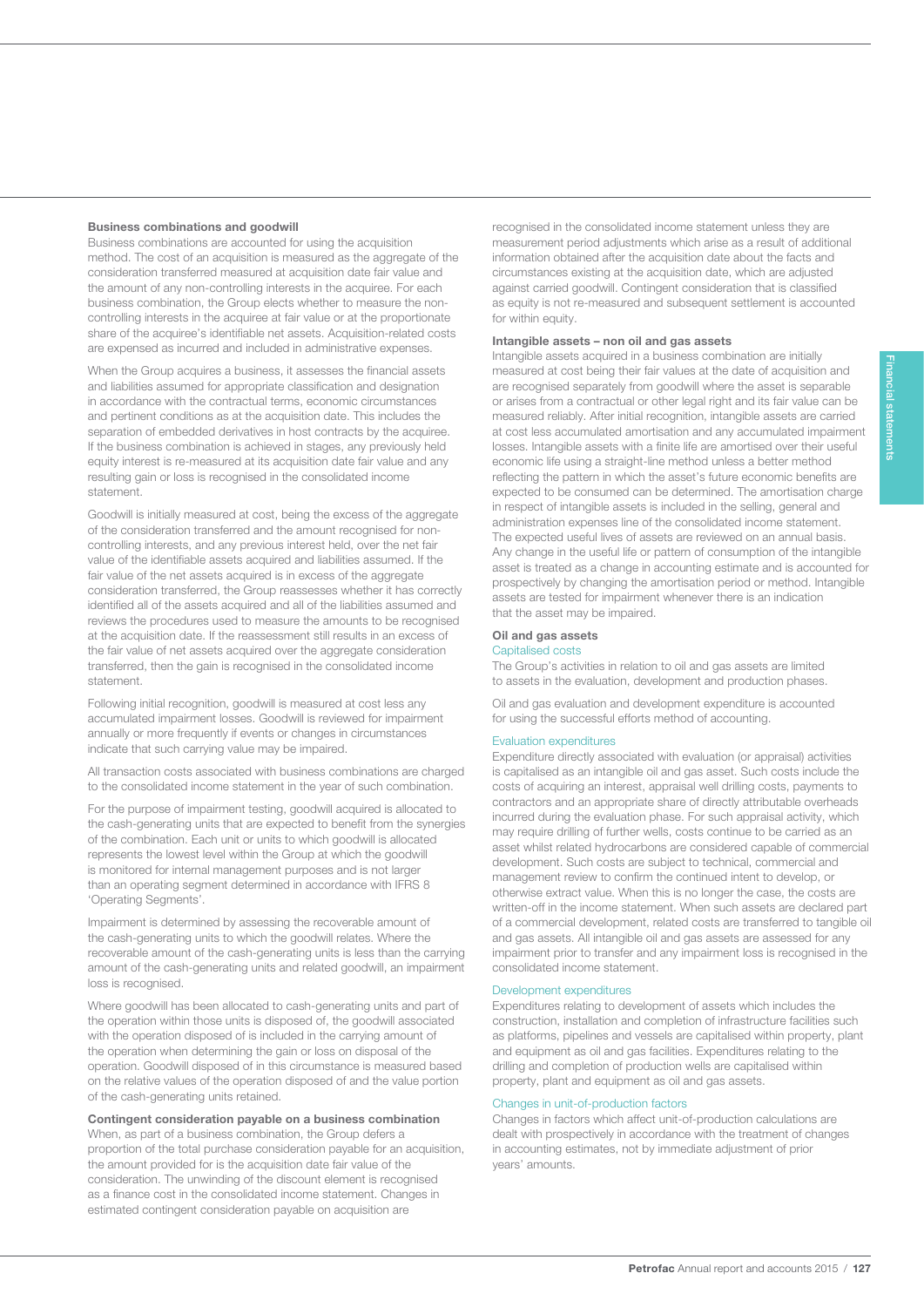**Business combinations and goodwill**

Business combinations are accounted for using the acquisition method. The cost of an acquisition is measured as the aggregate of the consideration transferred measured at acquisition date fair value and the amount of any non-controlling interests in the acquiree. For each business combination, the Group elects whether to measure the non-controlling interests in the acquiree at fair value or at the proportionate share of the acquiree's identifiable net assets. Acquisition-related costs are expensed as incurred and included in administrative expenses.

When the Group acquires a business, it assesses the financial assets and liabilities assumed for appropriate classification and designation in accordance with the contractual terms, economic circumstances and pertinent conditions as at the acquisition date. This includes the separation of embedded derivatives in host contracts by the acquiree. If the business combination is achieved in stages, any previously held equity interest is re-measured at its acquisition date fair value and any resulting gain or loss is recognised in the consolidated income statement.

Goodwill is initially measured at cost, being the excess of the aggregate of the consideration transferred and the amount recognised for non-controlling interests, and any previous interest held, over the net fair value of the identifiable assets acquired and liabilities assumed. If the fair value of the net assets acquired is in excess of the aggregate consideration transferred, the Group reassesses whether it has correctly identified all of the assets acquired and all of the liabilities assumed and reviews the procedures used to measure the amounts to be recognised at the acquisition date. If the reassessment still results in an excess of the fair value of net assets acquired over the aggregate consideration transferred, then the gain is recognised in the consolidated income statement.

Following initial recognition, goodwill is measured at cost less any accumulated impairment losses. Goodwill is reviewed for impairment annually or more frequently if events or changes in circumstances indicate that such carrying value may be impaired.

All transaction costs associated with business combinations are charged to the consolidated income statement in the year of such combination.

For the purpose of impairment testing, goodwill acquired is allocated to the cash-generating units that are expected to benefit from the synergies of the combination. Each unit or units to which goodwill is allocated represents the lowest level within the Group at which the goodwill is monitored for internal management purposes and is not larger than an operating segment determined in accordance with IFRS 8 'Operating Segments'.

Impairment is determined by assessing the recoverable amount of the cash-generating units to which the goodwill relates. Where the recoverable amount of the cash-generating units is less than the carrying amount of the cash-generating units and related goodwill, an impairment loss is recognised.

Where goodwill has been allocated to cash-generating units and part of the operation within those units is disposed of, the goodwill associated with the operation disposed of is included in the carrying amount of the operation when determining the gain or loss on disposal of the operation. Goodwill disposed of in this circumstance is measured based on the relative values of the operation disposed of and the value portion of the cash-generating units retained.

**Contingent consideration payable on a business combination**

When, as part of a business combination, the Group defers a proportion of the total purchase consideration payable for an acquisition, the amount provided for is the acquisition date fair value of the consideration. The unwinding of the discount element is recognised as a finance cost in the consolidated income statement. Changes in estimated contingent consideration payable on acquisition are recognised in the consolidated income statement unless they are measurement period adjustments which arise as a result of additional information obtained after the acquisition date about the facts and circumstances existing at the acquisition date, which are adjusted against carried goodwill. Contingent consideration that is classified as equity is not re-measured and subsequent settlement is accounted for within equity.

**Intangible assets – non oil and gas assets**

Intangible assets acquired in a business combination are initially measured at cost being their fair values at the date of acquisition and are recognised separately from goodwill where the asset is separable or arises from a contractual or other legal right and its fair value can be measured reliably. After initial recognition, intangible assets are carried at cost less accumulated amortisation and any accumulated impairment losses. Intangible assets with a finite life are amortised over their useful economic life using a straight-line method unless a better method reflecting the pattern in which the asset's future economic benefits are expected to be consumed can be determined. The amortisation charge in respect of intangible assets is included in the selling, general and administration expenses line of the consolidated income statement. The expected useful lives of assets are reviewed on an annual basis. Any change in the useful life or pattern of consumption of the intangible asset is treated as a change in accounting estimate and is accounted for prospectively by changing the amortisation period or method. Intangible assets are tested for impairment whenever there is an indication that the asset may be impaired.

**Oil and gas assets**

Capitalised costs

The Group's activities in relation to oil and gas assets are limited to assets in the evaluation, development and production phases.

Oil and gas evaluation and development expenditure is accounted for using the successful efforts method of accounting.

Evaluation expenditures

Expenditure directly associated with evaluation (or appraisal) activities is capitalised as an intangible oil and gas asset. Such costs include the costs of acquiring an interest, appraisal well drilling costs, payments to contractors and an appropriate share of directly attributable overheads incurred during the evaluation phase. For such appraisal activity, which may require drilling of further wells, costs continue to be carried as an asset whilst related hydrocarbons are considered capable of commercial development. Such costs are subject to technical, commercial and management review to confirm the continued intent to develop, or otherwise extract value. When this is no longer the case, the costs are written-off in the income statement. When such assets are declared part of a commercial development, related costs are transferred to tangible oil and gas assets. All intangible oil and gas assets are assessed for any impairment prior to transfer and any impairment loss is recognised in the consolidated income statement.

Development expenditures

Expenditures relating to development of assets which includes the construction, installation and completion of infrastructure facilities such as platforms, pipelines and vessels are capitalised within property, plant and equipment as oil and gas facilities. Expenditures relating to the drilling and completion of production wells are capitalised within property, plant and equipment as oil and gas assets.

Changes in unit-of-production factors

Changes in factors which affect unit-of-production calculations are dealt with prospectively in accordance with the treatment of changes in accounting estimates, not by immediate adjustment of prior years' amounts.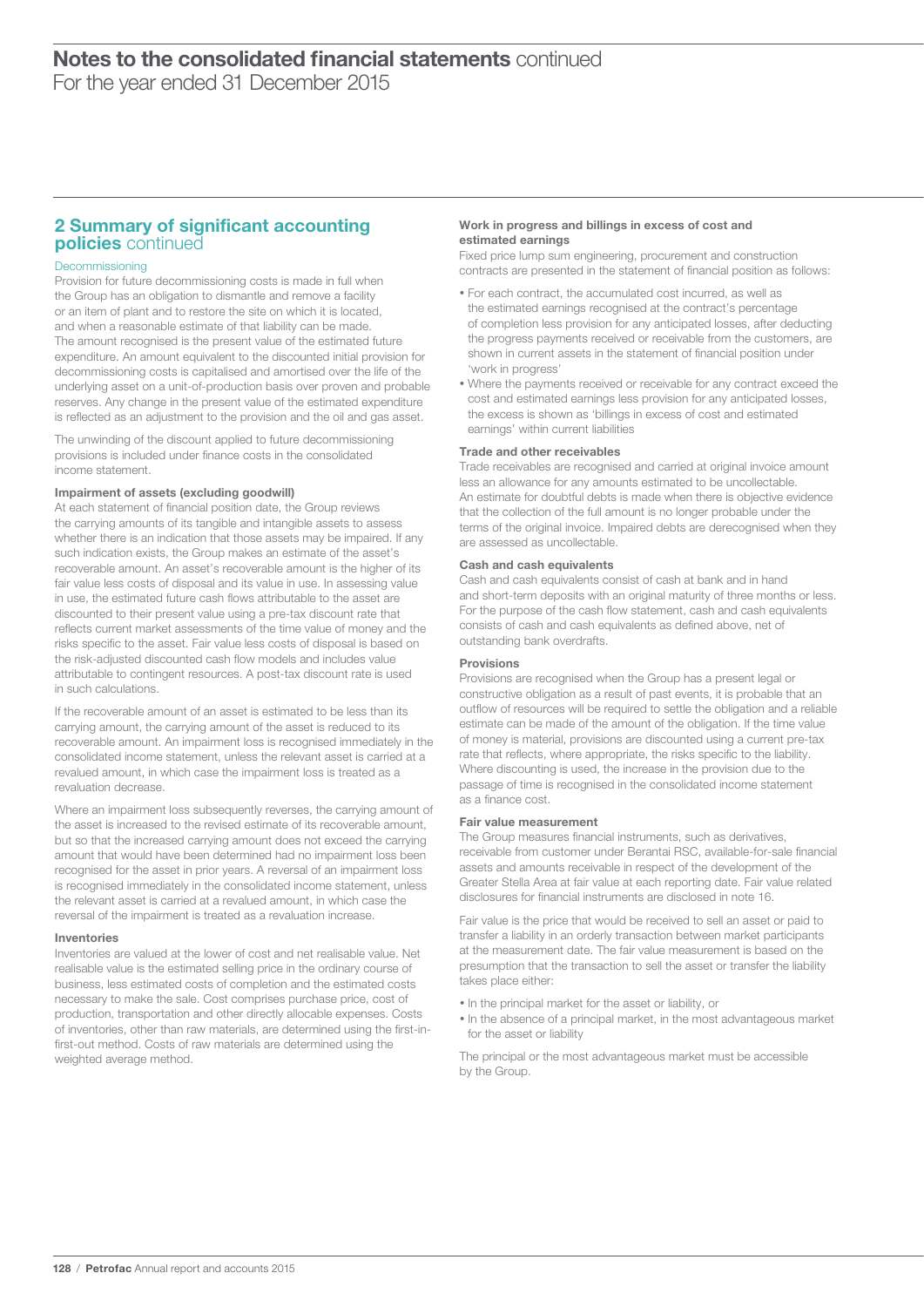# Notes to the consolidated financial statements continued

For the year ended 31 December 2015

## 2 Summary of significant accounting policies continued

### Decommissioning

Provision for future decommissioning costs is made in full when the Group has an obligation to dismantle and remove a facility or an item of plant and to restore the site on which it is located, and when a reasonable estimate of that liability can be made. The amount recognised is the present value of the estimated future expenditure. An amount equivalent to the discounted initial provision for decommissioning costs is capitalised and amortised over the life of the underlying asset on a unit-of-production basis over proven and probable reserves. Any change in the present value of the estimated expenditure is reflected as an adjustment to the provision and the oil and gas asset.

The unwinding of the discount applied to future decommissioning provisions is included under finance costs in the consolidated income statement.

### Impairment of assets (excluding goodwill)

At each statement of financial position date, the Group reviews the carrying amounts of its tangible and intangible assets to assess whether there is an indication that those assets may be impaired. If any such indication exists, the Group makes an estimate of the asset's recoverable amount. An asset's recoverable amount is the higher of its fair value less costs of disposal and its value in use. In assessing value in use, the estimated future cash flows attributable to the asset are discounted to their present value using a pre-tax discount rate that reflects current market assessments of the time value of money and the risks specific to the asset. Fair value less costs of disposal is based on the risk-adjusted discounted cash flow models and includes value attributable to contingent resources. A post-tax discount rate is used in such calculations.

If the recoverable amount of an asset is estimated to be less than its carrying amount, the carrying amount of the asset is reduced to its recoverable amount. An impairment loss is recognised immediately in the consolidated income statement, unless the relevant asset is carried at a revalued amount, in which case the impairment loss is treated as a revaluation decrease.

Where an impairment loss subsequently reverses, the carrying amount of the asset is increased to the revised estimate of its recoverable amount, but so that the increased carrying amount does not exceed the carrying amount that would have been determined had no impairment loss been recognised for the asset in prior years. A reversal of an impairment loss is recognised immediately in the consolidated income statement, unless the relevant asset is carried at a revalued amount, in which case the reversal of the impairment is treated as a revaluation increase.

### Inventories

Inventories are valued at the lower of cost and net realisable value. Net realisable value is the estimated selling price in the ordinary course of business, less estimated costs of completion and the estimated costs necessary to make the sale. Cost comprises purchase price, cost of production, transportation and other directly allocable expenses. Costs of inventories, other than raw materials, are determined using the first-in-first-out method. Costs of raw materials are determined using the weighted average method.

### Work in progress and billings in excess of cost and estimated earnings

Fixed price lump sum engineering, procurement and construction contracts are presented in the statement of financial position as follows:

- For each contract, the accumulated cost incurred, as well as the estimated earnings recognised at the contract's percentage of completion less provision for any anticipated losses, after deducting the progress payments received or receivable from the customers, are shown in current assets in the statement of financial position under 'work in progress'
- Where the payments received or receivable for any contract exceed the cost and estimated earnings less provision for any anticipated losses, the excess is shown as 'billings in excess of cost and estimated earnings' within current liabilities

### Trade and other receivables

Trade receivables are recognised and carried at original invoice amount less an allowance for any amounts estimated to be uncollectable. An estimate for doubtful debts is made when there is objective evidence that the collection of the full amount is no longer probable under the terms of the original invoice. Impaired debts are derecognised when they are assessed as uncollectable.

### Cash and cash equivalents

Cash and cash equivalents consist of cash at bank and in hand and short-term deposits with an original maturity of three months or less. For the purpose of the cash flow statement, cash and cash equivalents consists of cash and cash equivalents as defined above, net of outstanding bank overdrafts.

### Provisions

Provisions are recognised when the Group has a present legal or constructive obligation as a result of past events, it is probable that an outflow of resources will be required to settle the obligation and a reliable estimate can be made of the amount of the obligation. If the time value of money is material, provisions are discounted using a current pre-tax rate that reflects, where appropriate, the risks specific to the liability. Where discounting is used, the increase in the provision due to the passage of time is recognised in the consolidated income statement as a finance cost.

### Fair value measurement

The Group measures financial instruments, such as derivatives, receivable from customer under Berantai RSC, available-for-sale financial assets and amounts receivable in respect of the development of the Greater Stella Area at fair value at each reporting date. Fair value related disclosures for financial instruments are disclosed in note 16.

Fair value is the price that would be received to sell an asset or paid to transfer a liability in an orderly transaction between market participants at the measurement date. The fair value measurement is based on the presumption that the transaction to sell the asset or transfer the liability takes place either:

- In the principal market for the asset or liability, or
- In the absence of a principal market, in the most advantageous market for the asset or liability

The principal or the most advantageous market must be accessible by the Group.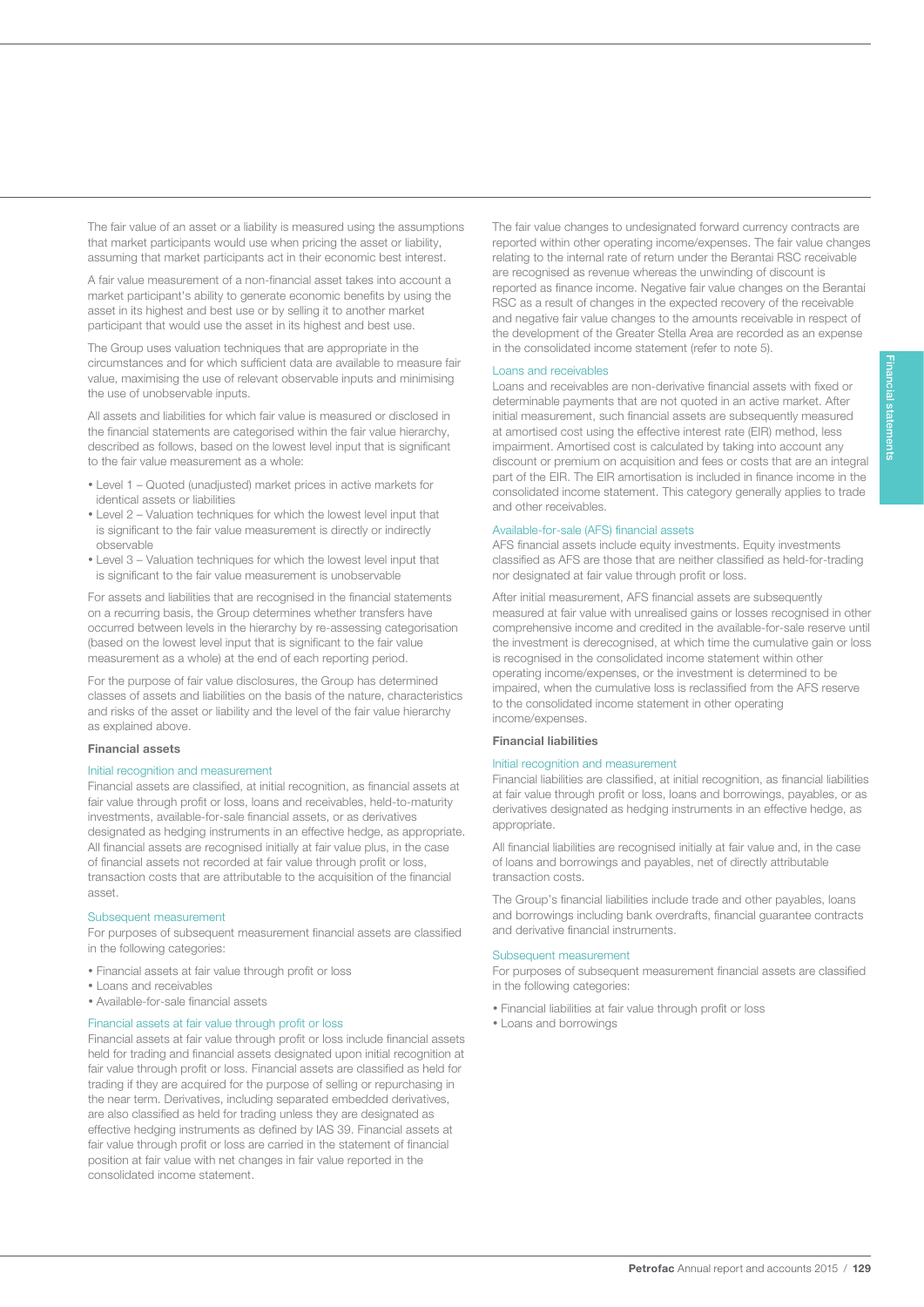The fair value of an asset or a liability is measured using the assumptions that market participants would use when pricing the asset or liability, assuming that market participants act in their economic best interest.

A fair value measurement of a non-financial asset takes into account a market participant's ability to generate economic benefits by using the asset in its highest and best use or by selling it to another market participant that would use the asset in its highest and best use.

The Group uses valuation techniques that are appropriate in the circumstances and for which sufficient data are available to measure fair value, maximising the use of relevant observable inputs and minimising the use of unobservable inputs.

All assets and liabilities for which fair value is measured or disclosed in the financial statements are categorised within the fair value hierarchy, described as follows, based on the lowest level input that is significant to the fair value measurement as a whole:

- Level 1 – Quoted (unadjusted) market prices in active markets for identical assets or liabilities
- Level 2 – Valuation techniques for which the lowest level input that is significant to the fair value measurement is directly or indirectly observable
- Level 3 – Valuation techniques for which the lowest level input that is significant to the fair value measurement is unobservable

For assets and liabilities that are recognised in the financial statements on a recurring basis, the Group determines whether transfers have occurred between levels in the hierarchy by re-assessing categorisation (based on the lowest level input that is significant to the fair value measurement as a whole) at the end of each reporting period.

For the purpose of fair value disclosures, the Group has determined classes of assets and liabilities on the basis of the nature, characteristics and risks of the asset or liability and the level of the fair value hierarchy as explained above.

**Financial assets**

Initial recognition and measurement

Financial assets are classified, at initial recognition, as financial assets at fair value through profit or loss, loans and receivables, held-to-maturity investments, available-for-sale financial assets, or as derivatives designated as hedging instruments in an effective hedge, as appropriate. All financial assets are recognised initially at fair value plus, in the case of financial assets not recorded at fair value through profit or loss, transaction costs that are attributable to the acquisition of the financial asset.

Subsequent measurement

For purposes of subsequent measurement financial assets are classified in the following categories:

- Financial assets at fair value through profit or loss
- Loans and receivables
- Available-for-sale financial assets

Financial assets at fair value through profit or loss

Financial assets at fair value through profit or loss include financial assets held for trading and financial assets designated upon initial recognition at fair value through profit or loss. Financial assets are classified as held for trading if they are acquired for the purpose of selling or repurchasing in the near term. Derivatives, including separated embedded derivatives, are also classified as held for trading unless they are designated as effective hedging instruments as defined by IAS 39. Financial assets at fair value through profit or loss are carried in the statement of financial position at fair value with net changes in fair value reported in the consolidated income statement.

The fair value changes to undesignated forward currency contracts are reported within other operating income/expenses. The fair value changes relating to the internal rate of return under the Berantai RSC receivable are recognised as revenue whereas the unwinding of discount is reported as finance income. Negative fair value changes on the Berantai RSC as a result of changes in the expected recovery of the receivable and negative fair value changes to the amounts receivable in respect of the development of the Greater Stella Area are recorded as an expense in the consolidated income statement (refer to note 5).

Loans and receivables

Loans and receivables are non-derivative financial assets with fixed or determinable payments that are not quoted in an active market. After initial measurement, such financial assets are subsequently measured at amortised cost using the effective interest rate (EIR) method, less impairment. Amortised cost is calculated by taking into account any discount or premium on acquisition and fees or costs that are an integral part of the EIR. The EIR amortisation is included in finance income in the consolidated income statement. This category generally applies to trade and other receivables.

Available-for-sale (AFS) financial assets

AFS financial assets include equity investments. Equity investments classified as AFS are those that are neither classified as held-for-trading nor designated at fair value through profit or loss.

After initial measurement, AFS financial assets are subsequently measured at fair value with unrealised gains or losses recognised in other comprehensive income and credited in the available-for-sale reserve until the investment is derecognised, at which time the cumulative gain or loss is recognised in the consolidated income statement within other operating income/expenses, or the investment is determined to be impaired, when the cumulative loss is reclassified from the AFS reserve to the consolidated income statement in other operating income/expenses.

**Financial liabilities**

Initial recognition and measurement

Financial liabilities are classified, at initial recognition, as financial liabilities at fair value through profit or loss, loans and borrowings, payables, or as derivatives designated as hedging instruments in an effective hedge, as appropriate.

All financial liabilities are recognised initially at fair value and, in the case of loans and borrowings and payables, net of directly attributable transaction costs.

The Group's financial liabilities include trade and other payables, loans and borrowings including bank overdrafts, financial guarantee contracts and derivative financial instruments.

Subsequent measurement

For purposes of subsequent measurement financial assets are classified in the following categories:

- Financial liabilities at fair value through profit or loss
- Loans and borrowings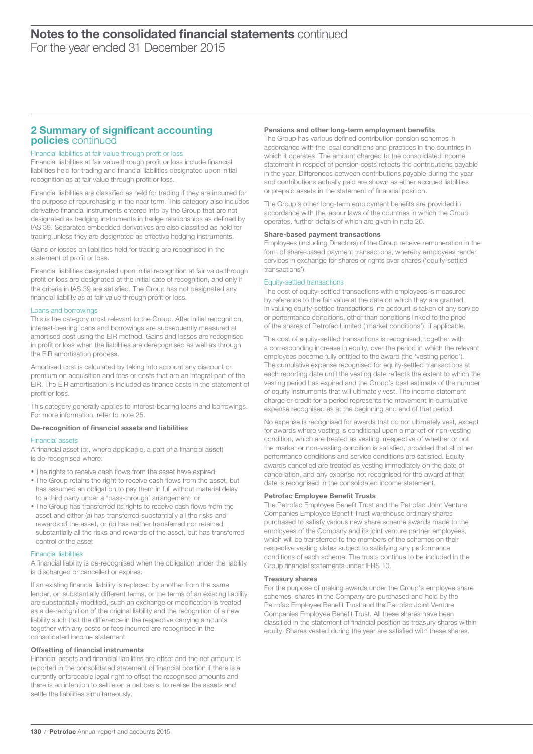## 2 Summary of significant accounting policies continued

### Financial liabilities at fair value through profit or loss

Financial liabilities at fair value through profit or loss include financial liabilities held for trading and financial liabilities designated upon initial recognition as at fair value through profit or loss.

Financial liabilities are classified as held for trading if they are incurred for the purpose of repurchasing in the near term. This category also includes derivative financial instruments entered into by the Group that are not designated as hedging instruments in hedge relationships as defined by IAS 39. Separated embedded derivatives are also classified as held for trading unless they are designated as effective hedging instruments.

Gains or losses on liabilities held for trading are recognised in the statement of profit or loss.

Financial liabilities designated upon initial recognition at fair value through profit or loss are designated at the initial date of recognition, and only if the criteria in IAS 39 are satisfied. The Group has not designated any financial liability as at fair value through profit or loss.

### Loans and borrowings

This is the category most relevant to the Group. After initial recognition, interest-bearing loans and borrowings are subsequently measured at amortised cost using the EIR method. Gains and losses are recognised in profit or loss when the liabilities are derecognised as well as through the EIR amortisation process.

Amortised cost is calculated by taking into account any discount or premium on acquisition and fees or costs that are an integral part of the EIR. The EIR amortisation is included as finance costs in the statement of profit or loss.

This category generally applies to interest-bearing loans and borrowings. For more information, refer to note 25.

### De-recognition of financial assets and liabilities

#### Financial assets

A financial asset (or, where applicable, a part of a financial asset) is de-recognised where:

- The rights to receive cash flows from the asset have expired
- The Group retains the right to receive cash flows from the asset, but has assumed an obligation to pay them in full without material delay to a third party under a 'pass-through' arrangement; or
- The Group has transferred its rights to receive cash flows from the asset and either (a) has transferred substantially all the risks and rewards of the asset, or (b) has neither transferred nor retained substantially all the risks and rewards of the asset, but has transferred control of the asset

#### Financial liabilities

A financial liability is de-recognised when the obligation under the liability is discharged or cancelled or expires.

If an existing financial liability is replaced by another from the same lender, on substantially different terms, or the terms of an existing liability are substantially modified, such an exchange or modification is treated as a de-recognition of the original liability and the recognition of a new liability such that the difference in the respective carrying amounts together with any costs or fees incurred are recognised in the consolidated income statement.

### Offsetting of financial instruments

Financial assets and financial liabilities are offset and the net amount is reported in the consolidated statement of financial position if there is a currently enforceable legal right to offset the recognised amounts and there is an intention to settle on a net basis, to realise the assets and settle the liabilities simultaneously.

### Pensions and other long-term employment benefits

The Group has various defined contribution pension schemes in accordance with the local conditions and practices in the countries in which it operates. The amount charged to the consolidated income statement in respect of pension costs reflects the contributions payable in the year. Differences between contributions payable during the year and contributions actually paid are shown as either accrued liabilities or prepaid assets in the statement of financial position.

The Group's other long-term employment benefits are provided in accordance with the labour laws of the countries in which the Group operates, further details of which are given in note 26.

### Share-based payment transactions

Employees (including Directors) of the Group receive remuneration in the form of share-based payment transactions, whereby employees render services in exchange for shares or rights over shares ('equity-settled transactions').

#### Equity-settled transactions

The cost of equity-settled transactions with employees is measured by reference to the fair value at the date on which they are granted. In valuing equity-settled transactions, no account is taken of any service or performance conditions, other than conditions linked to the price of the shares of Petrofac Limited ('market conditions'), if applicable.

The cost of equity-settled transactions is recognised, together with a corresponding increase in equity, over the period in which the relevant employees become fully entitled to the award (the 'vesting period'). The cumulative expense recognised for equity-settled transactions at each reporting date until the vesting date reflects the extent to which the vesting period has expired and the Group's best estimate of the number of equity instruments that will ultimately vest. The income statement charge or credit for a period represents the movement in cumulative expense recognised as at the beginning and end of that period.

No expense is recognised for awards that do not ultimately vest, except for awards where vesting is conditional upon a market or non-vesting condition, which are treated as vesting irrespective of whether or not the market or non-vesting condition is satisfied, provided that all other performance conditions and service conditions are satisfied. Equity awards cancelled are treated as vesting immediately on the date of cancellation, and any expense not recognised for the award at that date is recognised in the consolidated income statement.

### Petrofac Employee Benefit Trusts

The Petrofac Employee Benefit Trust and the Petrofac Joint Venture Companies Employee Benefit Trust warehouse ordinary shares purchased to satisfy various new share scheme awards made to the employees of the Company and its joint venture partner employees, which will be transferred to the members of the schemes on their respective vesting dates subject to satisfying any performance conditions of each scheme. The trusts continue to be included in the Group financial statements under IFRS 10.

### Treasury shares

For the purpose of making awards under the Group's employee share schemes, shares in the Company are purchased and held by the Petrofac Employee Benefit Trust and the Petrofac Joint Venture Companies Employee Benefit Trust. All these shares have been classified in the statement of financial position as treasury shares within equity. Shares vested during the year are satisfied with these shares.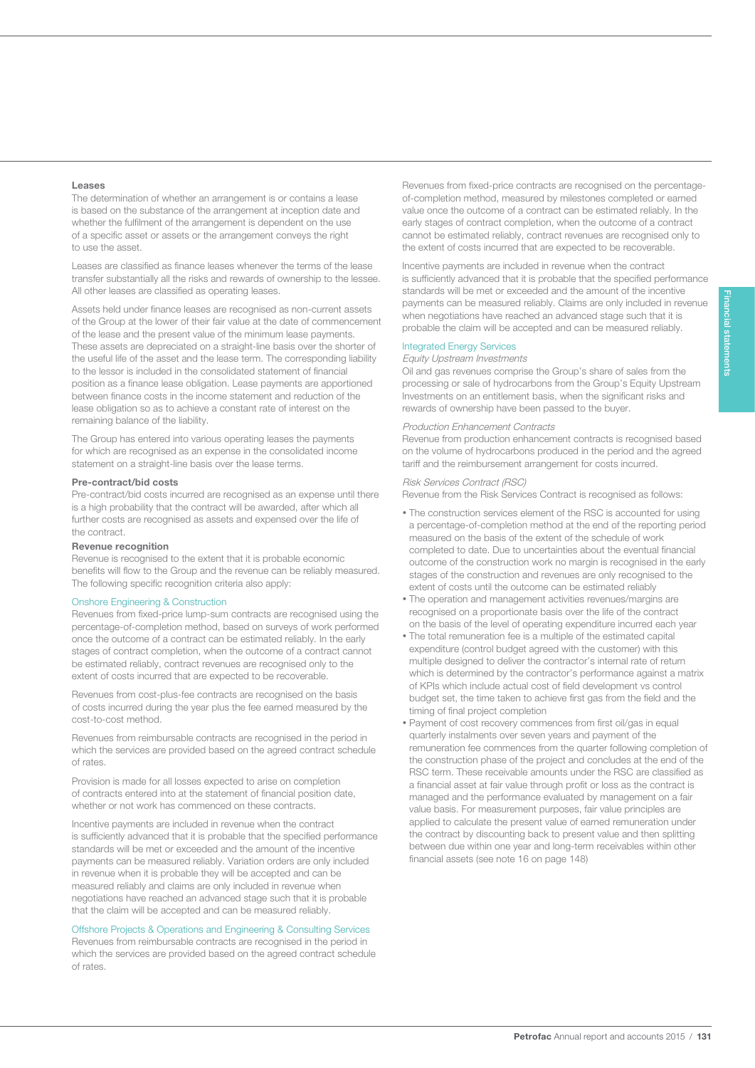### Leases

The determination of whether an arrangement is or contains a lease is based on the substance of the arrangement at inception date and whether the fulfilment of the arrangement is dependent on the use of a specific asset or assets or the arrangement conveys the right to use the asset.

Leases are classified as finance leases whenever the terms of the lease transfer substantially all the risks and rewards of ownership to the lessee. All other leases are classified as operating leases.

Assets held under finance leases are recognised as non-current assets of the Group at the lower of their fair value at the date of commencement of the lease and the present value of the minimum lease payments. These assets are depreciated on a straight-line basis over the shorter of the useful life of the asset and the lease term. The corresponding liability to the lessor is included in the consolidated statement of financial position as a finance lease obligation. Lease payments are apportioned between finance costs in the income statement and reduction of the lease obligation so as to achieve a constant rate of interest on the remaining balance of the liability.

The Group has entered into various operating leases the payments for which are recognised as an expense in the consolidated income statement on a straight-line basis over the lease terms.

### Pre-contract/bid costs

Pre-contract/bid costs incurred are recognised as an expense until there is a high probability that the contract will be awarded, after which all further costs are recognised as assets and expensed over the life of the contract.

### Revenue recognition

Revenue is recognised to the extent that it is probable economic benefits will flow to the Group and the revenue can be reliably measured. The following specific recognition criteria also apply:

#### Onshore Engineering & Construction

Revenues from fixed-price lump-sum contracts are recognised using the percentage-of-completion method, based on surveys of work performed once the outcome of a contract can be estimated reliably. In the early stages of contract completion, when the outcome of a contract cannot be estimated reliably, contract revenues are recognised only to the extent of costs incurred that are expected to be recoverable.

Revenues from cost-plus-fee contracts are recognised on the basis of costs incurred during the year plus the fee earned measured by the cost-to-cost method.

Revenues from reimbursable contracts are recognised in the period in which the services are provided based on the agreed contract schedule of rates.

Provision is made for all losses expected to arise on completion of contracts entered into at the statement of financial position date, whether or not work has commenced on these contracts.

Incentive payments are included in revenue when the contract is sufficiently advanced that it is probable that the specified performance standards will be met or exceeded and the amount of the incentive payments can be measured reliably. Variation orders are only included in revenue when it is probable they will be accepted and can be measured reliably and claims are only included in revenue when negotiations have reached an advanced stage such that it is probable that the claim will be accepted and can be measured reliably.

#### Offshore Projects & Operations and Engineering & Consulting Services

Revenues from reimbursable contracts are recognised in the period in which the services are provided based on the agreed contract schedule of rates.

Revenues from fixed-price contracts are recognised on the percentage-of-completion method, measured by milestones completed or earned value once the outcome of a contract can be estimated reliably. In the early stages of contract completion, when the outcome of a contract cannot be estimated reliably, contract revenues are recognised only to the extent of costs incurred that are expected to be recoverable.

Incentive payments are included in revenue when the contract is sufficiently advanced that it is probable that the specified performance standards will be met or exceeded and the amount of the incentive payments can be measured reliably. Claims are only included in revenue when negotiations have reached an advanced stage such that it is probable the claim will be accepted and can be measured reliably.

#### Integrated Energy Services

*Equity Upstream Investments*

Oil and gas revenues comprise the Group's share of sales from the processing or sale of hydrocarbons from the Group's Equity Upstream Investments on an entitlement basis, when the significant risks and rewards of ownership have been passed to the buyer.

*Production Enhancement Contracts*

Revenue from production enhancement contracts is recognised based on the volume of hydrocarbons produced in the period and the agreed tariff and the reimbursement arrangement for costs incurred.

*Risk Services Contract (RSC)*

Revenue from the Risk Services Contract is recognised as follows:

- The construction services element of the RSC is accounted for using a percentage-of-completion method at the end of the reporting period measured on the basis of the extent of the schedule of work completed to date. Due to uncertainties about the eventual financial outcome of the construction work no margin is recognised in the early stages of the construction and revenues are only recognised to the extent of costs until the outcome can be estimated reliably
- The operation and management activities revenues/margins are recognised on a proportionate basis over the life of the contract on the basis of the level of operating expenditure incurred each year
- The total remuneration fee is a multiple of the estimated capital expenditure (control budget agreed with the customer) with this multiple designed to deliver the contractor's internal rate of return which is determined by the contractor's performance against a matrix of KPIs which include actual cost of field development vs control budget set, the time taken to achieve first gas from the field and the timing of final project completion
- Payment of cost recovery commences from first oil/gas in equal quarterly instalments over seven years and payment of the remuneration fee commences from the quarter following completion of the construction phase of the project and concludes at the end of the RSC term. These receivable amounts under the RSC are classified as a financial asset at fair value through profit or loss as the contract is managed and the performance evaluated by management on a fair value basis. For measurement purposes, fair value principles are applied to calculate the present value of earned remuneration under the contract by discounting back to present value and then splitting between due within one year and long-term receivables within other financial assets (see note 16 on page 148)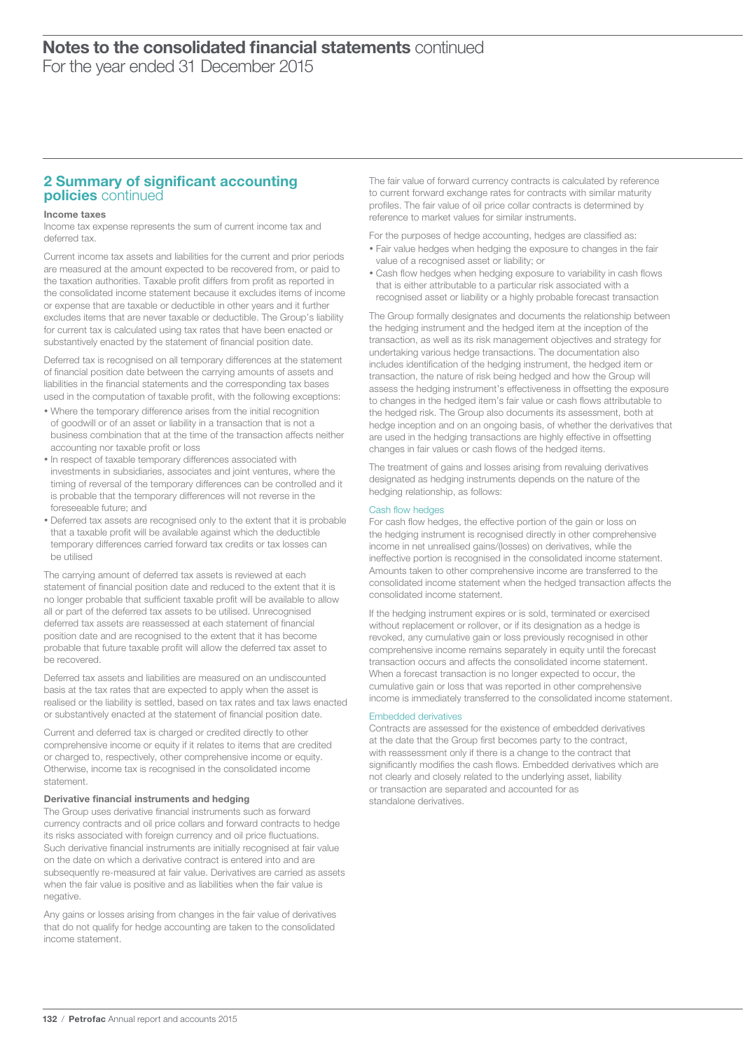## 2 Summary of significant accounting policies continued

### Income taxes

Income tax expense represents the sum of current income tax and deferred tax.

Current income tax assets and liabilities for the current and prior periods are measured at the amount expected to be recovered from, or paid to the taxation authorities. Taxable profit differs from profit as reported in the consolidated income statement because it excludes items of income or expense that are taxable or deductible in other years and it further excludes items that are never taxable or deductible. The Group's liability for current tax is calculated using tax rates that have been enacted or substantively enacted by the statement of financial position date.

Deferred tax is recognised on all temporary differences at the statement of financial position date between the carrying amounts of assets and liabilities in the financial statements and the corresponding tax bases used in the computation of taxable profit, with the following exceptions:

- Where the temporary difference arises from the initial recognition of goodwill or of an asset or liability in a transaction that is not a business combination that at the time of the transaction affects neither accounting nor taxable profit or loss
- In respect of taxable temporary differences associated with investments in subsidiaries, associates and joint ventures, where the timing of reversal of the temporary differences can be controlled and it is probable that the temporary differences will not reverse in the foreseeable future; and
- Deferred tax assets are recognised only to the extent that it is probable that a taxable profit will be available against which the deductible temporary differences carried forward tax credits or tax losses can be utilised

The carrying amount of deferred tax assets is reviewed at each statement of financial position date and reduced to the extent that it is no longer probable that sufficient taxable profit will be available to allow all or part of the deferred tax assets to be utilised. Unrecognised deferred tax assets are reassessed at each statement of financial position date and are recognised to the extent that it has become probable that future taxable profit will allow the deferred tax asset to be recovered.

Deferred tax assets and liabilities are measured on an undiscounted basis at the tax rates that are expected to apply when the asset is realised or the liability is settled, based on tax rates and tax laws enacted or substantively enacted at the statement of financial position date.

Current and deferred tax is charged or credited directly to other comprehensive income or equity if it relates to items that are credited or charged to, respectively, other comprehensive income or equity. Otherwise, income tax is recognised in the consolidated income statement.

### Derivative financial instruments and hedging

The Group uses derivative financial instruments such as forward currency contracts and oil price collars and forward contracts to hedge its risks associated with foreign currency and oil price fluctuations. Such derivative financial instruments are initially recognised at fair value on the date on which a derivative contract is entered into and are subsequently re-measured at fair value. Derivatives are carried as assets when the fair value is positive and as liabilities when the fair value is negative.

Any gains or losses arising from changes in the fair value of derivatives that do not qualify for hedge accounting are taken to the consolidated income statement.

The fair value of forward currency contracts is calculated by reference to current forward exchange rates for contracts with similar maturity profiles. The fair value of oil price collar contracts is determined by reference to market values for similar instruments.

For the purposes of hedge accounting, hedges are classified as:

- Fair value hedges when hedging the exposure to changes in the fair value of a recognised asset or liability; or
- Cash flow hedges when hedging exposure to variability in cash flows that is either attributable to a particular risk associated with a recognised asset or liability or a highly probable forecast transaction

The Group formally designates and documents the relationship between the hedging instrument and the hedged item at the inception of the transaction, as well as its risk management objectives and strategy for undertaking various hedge transactions. The documentation also includes identification of the hedging instrument, the hedged item or transaction, the nature of risk being hedged and how the Group will assess the hedging instrument's effectiveness in offsetting the exposure to changes in the hedged item's fair value or cash flows attributable to the hedged risk. The Group also documents its assessment, both at hedge inception and on an ongoing basis, of whether the derivatives that are used in the hedging transactions are highly effective in offsetting changes in fair values or cash flows of the hedged items.

The treatment of gains and losses arising from revaluing derivatives designated as hedging instruments depends on the nature of the hedging relationship, as follows:

#### Cash flow hedges

For cash flow hedges, the effective portion of the gain or loss on the hedging instrument is recognised directly in other comprehensive income in net unrealised gains/(losses) on derivatives, while the ineffective portion is recognised in the consolidated income statement. Amounts taken to other comprehensive income are transferred to the consolidated income statement when the hedged transaction affects the consolidated income statement.

If the hedging instrument expires or is sold, terminated or exercised without replacement or rollover, or if its designation as a hedge is revoked, any cumulative gain or loss previously recognised in other comprehensive income remains separately in equity until the forecast transaction occurs and affects the consolidated income statement. When a forecast transaction is no longer expected to occur, the cumulative gain or loss that was reported in other comprehensive income is immediately transferred to the consolidated income statement.

#### Embedded derivatives

Contracts are assessed for the existence of embedded derivatives at the date that the Group first becomes party to the contract, with reassessment only if there is a change to the contract that significantly modifies the cash flows. Embedded derivatives which are not clearly and closely related to the underlying asset, liability or transaction are separated and accounted for as standalone derivatives.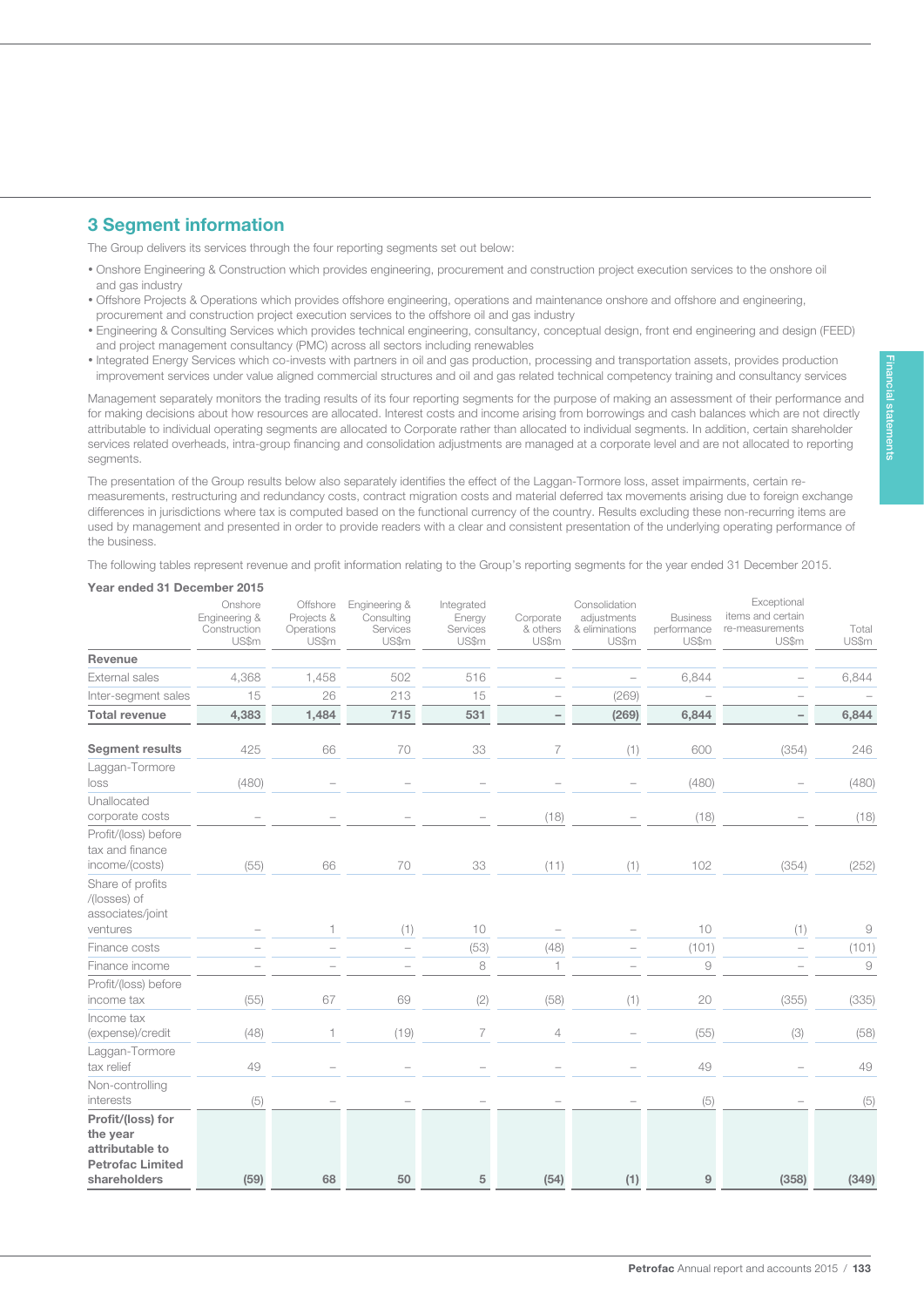## 3 Segment information

The Group delivers its services through the four reporting segments set out below:

- Onshore Engineering & Construction which provides engineering, procurement and construction project execution services to the onshore oil and gas industry
- Offshore Projects & Operations which provides offshore engineering, operations and maintenance onshore and offshore and engineering, procurement and construction project execution services to the offshore oil and gas industry
- Engineering & Consulting Services which provides technical engineering, consultancy, conceptual design, front end engineering and design (FEED) and project management consultancy (PMC) across all sectors including renewables
- Integrated Energy Services which co-invests with partners in oil and gas production, processing and transportation assets, provides production improvement services under value aligned commercial structures and oil and gas related technical competency training and consultancy services

Management separately monitors the trading results of its four reporting segments for the purpose of making an assessment of their performance and for making decisions about how resources are allocated. Interest costs and income arising from borrowings and cash balances which are not directly attributable to individual operating segments are allocated to Corporate rather than allocated to individual segments. In addition, certain shareholder services related overheads, intra-group financing and consolidation adjustments are managed at a corporate level and are not allocated to reporting segments.

The presentation of the Group results below also separately identifies the effect of the Laggan-Tormore loss, asset impairments, certain re-measurements, restructuring and redundancy costs, contract migration costs and material deferred tax movements arising due to foreign exchange differences in jurisdictions where tax is computed based on the functional currency of the country. Results excluding these non-recurring items are used by management and presented in order to provide readers with a clear and consistent presentation of the underlying operating performance of the business.

The following tables represent revenue and profit information relating to the Group's reporting segments for the year ended 31 December 2015.

**Year ended 31 December 2015**

| | Onshore Engineering & Construction US$m | Offshore Projects & Operations US$m | Engineering & Consulting Services US$m | Integrated Energy Services US$m | Corporate & others US$m | Consolidation adjustments & eliminations US$m | Business performance US$m | Exceptional items and certain re-measurements US$m | Total US$m |
|---|---|---|---|---|---|---|---|---|---|
| **Revenue** | | | | | | | | | |
| External sales | 4,368 | 1,458 | 502 | 516 | – | – | 6,844 | – | 6,844 |
| Inter-segment sales | 15 | 26 | 213 | 15 | – | (269) | – | – | – |
| **Total revenue** | **4,383** | **1,484** | **715** | **531** | **–** | **(269)** | **6,844** | **–** | **6,844** |
| **Segment results** | 425 | 66 | 70 | 33 | 7 | (1) | 600 | (354) | 246 |
| Laggan-Tormore loss | (480) | – | – | – | – | – | (480) | – | (480) |
| Unallocated corporate costs | – | – | – | – | (18) | – | (18) | – | (18) |
| Profit/(loss) before tax and finance income/(costs) | (55) | 66 | 70 | 33 | (11) | (1) | 102 | (354) | (252) |
| Share of profits /(losses) of associates/joint ventures | – | 1 | (1) | 10 | – | – | 10 | (1) | 9 |
| Finance costs | – | – | – | (53) | (48) | – | (101) | – | (101) |
| Finance income | – | – | – | 8 | 1 | – | 9 | – | 9 |
| Profit/(loss) before income tax | (55) | 67 | 69 | (2) | (58) | (1) | 20 | (355) | (335) |
| Income tax (expense)/credit | (48) | 1 | (19) | 7 | 4 | – | (55) | (3) | (58) |
| Laggan-Tormore tax relief | 49 | – | – | – | – | – | 49 | – | 49 |
| Non-controlling interests | (5) | – | – | – | – | – | (5) | – | (5) |
| **Profit/(loss) for the year attributable to Petrofac Limited shareholders** | **(59)** | **68** | **50** | **5** | **(54)** | **(1)** | **9** | **(358)** | **(349)** |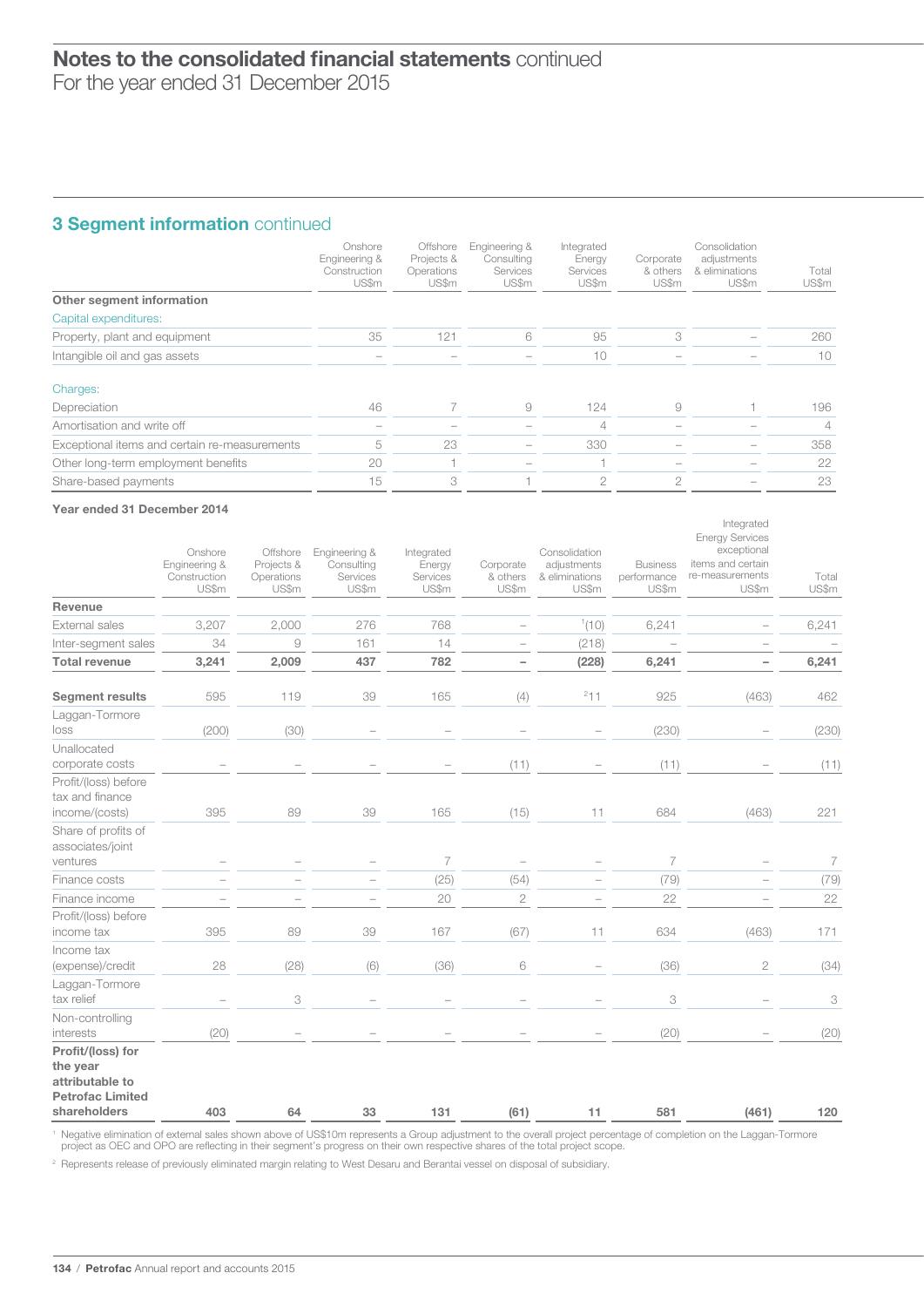# Notes to the consolidated financial statements continued

For the year ended 31 December 2015

## 3 Segment information continued

| | Onshore Engineering & Construction US$m | Offshore Projects & Operations US$m | Engineering & Consulting Services US$m | Integrated Energy Services US$m | Corporate & others US$m | Consolidation adjustments & eliminations US$m | Total US$m |
|---|---|---|---|---|---|---|---|
| **Other segment information** | | | | | | | |
| Capital expenditures: | | | | | | | |
| Property, plant and equipment | 35 | 121 | 6 | 95 | 3 | – | 260 |
| Intangible oil and gas assets | – | – | – | 10 | – | – | 10 |
| Charges: | | | | | | | |
| Depreciation | 46 | 7 | 9 | 124 | 9 | 1 | 196 |
| Amortisation and write off | – | – | – | 4 | – | – | 4 |
| Exceptional items and certain re-measurements | 5 | 23 | – | 330 | – | – | 358 |
| Other long-term employment benefits | 20 | 1 | – | 1 | – | – | 22 |
| Share-based payments | 15 | 3 | 1 | 2 | 2 | – | 23 |

**Year ended 31 December 2014**

| | Onshore Engineering & Construction US$m | Offshore Projects & Operations US$m | Engineering & Consulting Services US$m | Integrated Energy Services US$m | Corporate & others US$m | Consolidation adjustments & eliminations US$m | Business performance US$m | Integrated Energy Services exceptional items and certain re-measurements US$m | Total US$m |
|---|---|---|---|---|---|---|---|---|---|
| **Revenue** | | | | | | | | | |
| External sales | 3,207 | 2,000 | 276 | 768 | – | [1](10) | 6,241 | – | 6,241 |
| Inter-segment sales | 34 | 9 | 161 | 14 | – | (218) | – | – | – |
| **Total revenue** | **3,241** | **2,009** | **437** | **782** | **–** | **(228)** | **6,241** | **–** | **6,241** |
| **Segment results** | 595 | 119 | 39 | 165 | (4) | [2]11 | 925 | (463) | 462 |
| Laggan-Tormore loss | (200) | (30) | – | – | – | – | (230) | – | (230) |
| Unallocated corporate costs | – | – | – | – | (11) | – | (11) | – | (11) |
| Profit/(loss) before tax and finance income/(costs) | 395 | 89 | 39 | 165 | (15) | 11 | 684 | (463) | 221 |
| Share of profits of associates/joint ventures | – | – | – | 7 | – | – | 7 | – | 7 |
| Finance costs | – | – | – | (25) | (54) | – | (79) | – | (79) |
| Finance income | – | – | – | 20 | 2 | – | 22 | – | 22 |
| Profit/(loss) before income tax | 395 | 89 | 39 | 167 | (67) | 11 | 634 | (463) | 171 |
| Income tax (expense)/credit | 28 | (28) | (6) | (36) | 6 | – | (36) | 2 | (34) |
| Laggan-Tormore tax relief | – | 3 | – | – | – | – | 3 | – | 3 |
| Non-controlling interests | (20) | – | – | – | – | – | (20) | – | (20) |
| **Profit/(loss) for the year attributable to Petrofac Limited shareholders** | **403** | **64** | **33** | **131** | **(61)** | **11** | **581** | **(461)** | **120** |

[1] Negative elimination of external sales shown above of US$10m represents a Group adjustment to the overall project percentage of completion on the Laggan-Tormore project as OEC and OPO are reflecting in their segment's progress on their own respective shares of the total project scope.

[2] Represents release of previously eliminated margin relating to West Desaru and Berantai vessel on disposal of subsidiary.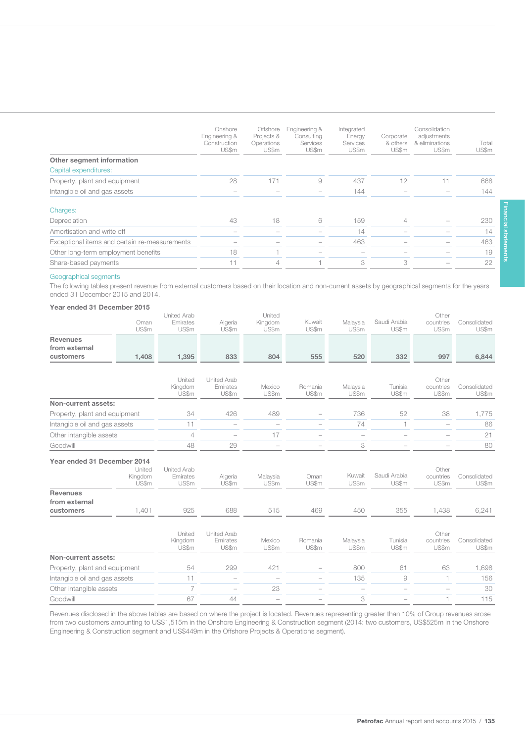| | Onshore Engineering & Construction US$m | Offshore Projects & Operations US$m | Engineering & Consulting Services US$m | Integrated Energy Services US$m | Corporate & others US$m | Consolidation adjustments & eliminations US$m | Total US$m |
|---|---|---|---|---|---|---|---|
| **Other segment information** | | | | | | | |
| Capital expenditures: | | | | | | | |
| Property, plant and equipment | 28 | 171 | 9 | 437 | 12 | 11 | 668 |
| Intangible oil and gas assets | – | – | – | 144 | – | – | 144 |
| Charges: | | | | | | | |
| Depreciation | 43 | 18 | 6 | 159 | 4 | – | 230 |
| Amortisation and write off | – | – | – | 14 | – | – | 14 |
| Exceptional items and certain re-measurements | – | – | – | 463 | – | – | 463 |
| Other long-term employment benefits | 18 | 1 | – | – | – | – | 19 |
| Share-based payments | 11 | 4 | 1 | 3 | 3 | – | 22 |

### Geographical segments

The following tables present revenue from external customers based on their location and non-current assets by geographical segments for the years ended 31 December 2015 and 2014.

**Year ended 31 December 2015**

| | Oman US$m | United Arab Emirates US$m | Algeria US$m | United Kingdom US$m | Kuwait US$m | Malaysia US$m | Saudi Arabia US$m | Other countries US$m | Consolidated US$m |
|---|---|---|---|---|---|---|---|---|---|
| **Revenues from external customers** | **1,408** | **1,395** | **833** | **804** | **555** | **520** | **332** | **997** | **6,844** |

| | United Kingdom US$m | United Arab Emirates US$m | Mexico US$m | Romania US$m | Malaysia US$m | Tunisia US$m | Other countries US$m | Consolidated US$m |
|---|---|---|---|---|---|---|---|---|
| **Non-current assets:** | | | | | | | | |
| Property, plant and equipment | 34 | 426 | 489 | – | 736 | 52 | 38 | 1,775 |
| Intangible oil and gas assets | 11 | – | – | – | 74 | 1 | – | 86 |
| Other intangible assets | 4 | – | 17 | – | – | – | – | 21 |
| Goodwill | 48 | 29 | – | – | 3 | – | – | 80 |

**Year ended 31 December 2014**

| | United Kingdom US$m | United Arab Emirates US$m | Algeria US$m | Malaysia US$m | Oman US$m | Kuwait US$m | Saudi Arabia US$m | Other countries US$m | Consolidated US$m |
|---|---|---|---|---|---|---|---|---|---|
| **Revenues from external customers** | 1,401 | 925 | 688 | 515 | 469 | 450 | 355 | 1,438 | 6,241 |

| | United Kingdom US$m | United Arab Emirates US$m | Mexico US$m | Romania US$m | Malaysia US$m | Tunisia US$m | Other countries US$m | Consolidated US$m |
|---|---|---|---|---|---|---|---|---|
| **Non-current assets:** | | | | | | | | |
| Property, plant and equipment | 54 | 299 | 421 | – | 800 | 61 | 63 | 1,698 |
| Intangible oil and gas assets | 11 | – | – | – | 135 | 9 | 1 | 156 |
| Other intangible assets | 7 | – | 23 | – | – | – | – | 30 |
| Goodwill | 67 | 44 | – | – | 3 | – | 1 | 115 |

Revenues disclosed in the above tables are based on where the project is located. Revenues representing greater than 10% of Group revenues arose from two customers amounting to US$1,515m in the Onshore Engineering & Construction segment (2014: two customers, US$525m in the Onshore Engineering & Construction segment and US$449m in the Offshore Projects & Operations segment).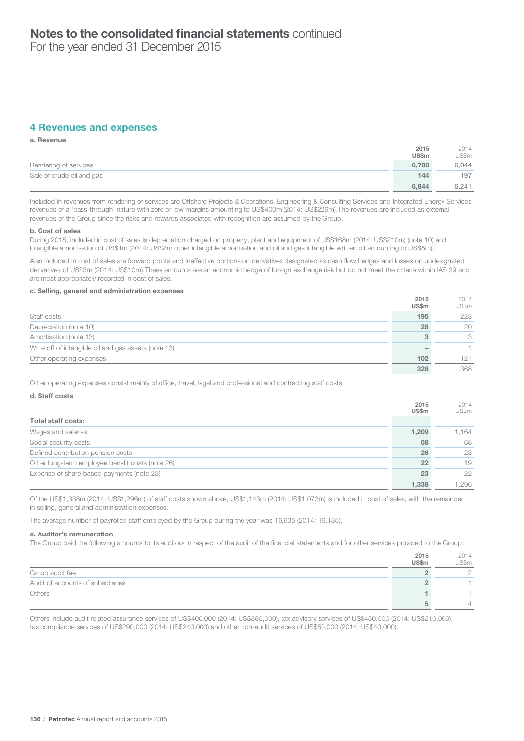# Notes to the consolidated financial statements continued
For the year ended 31 December 2015

## 4 Revenues and expenses

**a. Revenue**

| | 2015 US$m | 2014 US$m |
|---|---|---|
| Rendering of services | 6,700 | 6,044 |
| Sale of crude oil and gas | 144 | 197 |
| | 6,844 | 6,241 |

Included in revenues from rendering of services are Offshore Projects & Operations, Engineering & Consulting Services and Integrated Energy Services revenues of a 'pass-through' nature with zero or low margins amounting to US$400m (2014: US$226m).The revenues are included as external revenues of the Group since the risks and rewards associated with recognition are assumed by the Group.

**b. Cost of sales**

During 2015, included in cost of sales is depreciation charged on property, plant and equipment of US$168m (2014: US$210m) (note 10) and intangible amortisation of US$1m (2014: US$2m other intangible amortisation and oil and gas intangible written off amounting to US$8m).

Also included in cost of sales are forward points and ineffective portions on derivatives designated as cash flow hedges and losses on undesignated derivatives of US$3m (2014: US$10m).These amounts are an economic hedge of foreign exchange risk but do not meet the criteria within IAS 39 and are most appropriately recorded in cost of sales.

**c. Selling, general and administration expenses**

| | 2015 US$m | 2014 US$m |
|---|---|---|
| Staff costs | 195 | 223 |
| Depreciation (note 10) | 28 | 20 |
| Amortisation (note 13) | 3 | 3 |
| Write off of intangible oil and gas assets (note 13) | – | 1 |
| Other operating expenses | 102 | 121 |
| | 328 | 368 |

Other operating expenses consist mainly of office, travel, legal and professional and contracting staff costs.

**d. Staff costs**

| | 2015 US$m | 2014 US$m |
|---|---|---|
| **Total staff costs:** | | |
| Wages and salaries | 1,209 | 1,164 |
| Social security costs | 58 | 68 |
| Defined contribution pension costs | 26 | 23 |
| Other long-term employee benefit costs (note 26) | 22 | 19 |
| Expense of share-based payments (note 23) | 23 | 22 |
| | 1,338 | 1,296 |

Of the US$1,338m (2014: US$1,296m) of staff costs shown above, US$1,143m (2014: US$1,073m) is included in cost of sales, with the remainder in selling, general and administration expenses.

The average number of payrolled staff employed by the Group during the year was 16,635 (2014: 16,135).

**e. Auditor's remuneration**

The Group paid the following amounts to its auditors in respect of the audit of the financial statements and for other services provided to the Group:

| | 2015 US$m | 2014 US$m |
|---|---|---|
| Group audit fee | 2 | 2 |
| Audit of accounts of subsidiaries | 2 | 1 |
| Others | 1 | 1 |
| | 5 | 4 |

Others include audit related assurance services of US$400,000 (2014: US$380,000), tax advisory services of US$430,000 (2014: US$210,000), tax compliance services of US$290,000 (2014: US$240,000) and other non-audit services of US$50,000 (2014: US$40,000).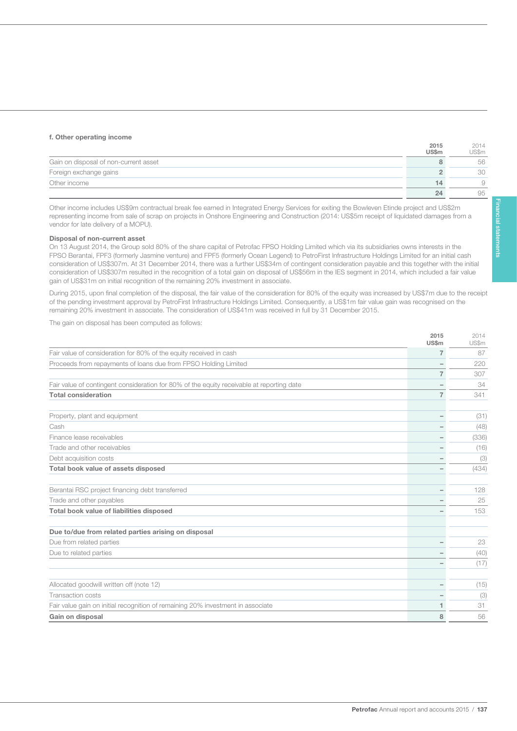#### f. Other operating income

| | 2015 US$m | 2014 US$m |
|---|---|---|
| Gain on disposal of non-current asset | 8 | 56 |
| Foreign exchange gains | 2 | 30 |
| Other income | 14 | 9 |
| | 24 | 95 |

Other income includes US$9m contractual break fee earned in Integrated Energy Services for exiting the Bowleven Etinde project and US$2m representing income from sale of scrap on projects in Onshore Engineering and Construction (2014: US$5m receipt of liquidated damages from a vendor for late delivery of a MOPU).

**Disposal of non-current asset**

On 13 August 2014, the Group sold 80% of the share capital of Petrofac FPSO Holding Limited which via its subsidiaries owns interests in the FPSO Berantai, FPF3 (formerly Jasmine venture) and FPF5 (formerly Ocean Legend) to PetroFirst Infrastructure Holdings Limited for an initial cash consideration of US$307m. At 31 December 2014, there was a further US$34m of contingent consideration payable and this together with the initial consideration of US$307m resulted in the recognition of a total gain on disposal of US$56m in the IES segment in 2014, which included a fair value gain of US$31m on initial recognition of the remaining 20% investment in associate.

During 2015, upon final completion of the disposal, the fair value of the consideration for 80% of the equity was increased by US$7m due to the receipt of the pending investment approval by PetroFirst Infrastructure Holdings Limited. Consequently, a US$1m fair value gain was recognised on the remaining 20% investment in associate. The consideration of US$41m was received in full by 31 December 2015.

The gain on disposal has been computed as follows:

| | 2015 US$m | 2014 US$m |
|---|---|---|
| Fair value of consideration for 80% of the equity received in cash | 7 | 87 |
| Proceeds from repayments of loans due from FPSO Holding Limited | – | 220 |
| | 7 | 307 |
| Fair value of contingent consideration for 80% of the equity receivable at reporting date | – | 34 |
| **Total consideration** | 7 | 341 |
| | | |
| Property, plant and equipment | – | (31) |
| Cash | – | (48) |
| Finance lease receivables | – | (336) |
| Trade and other receivables | – | (16) |
| Debt acquisition costs | – | (3) |
| **Total book value of assets disposed** | – | (434) |
| | | |
| Berantai RSC project financing debt transferred | – | 128 |
| Trade and other payables | – | 25 |
| **Total book value of liabilities disposed** | – | 153 |
| | | |
| **Due to/due from related parties arising on disposal** | | |
| Due from related parties | – | 23 |
| Due to related parties | – | (40) |
| | – | (17) |
| | | |
| Allocated goodwill written off (note 12) | – | (15) |
| Transaction costs | – | (3) |
| Fair value gain on initial recognition of remaining 20% investment in associate | 1 | 31 |
| **Gain on disposal** | 8 | 56 |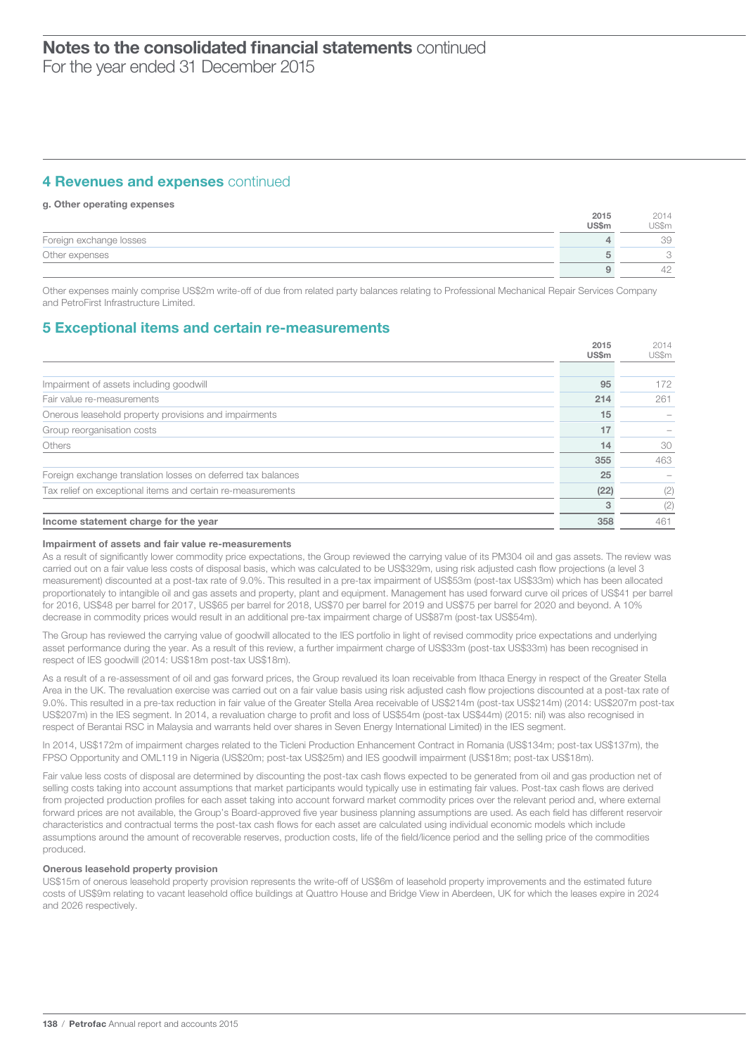## 4 Revenues and expenses continued

**g. Other operating expenses**

| | **2015 US$m** | 2014 US$m |
|---|---|---|
| Foreign exchange losses | **4** | 39 |
| Other expenses | **5** | 3 |
| | **9** | 42 |

Other expenses mainly comprise US$2m write-off of due from related party balances relating to Professional Mechanical Repair Services Company and PetroFirst Infrastructure Limited.

## 5 Exceptional items and certain re-measurements

| | **2015 US$m** | 2014 US$m |
|---|---|---|
| Impairment of assets including goodwill | **95** | 172 |
| Fair value re-measurements | **214** | 261 |
| Onerous leasehold property provisions and impairments | **15** | – |
| Group reorganisation costs | **17** | – |
| Others | **14** | 30 |
| | **355** | 463 |
| Foreign exchange translation losses on deferred tax balances | **25** | – |
| Tax relief on exceptional items and certain re-measurements | **(22)** | (2) |
| | **3** | (2) |
| **Income statement charge for the year** | **358** | 461 |

**Impairment of assets and fair value re-measurements**

As a result of significantly lower commodity price expectations, the Group reviewed the carrying value of its PM304 oil and gas assets. The review was carried out on a fair value less costs of disposal basis, which was calculated to be US$329m, using risk adjusted cash flow projections (a level 3 measurement) discounted at a post-tax rate of 9.0%. This resulted in a pre-tax impairment of US$53m (post-tax US$33m) which has been allocated proportionately to intangible oil and gas assets and property, plant and equipment. Management has used forward curve oil prices of US$41 per barrel for 2016, US$48 per barrel for 2017, US$65 per barrel for 2018, US$70 per barrel for 2019 and US$75 per barrel for 2020 and beyond. A 10% decrease in commodity prices would result in an additional pre-tax impairment charge of US$87m (post-tax US$54m).

The Group has reviewed the carrying value of goodwill allocated to the IES portfolio in light of revised commodity price expectations and underlying asset performance during the year. As a result of this review, a further impairment charge of US$33m (post-tax US$33m) has been recognised in respect of IES goodwill (2014: US$18m post-tax US$18m).

As a result of a re-assessment of oil and gas forward prices, the Group revalued its loan receivable from Ithaca Energy in respect of the Greater Stella Area in the UK. The revaluation exercise was carried out on a fair value basis using risk adjusted cash flow projections discounted at a post-tax rate of 9.0%. This resulted in a pre-tax reduction in fair value of the Greater Stella Area receivable of US$214m (post-tax US$214m) (2014: US$207m post-tax US$207m) in the IES segment. In 2014, a revaluation charge to profit and loss of US$54m (post-tax US$44m) (2015: nil) was also recognised in respect of Berantai RSC in Malaysia and warrants held over shares in Seven Energy International Limited) in the IES segment.

In 2014, US$172m of impairment charges related to the Ticleni Production Enhancement Contract in Romania (US$134m; post-tax US$137m), the FPSO Opportunity and OML119 in Nigeria (US$20m; post-tax US$25m) and IES goodwill impairment (US$18m; post-tax US$18m).

Fair value less costs of disposal are determined by discounting the post-tax cash flows expected to be generated from oil and gas production net of selling costs taking into account assumptions that market participants would typically use in estimating fair values. Post-tax cash flows are derived from projected production profiles for each asset taking into account forward market commodity prices over the relevant period and, where external forward prices are not available, the Group's Board-approved five year business planning assumptions are used. As each field has different reservoir characteristics and contractual terms the post-tax cash flows for each asset are calculated using individual economic models which include assumptions around the amount of recoverable reserves, production costs, life of the field/licence period and the selling price of the commodities produced.

**Onerous leasehold property provision**

US$15m of onerous leasehold property provision represents the write-off of US$6m of leasehold property improvements and the estimated future costs of US$9m relating to vacant leasehold office buildings at Quattro House and Bridge View in Aberdeen, UK for which the leases expire in 2024 and 2026 respectively.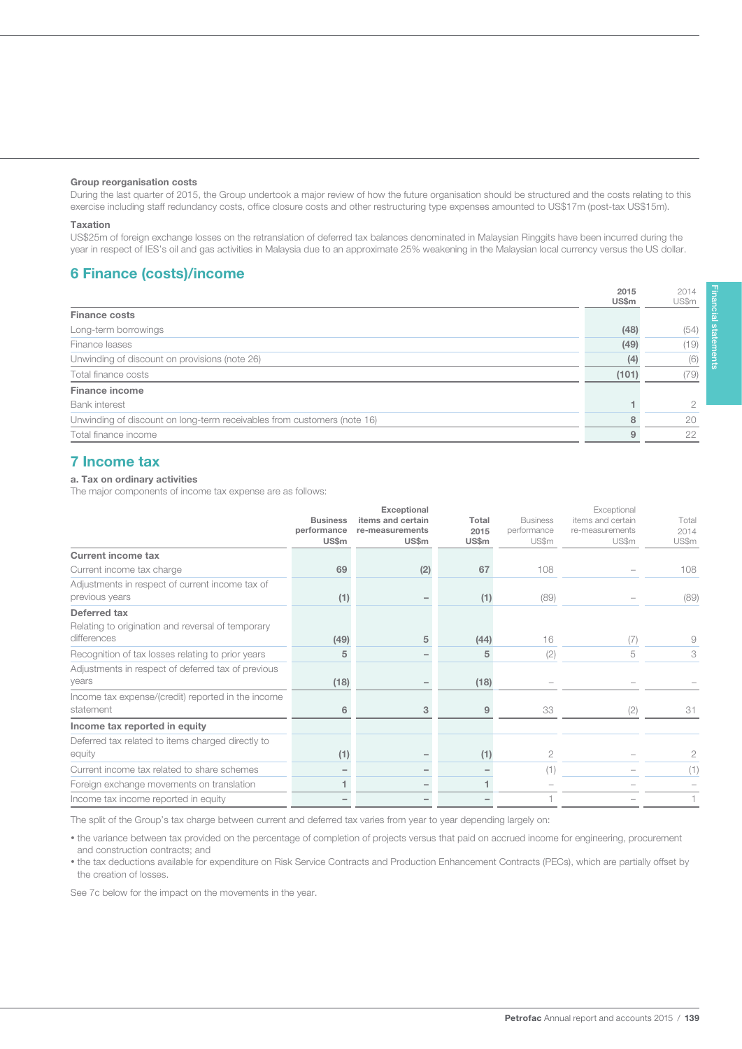**Group reorganisation costs**
During the last quarter of 2015, the Group undertook a major review of how the future organisation should be structured and the costs relating to this exercise including staff redundancy costs, office closure costs and other restructuring type expenses amounted to US$17m (post-tax US$15m).

**Taxation**
US$25m of foreign exchange losses on the retranslation of deferred tax balances denominated in Malaysian Ringgits have been incurred during the year in respect of IES's oil and gas activities in Malaysia due to an approximate 25% weakening in the Malaysian local currency versus the US dollar.

## 6 Finance (costs)/income

| | 2015 US$m | 2014 US$m |
|---|---|---|
| **Finance costs** | | |
| Long-term borrowings | (48) | (54) |
| Finance leases | (49) | (19) |
| Unwinding of discount on provisions (note 26) | (4) | (6) |
| Total finance costs | (101) | (79) |
| **Finance income** | | |
| Bank interest | 1 | 2 |
| Unwinding of discount on long-term receivables from customers (note 16) | 8 | 20 |
| Total finance income | 9 | 22 |

## 7 Income tax

**a. Tax on ordinary activities**
The major components of income tax expense are as follows:

| | Business performance US$m | Exceptional items and certain re-measurements US$m | Total 2015 US$m | Business performance US$m | Exceptional items and certain re-measurements US$m | Total 2014 US$m |
|---|---|---|---|---|---|---|
| **Current income tax** | | | | | | |
| Current income tax charge | 69 | (2) | 67 | 108 | – | 108 |
| Adjustments in respect of current income tax of previous years | (1) | – | (1) | (89) | – | (89) |
| **Deferred tax** | | | | | | |
| Relating to origination and reversal of temporary differences | (49) | 5 | (44) | 16 | (7) | 9 |
| Recognition of tax losses relating to prior years | 5 | – | 5 | (2) | 5 | 3 |
| Adjustments in respect of deferred tax of previous years | (18) | – | (18) | – | – | – |
| Income tax expense/(credit) reported in the income statement | 6 | 3 | 9 | 33 | (2) | 31 |
| **Income tax reported in equity** | | | | | | |
| Deferred tax related to items charged directly to equity | (1) | – | (1) | 2 | – | 2 |
| Current income tax related to share schemes | – | – | – | (1) | – | (1) |
| Foreign exchange movements on translation | 1 | – | 1 | – | – | – |
| Income tax income reported in equity | – | – | – | 1 | – | 1 |

The split of the Group's tax charge between current and deferred tax varies from year to year depending largely on:

- the variance between tax provided on the percentage of completion of projects versus that paid on accrued income for engineering, procurement and construction contracts; and
- the tax deductions available for expenditure on Risk Service Contracts and Production Enhancement Contracts (PECs), which are partially offset by the creation of losses.

See 7c below for the impact on the movements in the year.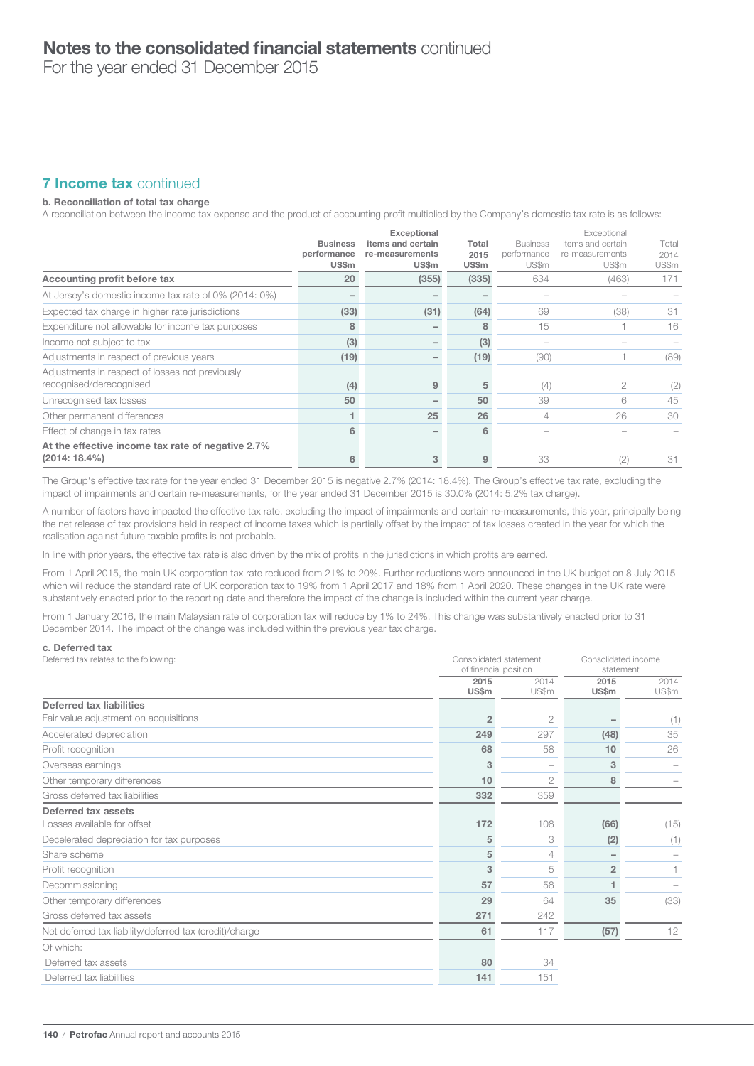# Notes to the consolidated financial statements continued

For the year ended 31 December 2015

## 7 Income tax continued

### b. Reconciliation of total tax charge

A reconciliation between the income tax expense and the product of accounting profit multiplied by the Company's domestic tax rate is as follows:

| | Business performance US$m | Exceptional items and certain re-measurements US$m | Total 2015 US$m | Business performance US$m | Exceptional items and certain re-measurements US$m | Total 2014 US$m |
|---|---|---|---|---|---|---|
| **Accounting profit before tax** | 20 | (355) | (335) | 634 | (463) | 171 |
| At Jersey's domestic income tax rate of 0% (2014: 0%) | – | – | – | – | – | – |
| Expected tax charge in higher rate jurisdictions | (33) | (31) | (64) | 69 | (38) | 31 |
| Expenditure not allowable for income tax purposes | 8 | – | 8 | 15 | 1 | 16 |
| Income not subject to tax | (3) | – | (3) | – | – | – |
| Adjustments in respect of previous years | (19) | – | (19) | (90) | 1 | (89) |
| Adjustments in respect of losses not previously recognised/derecognised | (4) | 9 | 5 | (4) | 2 | (2) |
| Unrecognised tax losses | 50 | – | 50 | 39 | 6 | 45 |
| Other permanent differences | 1 | 25 | 26 | 4 | 26 | 30 |
| Effect of change in tax rates | 6 | – | 6 | – | – | – |
| **At the effective income tax rate of negative 2.7% (2014: 18.4%)** | 6 | 3 | 9 | 33 | (2) | 31 |

The Group's effective tax rate for the year ended 31 December 2015 is negative 2.7% (2014: 18.4%). The Group's effective tax rate, excluding the impact of impairments and certain re-measurements, for the year ended 31 December 2015 is 30.0% (2014: 5.2% tax charge).

A number of factors have impacted the effective tax rate, excluding the impact of impairments and certain re-measurements, this year, principally being the net release of tax provisions held in respect of income taxes which is partially offset by the impact of tax losses created in the year for which the realisation against future taxable profits is not probable.

In line with prior years, the effective tax rate is also driven by the mix of profits in the jurisdictions in which profits are earned.

From 1 April 2015, the main UK corporation tax rate reduced from 21% to 20%. Further reductions were announced in the UK budget on 8 July 2015 which will reduce the standard rate of UK corporation tax to 19% from 1 April 2017 and 18% from 1 April 2020. These changes in the UK rate were substantively enacted prior to the reporting date and therefore the impact of the change is included within the current year charge.

From 1 January 2016, the main Malaysian rate of corporation tax will reduce by 1% to 24%. This change was substantively enacted prior to 31 December 2014. The impact of the change was included within the previous year tax charge.

### c. Deferred tax

Deferred tax relates to the following:

| | Consolidated statement of financial position | | Consolidated income statement | |
|---|---|---|---|---|
| | 2015 US$m | 2014 US$m | 2015 US$m | 2014 US$m |
| **Deferred tax liabilities** | | | | |
| Fair value adjustment on acquisitions | 2 | 2 | – | (1) |
| Accelerated depreciation | 249 | 297 | (48) | 35 |
| Profit recognition | 68 | 58 | 10 | 26 |
| Overseas earnings | 3 | – | 3 | – |
| Other temporary differences | 10 | 2 | 8 | – |
| Gross deferred tax liabilities | 332 | 359 | | |
| **Deferred tax assets** | | | | |
| Losses available for offset | 172 | 108 | (66) | (15) |
| Decelerated depreciation for tax purposes | 5 | 3 | (2) | (1) |
| Share scheme | 5 | 4 | – | – |
| Profit recognition | 3 | 5 | 2 | 1 |
| Decommissioning | 57 | 58 | 1 | – |
| Other temporary differences | 29 | 64 | 35 | (33) |
| Gross deferred tax assets | 271 | 242 | | |
| Net deferred tax liability/deferred tax (credit)/charge | 61 | 117 | (57) | 12 |
| Of which: | | | | |
| Deferred tax assets | 80 | 34 | | |
| Deferred tax liabilities | 141 | 151 | | |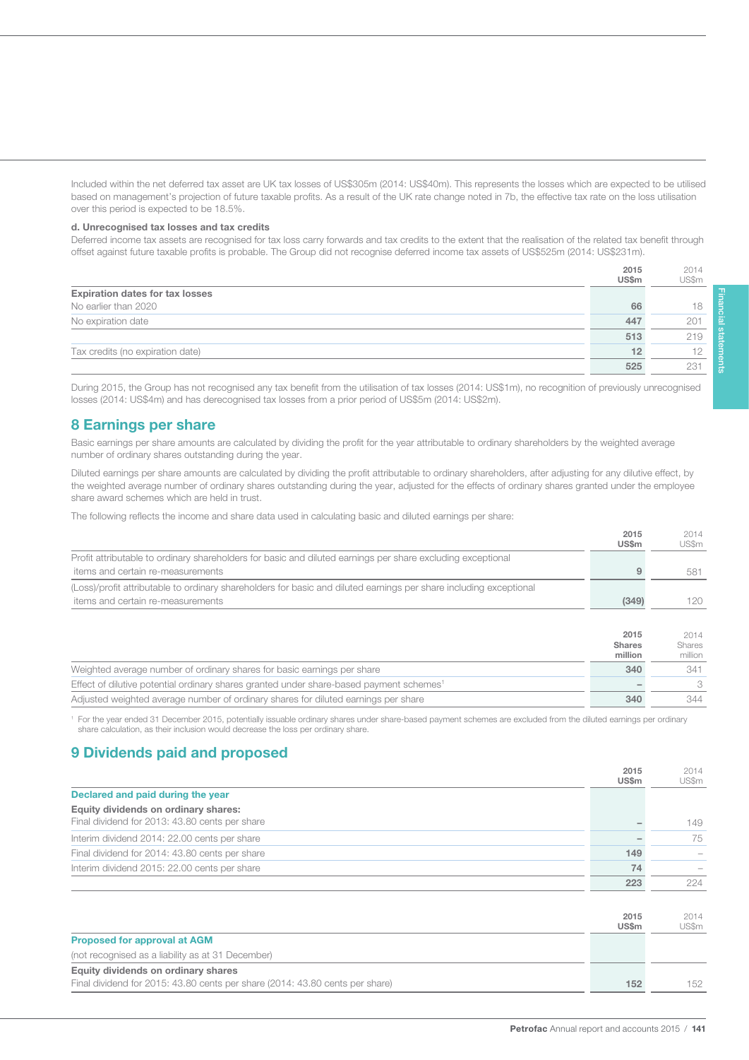Included within the net deferred tax asset are UK tax losses of US$305m (2014: US$40m). This represents the losses which are expected to be utilised based on management's projection of future taxable profits. As a result of the UK rate change noted in 7b, the effective tax rate on the loss utilisation over this period is expected to be 18.5%.

**d. Unrecognised tax losses and tax credits**

Deferred income tax assets are recognised for tax loss carry forwards and tax credits to the extent that the realisation of the related tax benefit through offset against future taxable profits is probable. The Group did not recognise deferred income tax assets of US$525m (2014: US$231m).

| | 2015 US$m | 2014 US$m |
|---|---|---|
| **Expiration dates for tax losses** | | |
| No earlier than 2020 | 66 | 18 |
| No expiration date | 447 | 201 |
| | 513 | 219 |
| Tax credits (no expiration date) | 12 | 12 |
| | 525 | 231 |

During 2015, the Group has not recognised any tax benefit from the utilisation of tax losses (2014: US$1m), no recognition of previously unrecognised losses (2014: US$4m) and has derecognised tax losses from a prior period of US$5m (2014: US$2m).

## 8 Earnings per share

Basic earnings per share amounts are calculated by dividing the profit for the year attributable to ordinary shareholders by the weighted average number of ordinary shares outstanding during the year.

Diluted earnings per share amounts are calculated by dividing the profit attributable to ordinary shareholders, after adjusting for any dilutive effect, by the weighted average number of ordinary shares outstanding during the year, adjusted for the effects of ordinary shares granted under the employee share award schemes which are held in trust.

The following reflects the income and share data used in calculating basic and diluted earnings per share:

| | 2015 US$m | 2014 US$m |
|---|---|---|
| Profit attributable to ordinary shareholders for basic and diluted earnings per share excluding exceptional items and certain re-measurements | 9 | 581 |
| (Loss)/profit attributable to ordinary shareholders for basic and diluted earnings per share including exceptional items and certain re-measurements | (349) | 120 |

| | 2015 Shares million | 2014 Shares million |
|---|---|---|
| Weighted average number of ordinary shares for basic earnings per share | 340 | 341 |
| Effect of dilutive potential ordinary shares granted under share-based payment schemes[1] | – | 3 |
| Adjusted weighted average number of ordinary shares for diluted earnings per share | 340 | 344 |

[1] For the year ended 31 December 2015, potentially issuable ordinary shares under share-based payment schemes are excluded from the diluted earnings per ordinary share calculation, as their inclusion would decrease the loss per ordinary share.

## 9 Dividends paid and proposed

| | 2015 US$m | 2014 US$m |
|---|---|---|
| **Declared and paid during the year** | | |
| **Equity dividends on ordinary shares:** | | |
| Final dividend for 2013: 43.80 cents per share | – | 149 |
| Interim dividend 2014: 22.00 cents per share | – | 75 |
| Final dividend for 2014: 43.80 cents per share | 149 | – |
| Interim dividend 2015: 22.00 cents per share | 74 | – |
| | 223 | 224 |

| | 2015 US$m | 2014 US$m |
|---|---|---|
| **Proposed for approval at AGM** | | |
| (not recognised as a liability as at 31 December) | | |
| **Equity dividends on ordinary shares** | | |
| Final dividend for 2015: 43.80 cents per share (2014: 43.80 cents per share) | 152 | 152 |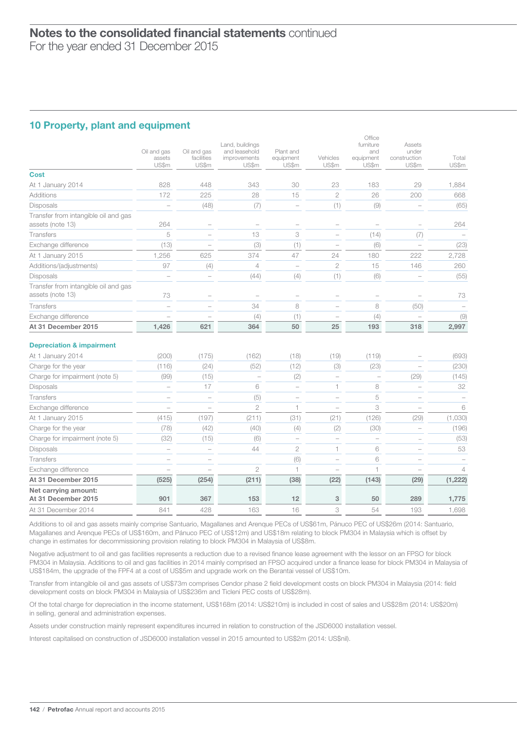# Notes to the consolidated financial statements continued
For the year ended 31 December 2015

## 10 Property, plant and equipment

| | Oil and gas assets US$m | Oil and gas facilities US$m | Land, buildings and leasehold improvements US$m | Plant and equipment US$m | Vehicles US$m | Office furniture and equipment US$m | Assets under construction US$m | Total US$m |
|---|---|---|---|---|---|---|---|---|
| **Cost** | | | | | | | | |
| At 1 January 2014 | 828 | 448 | 343 | 30 | 23 | 183 | 29 | 1,884 |
| Additions | 172 | 225 | 28 | 15 | 2 | 26 | 200 | 668 |
| Disposals | – | (48) | (7) | – | (1) | (9) | – | (65) |
| Transfer from intangible oil and gas assets (note 13) | 264 | – | – | – | – | – | – | 264 |
| Transfers | 5 | – | 13 | 3 | – | (14) | (7) | – |
| Exchange difference | (13) | – | (3) | (1) | – | (6) | – | (23) |
| At 1 January 2015 | 1,256 | 625 | 374 | 47 | 24 | 180 | 222 | 2,728 |
| Additions/(adjustments) | 97 | (4) | 4 | – | 2 | 15 | 146 | 260 |
| Disposals | – | – | (44) | (4) | (1) | (6) | – | (55) |
| Transfer from intangible oil and gas assets (note 13) | 73 | – | – | – | – | – | – | 73 |
| Transfers | – | – | 34 | 8 | – | 8 | (50) | – |
| Exchange difference | – | – | (4) | (1) | – | (4) | – | (9) |
| **At 31 December 2015** | **1,426** | **621** | **364** | **50** | **25** | **193** | **318** | **2,997** |
| **Depreciation & impairment** | | | | | | | | |
| At 1 January 2014 | (200) | (175) | (162) | (18) | (19) | (119) | – | (693) |
| Charge for the year | (116) | (24) | (52) | (12) | (3) | (23) | – | (230) |
| Charge for impairment (note 5) | (99) | (15) | – | (2) | – | – | (29) | (145) |
| Disposals | – | 17 | 6 | – | 1 | 8 | – | 32 |
| Transfers | – | – | (5) | – | – | 5 | – | – |
| Exchange difference | – | – | 2 | 1 | – | 3 | – | 6 |
| At 1 January 2015 | (415) | (197) | (211) | (31) | (21) | (126) | (29) | (1,030) |
| Charge for the year | (78) | (42) | (40) | (4) | (2) | (30) | – | (196) |
| Charge for impairment (note 5) | (32) | (15) | (6) | – | – | – | – | (53) |
| Disposals | – | – | 44 | 2 | 1 | 6 | – | 53 |
| Transfers | – | – | | (6) | – | 6 | – | – |
| Exchange difference | – | – | 2 | 1 | – | 1 | – | 4 |
| **At 31 December 2015** | **(525)** | **(254)** | **(211)** | **(38)** | **(22)** | **(143)** | **(29)** | **(1,222)** |
| **Net carrying amount: At 31 December 2015** | **901** | **367** | **153** | **12** | **3** | **50** | **289** | **1,775** |
| At 31 December 2014 | 841 | 428 | 163 | 16 | 3 | 54 | 193 | 1,698 |

Additions to oil and gas assets mainly comprise Santuario, Magallanes and Arenque PECs of US$61m, Pánuco PEC of US$26m (2014: Santuario, Magallanes and Arenque PECs of US$160m, and Pánuco PEC of US$12m) and US$18m relating to block PM304 in Malaysia which is offset by change in estimates for decommissioning provision relating to block PM304 in Malaysia of US$8m.

Negative adjustment to oil and gas facilities represents a reduction due to a revised finance lease agreement with the lessor on an FPSO for block PM304 in Malaysia. Additions to oil and gas facilities in 2014 mainly comprised an FPSO acquired under a finance lease for block PM304 in Malaysia of US$184m, the upgrade of the FPF4 at a cost of US$5m and upgrade work on the Berantai vessel of US$10m.

Transfer from intangible oil and gas assets of US$73m comprises Cendor phase 2 field development costs on block PM304 in Malaysia (2014: field development costs on block PM304 in Malaysia of US$236m and Ticleni PEC costs of US$28m).

Of the total charge for depreciation in the income statement, US$168m (2014: US$210m) is included in cost of sales and US$28m (2014: US$20m) in selling, general and administration expenses.

Assets under construction mainly represent expenditures incurred in relation to construction of the JSD6000 installation vessel.

Interest capitalised on construction of JSD6000 installation vessel in 2015 amounted to US$2m (2014: US$nil).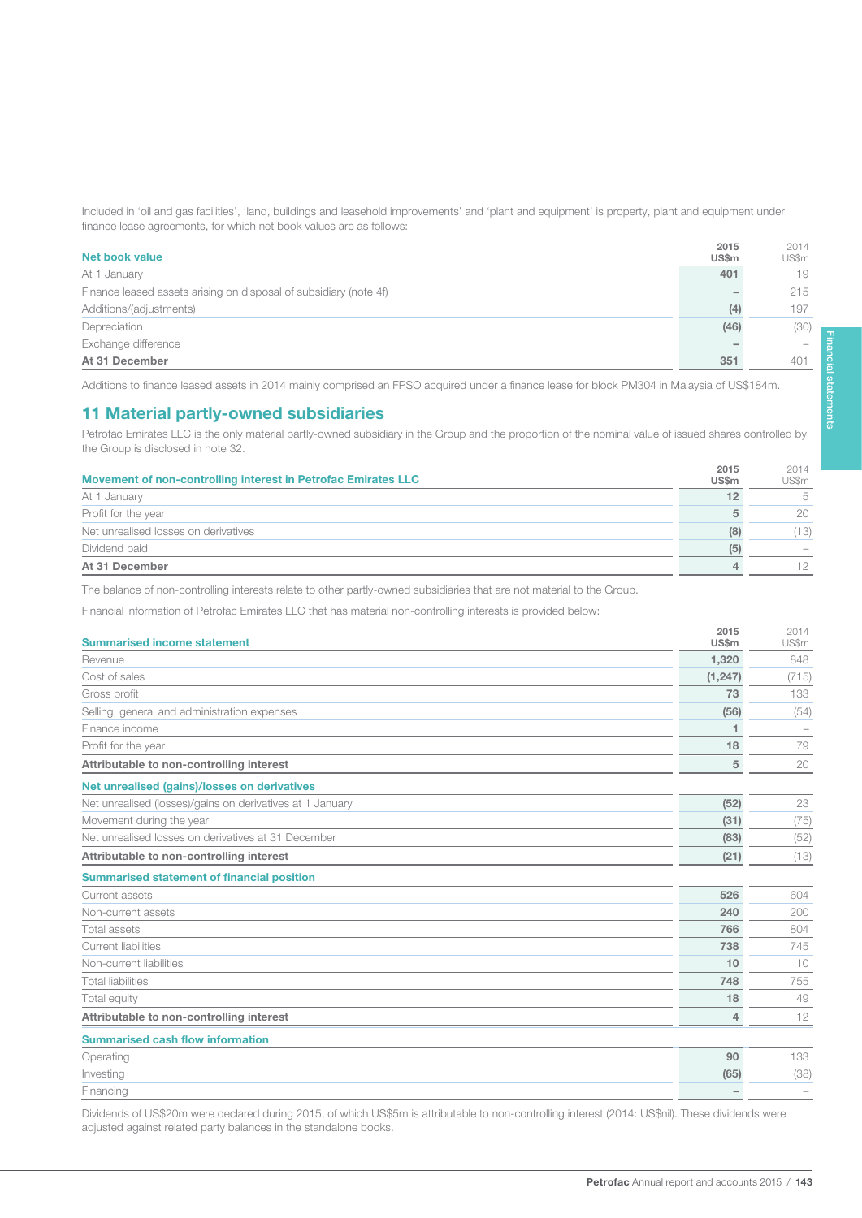Included in 'oil and gas facilities', 'land, buildings and leasehold improvements' and 'plant and equipment' is property, plant and equipment under finance lease agreements, for which net book values are as follows:

| Net book value | 2015 US$m | 2014 US$m |
|---|---|---|
| At 1 January | 401 | 19 |
| Finance leased assets arising on disposal of subsidiary (note 4f) | – | 215 |
| Additions/(adjustments) | (4) | 197 |
| Depreciation | (46) | (30) |
| Exchange difference | – | – |
| **At 31 December** | **351** | **401** |

Additions to finance leased assets in 2014 mainly comprised an FPSO acquired under a finance lease for block PM304 in Malaysia of US$184m.

## 11 Material partly-owned subsidiaries

Petrofac Emirates LLC is the only material partly-owned subsidiary in the Group and the proportion of the nominal value of issued shares controlled by the Group is disclosed in note 32.

| Movement of non-controlling interest in Petrofac Emirates LLC | 2015 US$m | 2014 US$m |
|---|---|---|
| At 1 January | 12 | 5 |
| Profit for the year | 5 | 20 |
| Net unrealised losses on derivatives | (8) | (13) |
| Dividend paid | (5) | – |
| **At 31 December** | **4** | **12** |

The balance of non-controlling interests relate to other partly-owned subsidiaries that are not material to the Group.

Financial information of Petrofac Emirates LLC that has material non-controlling interests is provided below:

| Summarised income statement | 2015 US$m | 2014 US$m |
|---|---|---|
| Revenue | 1,320 | 848 |
| Cost of sales | (1,247) | (715) |
| Gross profit | 73 | 133 |
| Selling, general and administration expenses | (56) | (54) |
| Finance income | 1 | – |
| Profit for the year | 18 | 79 |
| **Attributable to non-controlling interest** | **5** | **20** |
| **Net unrealised (gains)/losses on derivatives** | | |
| Net unrealised (losses)/gains on derivatives at 1 January | (52) | 23 |
| Movement during the year | (31) | (75) |
| Net unrealised losses on derivatives at 31 December | (83) | (52) |
| **Attributable to non-controlling interest** | **(21)** | **(13)** |
| **Summarised statement of financial position** | | |
| Current assets | 526 | 604 |
| Non-current assets | 240 | 200 |
| Total assets | 766 | 804 |
| Current liabilities | 738 | 745 |
| Non-current liabilities | 10 | 10 |
| Total liabilities | 748 | 755 |
| Total equity | 18 | 49 |
| **Attributable to non-controlling interest** | **4** | **12** |
| **Summarised cash flow information** | | |
| Operating | 90 | 133 |
| Investing | (65) | (38) |
| Financing | – | – |

Dividends of US$20m were declared during 2015, of which US$5m is attributable to non-controlling interest (2014: US$nil). These dividends were adjusted against related party balances in the standalone books.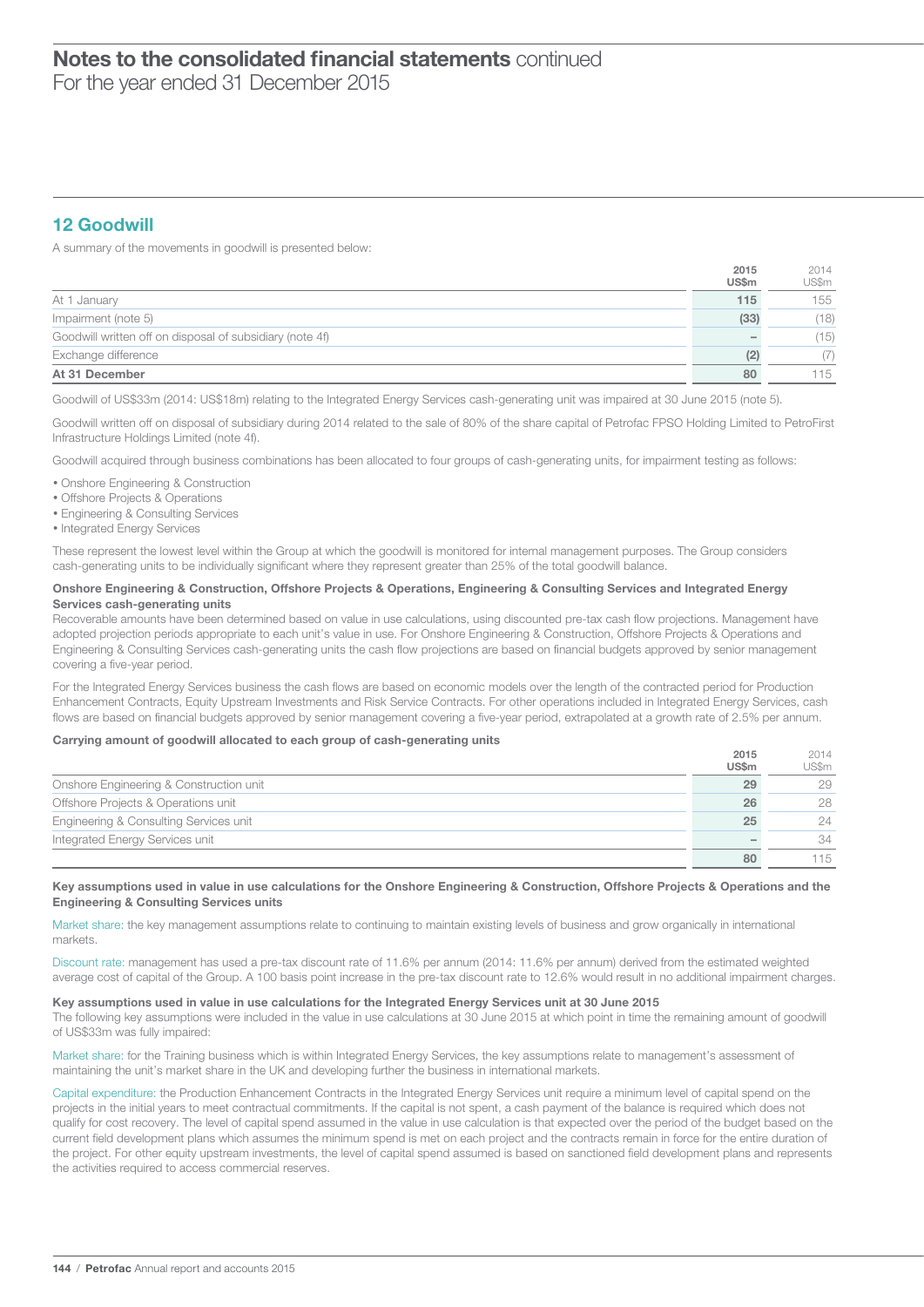# Notes to the consolidated financial statements continued
For the year ended 31 December 2015

## 12 Goodwill

A summary of the movements in goodwill is presented below:

| | 2015 US$m | 2014 US$m |
|---|---|---|
| At 1 January | 115 | 155 |
| Impairment (note 5) | (33) | (18) |
| Goodwill written off on disposal of subsidiary (note 4f) | – | (15) |
| Exchange difference | (2) | (7) |
| **At 31 December** | **80** | 115 |

Goodwill of US$33m (2014: US$18m) relating to the Integrated Energy Services cash-generating unit was impaired at 30 June 2015 (note 5).

Goodwill written off on disposal of subsidiary during 2014 related to the sale of 80% of the share capital of Petrofac FPSO Holding Limited to PetroFirst Infrastructure Holdings Limited (note 4f).

Goodwill acquired through business combinations has been allocated to four groups of cash-generating units, for impairment testing as follows:

- Onshore Engineering & Construction
- Offshore Projects & Operations
- Engineering & Consulting Services
- Integrated Energy Services

These represent the lowest level within the Group at which the goodwill is monitored for internal management purposes. The Group considers cash-generating units to be individually significant where they represent greater than 25% of the total goodwill balance.

**Onshore Engineering & Construction, Offshore Projects & Operations, Engineering & Consulting Services and Integrated Energy Services cash-generating units**

Recoverable amounts have been determined based on value in use calculations, using discounted pre-tax cash flow projections. Management have adopted projection periods appropriate to each unit's value in use. For Onshore Engineering & Construction, Offshore Projects & Operations and Engineering & Consulting Services cash-generating units the cash flow projections are based on financial budgets approved by senior management covering a five-year period.

For the Integrated Energy Services business the cash flows are based on economic models over the length of the contracted period for Production Enhancement Contracts, Equity Upstream Investments and Risk Service Contracts. For other operations included in Integrated Energy Services, cash flows are based on financial budgets approved by senior management covering a five-year period, extrapolated at a growth rate of 2.5% per annum.

**Carrying amount of goodwill allocated to each group of cash-generating units**

| | 2015 US$m | 2014 US$m |
|---|---|---|
| Onshore Engineering & Construction unit | 29 | 29 |
| Offshore Projects & Operations unit | 26 | 28 |
| Engineering & Consulting Services unit | 25 | 24 |
| Integrated Energy Services unit | – | 34 |
| | **80** | 115 |

**Key assumptions used in value in use calculations for the Onshore Engineering & Construction, Offshore Projects & Operations and the Engineering & Consulting Services units**

Market share: the key management assumptions relate to continuing to maintain existing levels of business and grow organically in international markets.

Discount rate: management has used a pre-tax discount rate of 11.6% per annum (2014: 11.6% per annum) derived from the estimated weighted average cost of capital of the Group. A 100 basis point increase in the pre-tax discount rate to 12.6% would result in no additional impairment charges.

**Key assumptions used in value in use calculations for the Integrated Energy Services unit at 30 June 2015**

The following key assumptions were included in the value in use calculations at 30 June 2015 at which point in time the remaining amount of goodwill of US$33m was fully impaired:

Market share: for the Training business which is within Integrated Energy Services, the key assumptions relate to management's assessment of maintaining the unit's market share in the UK and developing further the business in international markets.

Capital expenditure: the Production Enhancement Contracts in the Integrated Energy Services unit require a minimum level of capital spend on the projects in the initial years to meet contractual commitments. If the capital is not spent, a cash payment of the balance is required which does not qualify for cost recovery. The level of capital spend assumed in the value in use calculation is that expected over the period of the budget based on the current field development plans which assumes the minimum spend is met on each project and the contracts remain in force for the entire duration of the project. For other equity upstream investments, the level of capital spend assumed is based on sanctioned field development plans and represents the activities required to access commercial reserves.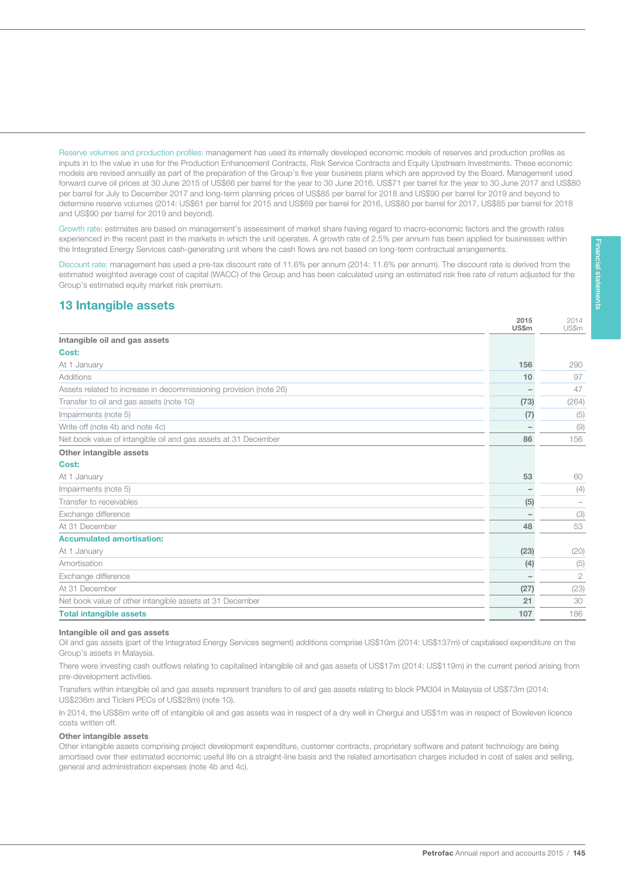Reserve volumes and production profiles: management has used its internally developed economic models of reserves and production profiles as inputs in to the value in use for the Production Enhancement Contracts, Risk Service Contracts and Equity Upstream Investments. These economic models are revised annually as part of the preparation of the Group's five year business plans which are approved by the Board. Management used forward curve oil prices at 30 June 2015 of US$66 per barrel for the year to 30 June 2016, US$71 per barrel for the year to 30 June 2017 and US$80 per barrel for July to December 2017 and long-term planning prices of US$85 per barrel for 2018 and US$90 per barrel for 2019 and beyond to determine reserve volumes (2014: US$61 per barrel for 2015 and US$69 per barrel for 2016, US$80 per barrel for 2017, US$85 per barrel for 2018 and US$90 per barrel for 2019 and beyond).

Growth rate: estimates are based on management's assessment of market share having regard to macro-economic factors and the growth rates experienced in the recent past in the markets in which the unit operates. A growth rate of 2.5% per annum has been applied for businesses within the Integrated Energy Services cash-generating unit where the cash flows are not based on long-term contractual arrangements.

Discount rate: management has used a pre-tax discount rate of 11.6% per annum (2014: 11.6% per annum). The discount rate is derived from the estimated weighted average cost of capital (WACC) of the Group and has been calculated using an estimated risk free rate of return adjusted for the Group's estimated equity market risk premium.

## 13 Intangible assets

| | 2015 US$m | 2014 US$m |
|---|---|---|
| **Intangible oil and gas assets** | | |
| **Cost:** | | |
| At 1 January | **156** | 290 |
| Additions | **10** | 97 |
| Assets related to increase in decommissioning provision (note 26) | **–** | 47 |
| Transfer to oil and gas assets (note 10) | **(73)** | (264) |
| Impairments (note 5) | **(7)** | (5) |
| Write off (note 4b and note 4c) | **–** | (9) |
| Net book value of intangible oil and gas assets at 31 December | **86** | 156 |
| **Other intangible assets** | | |
| **Cost:** | | |
| At 1 January | **53** | 60 |
| Impairments (note 5) | **–** | (4) |
| Transfer to receivables | **(5)** | – |
| Exchange difference | **–** | (3) |
| At 31 December | **48** | 53 |
| **Accumulated amortisation:** | | |
| At 1 January | **(23)** | (20) |
| Amortisation | **(4)** | (5) |
| Exchange difference | **–** | 2 |
| At 31 December | **(27)** | (23) |
| Net book value of other intangible assets at 31 December | **21** | 30 |
| **Total intangible assets** | **107** | 186 |

**Intangible oil and gas assets**

Oil and gas assets (part of the Integrated Energy Services segment) additions comprise US$10m (2014: US$137m) of capitalised expenditure on the Group's assets in Malaysia.

There were investing cash outflows relating to capitalised intangible oil and gas assets of US$17m (2014: US$119m) in the current period arising from pre-development activities.

Transfers within intangible oil and gas assets represent transfers to oil and gas assets relating to block PM304 in Malaysia of US$73m (2014: US$236m and Ticleni PECs of US$28m) (note 10).

In 2014, the US$8m write off of intangible oil and gas assets was in respect of a dry well in Chergui and US$1m was in respect of Bowleven licence costs written off.

**Other intangible assets**

Other intangible assets comprising project development expenditure, customer contracts, proprietary software and patent technology are being amortised over their estimated economic useful life on a straight-line basis and the related amortisation charges included in cost of sales and selling, general and administration expenses (note 4b and 4c).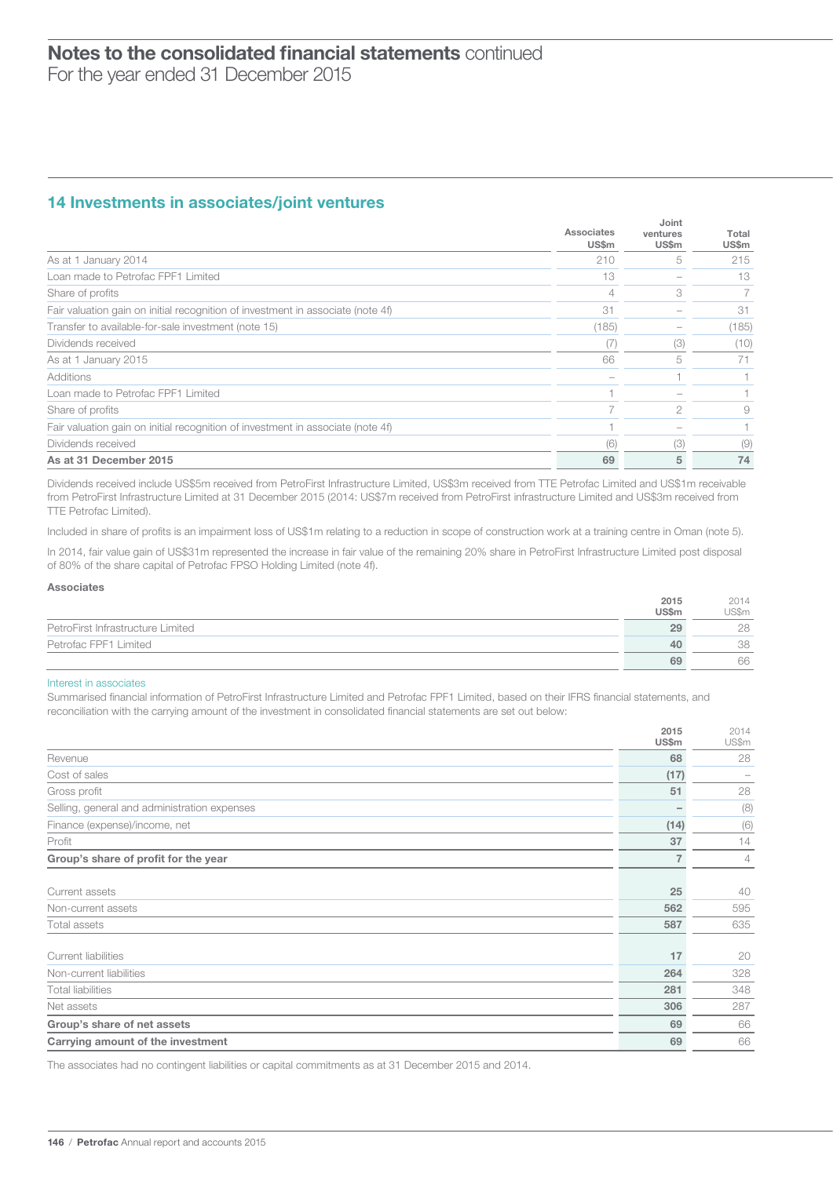## 14 Investments in associates/joint ventures

| | Associates US$m | Joint ventures US$m | Total US$m |
|---|---|---|---|
| As at 1 January 2014 | 210 | 5 | 215 |
| Loan made to Petrofac FPF1 Limited | 13 | – | 13 |
| Share of profits | 4 | 3 | 7 |
| Fair valuation gain on initial recognition of investment in associate (note 4f) | 31 | – | 31 |
| Transfer to available-for-sale investment (note 15) | (185) | – | (185) |
| Dividends received | (7) | (3) | (10) |
| As at 1 January 2015 | 66 | 5 | 71 |
| Additions | – | 1 | 1 |
| Loan made to Petrofac FPF1 Limited | 1 | – | 1 |
| Share of profits | 7 | 2 | 9 |
| Fair valuation gain on initial recognition of investment in associate (note 4f) | 1 | – | 1 |
| Dividends received | (6) | (3) | (9) |
| **As at 31 December 2015** | **69** | **5** | **74** |

Dividends received include US$5m received from PetroFirst Infrastructure Limited, US$3m received from TTE Petrofac Limited and US$1m receivable from PetroFirst Infrastructure Limited at 31 December 2015 (2014: US$7m received from PetroFirst infrastructure Limited and US$3m received from TTE Petrofac Limited).

Included in share of profits is an impairment loss of US$1m relating to a reduction in scope of construction work at a training centre in Oman (note 5).

In 2014, fair value gain of US$31m represented the increase in fair value of the remaining 20% share in PetroFirst Infrastructure Limited post disposal of 80% of the share capital of Petrofac FPSO Holding Limited (note 4f).

**Associates**

| | 2015 US$m | 2014 US$m |
|---|---|---|
| PetroFirst Infrastructure Limited | 29 | 28 |
| Petrofac FPF1 Limited | 40 | 38 |
| | 69 | 66 |

Interest in associates

Summarised financial information of PetroFirst Infrastructure Limited and Petrofac FPF1 Limited, based on their IFRS financial statements, and reconciliation with the carrying amount of the investment in consolidated financial statements are set out below:

| | 2015 US$m | 2014 US$m |
|---|---|---|
| Revenue | 68 | 28 |
| Cost of sales | (17) | – |
| Gross profit | 51 | 28 |
| Selling, general and administration expenses | – | (8) |
| Finance (expense)/income, net | (14) | (6) |
| Profit | 37 | 14 |
| **Group's share of profit for the year** | **7** | **4** |
| | | |
| Current assets | 25 | 40 |
| Non-current assets | 562 | 595 |
| Total assets | 587 | 635 |
| | | |
| Current liabilities | 17 | 20 |
| Non-current liabilities | 264 | 328 |
| Total liabilities | 281 | 348 |
| Net assets | 306 | 287 |
| **Group's share of net assets** | **69** | **66** |
| **Carrying amount of the investment** | **69** | **66** |

The associates had no contingent liabilities or capital commitments as at 31 December 2015 and 2014.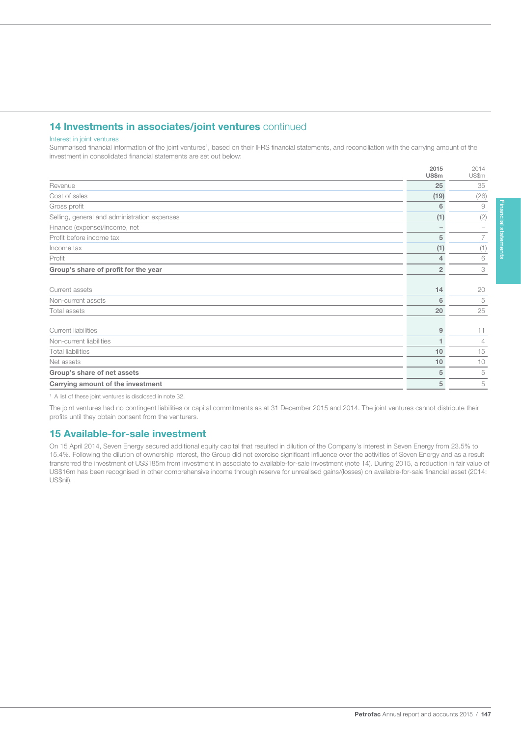## 14 Investments in associates/joint ventures continued

### Interest in joint ventures

Summarised financial information of the joint ventures[1], based on their IFRS financial statements, and reconciliation with the carrying amount of the investment in consolidated financial statements are set out below:

| | 2015 US$m | 2014 US$m |
|---|---|---|
| Revenue | 25 | 35 |
| Cost of sales | (19) | (26) |
| Gross profit | 6 | 9 |
| Selling, general and administration expenses | (1) | (2) |
| Finance (expense)/income, net | – | – |
| Profit before income tax | 5 | 7 |
| Income tax | (1) | (1) |
| Profit | 4 | 6 |
| **Group's share of profit for the year** | 2 | 3 |
| | | |
| Current assets | 14 | 20 |
| Non-current assets | 6 | 5 |
| Total assets | 20 | 25 |
| | | |
| Current liabilities | 9 | 11 |
| Non-current liabilities | 1 | 4 |
| Total liabilities | 10 | 15 |
| Net assets | 10 | 10 |
| **Group's share of net assets** | 5 | 5 |
| **Carrying amount of the investment** | 5 | 5 |

[1] A list of these joint ventures is disclosed in note 32.

The joint ventures had no contingent liabilities or capital commitments as at 31 December 2015 and 2014. The joint ventures cannot distribute their profits until they obtain consent from the venturers.

## 15 Available-for-sale investment

On 15 April 2014, Seven Energy secured additional equity capital that resulted in dilution of the Company's interest in Seven Energy from 23.5% to 15.4%. Following the dilution of ownership interest, the Group did not exercise significant influence over the activities of Seven Energy and as a result transferred the investment of US$185m from investment in associate to available-for-sale investment (note 14). During 2015, a reduction in fair value of US$16m has been recognised in other comprehensive income through reserve for unrealised gains/(losses) on available-for-sale financial asset (2014: US$nil).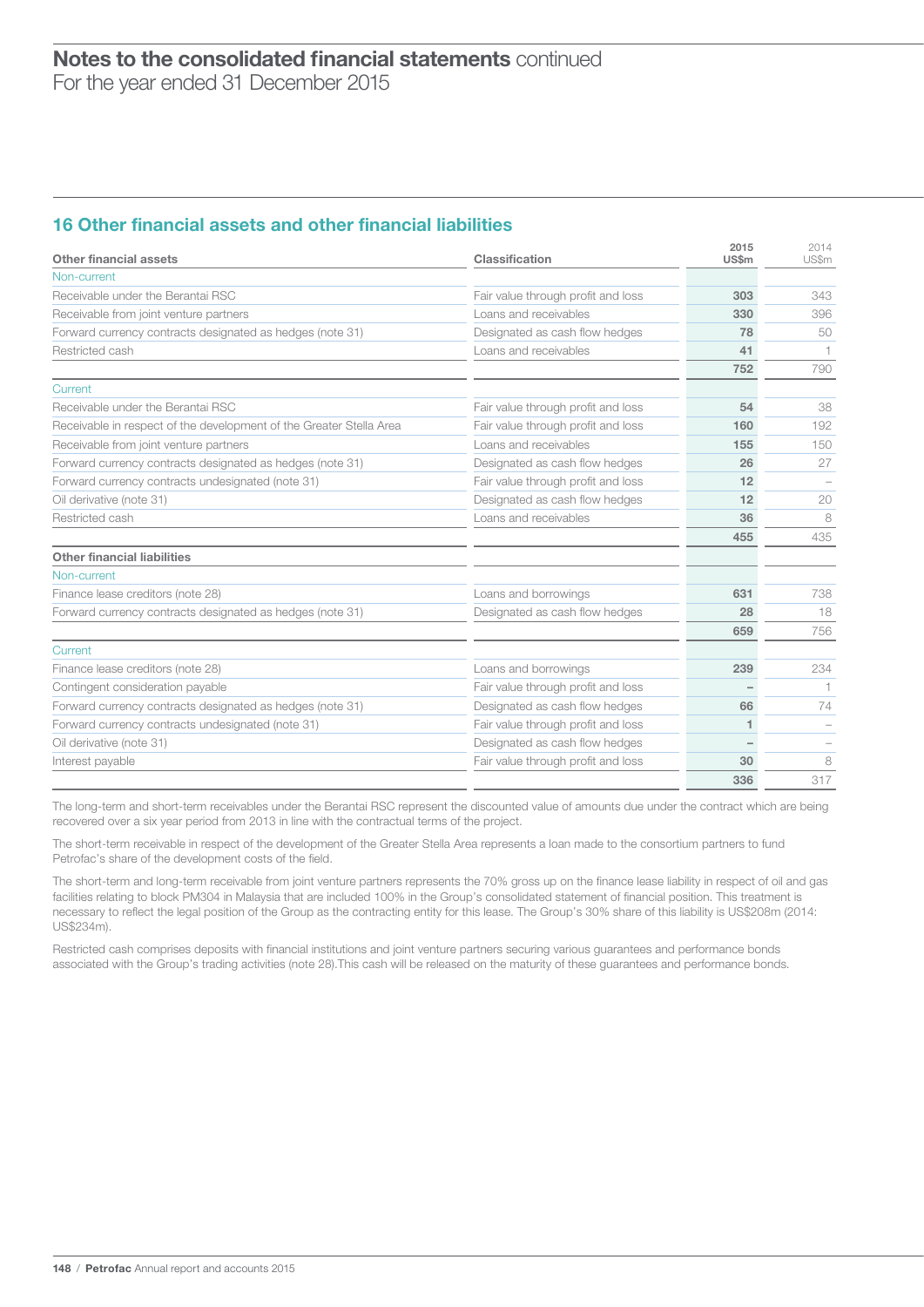## 16 Other financial assets and other financial liabilities

| Other financial assets | Classification | 2015 US$m | 2014 US$m |
|---|---|---|---|
| Non-current | | | |
| Receivable under the Berantai RSC | Fair value through profit and loss | 303 | 343 |
| Receivable from joint venture partners | Loans and receivables | 330 | 396 |
| Forward currency contracts designated as hedges (note 31) | Designated as cash flow hedges | 78 | 50 |
| Restricted cash | Loans and receivables | 41 | 1 |
| | | 752 | 790 |
| Current | | | |
| Receivable under the Berantai RSC | Fair value through profit and loss | 54 | 38 |
| Receivable in respect of the development of the Greater Stella Area | Fair value through profit and loss | 160 | 192 |
| Receivable from joint venture partners | Loans and receivables | 155 | 150 |
| Forward currency contracts designated as hedges (note 31) | Designated as cash flow hedges | 26 | 27 |
| Forward currency contracts undesignated (note 31) | Fair value through profit and loss | 12 | – |
| Oil derivative (note 31) | Designated as cash flow hedges | 12 | 20 |
| Restricted cash | Loans and receivables | 36 | 8 |
| | | 455 | 435 |
| **Other financial liabilities** | | | |
| Non-current | | | |
| Finance lease creditors (note 28) | Loans and borrowings | 631 | 738 |
| Forward currency contracts designated as hedges (note 31) | Designated as cash flow hedges | 28 | 18 |
| | | 659 | 756 |
| Current | | | |
| Finance lease creditors (note 28) | Loans and borrowings | 239 | 234 |
| Contingent consideration payable | Fair value through profit and loss | – | 1 |
| Forward currency contracts designated as hedges (note 31) | Designated as cash flow hedges | 66 | 74 |
| Forward currency contracts undesignated (note 31) | Fair value through profit and loss | 1 | – |
| Oil derivative (note 31) | Designated as cash flow hedges | – | – |
| Interest payable | Fair value through profit and loss | 30 | 8 |
| | | 336 | 317 |

The long-term and short-term receivables under the Berantai RSC represent the discounted value of amounts due under the contract which are being recovered over a six year period from 2013 in line with the contractual terms of the project.

The short-term receivable in respect of the development of the Greater Stella Area represents a loan made to the consortium partners to fund Petrofac's share of the development costs of the field.

The short-term and long-term receivable from joint venture partners represents the 70% gross up on the finance lease liability in respect of oil and gas facilities relating to block PM304 in Malaysia that are included 100% in the Group's consolidated statement of financial position. This treatment is necessary to reflect the legal position of the Group as the contracting entity for this lease. The Group's 30% share of this liability is US$208m (2014: US$234m).

Restricted cash comprises deposits with financial institutions and joint venture partners securing various guarantees and performance bonds associated with the Group's trading activities (note 28).This cash will be released on the maturity of these guarantees and performance bonds.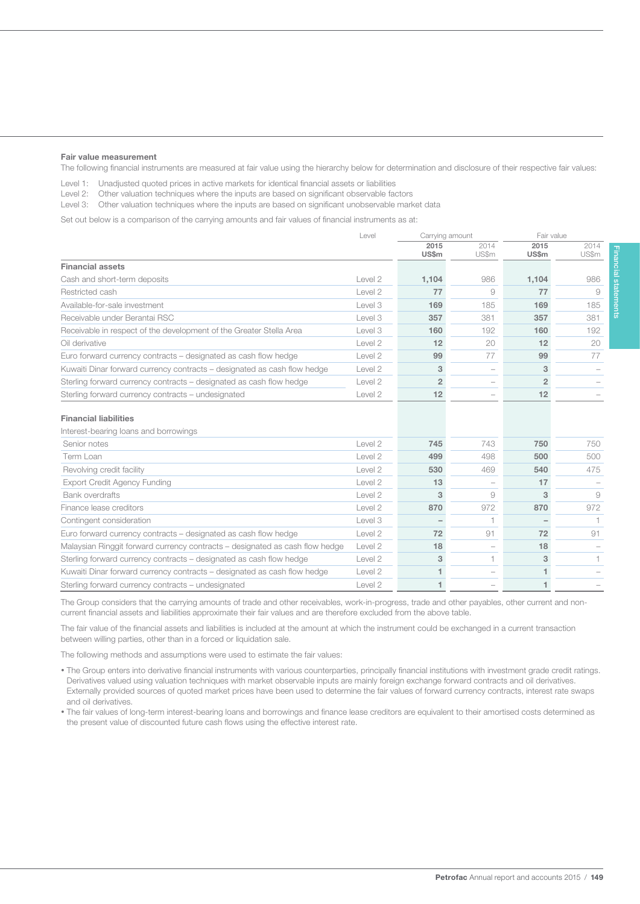**Fair value measurement**

The following financial instruments are measured at fair value using the hierarchy below for determination and disclosure of their respective fair values:

Level 1: Unadjusted quoted prices in active markets for identical financial assets or liabilities
Level 2: Other valuation techniques where the inputs are based on significant observable factors
Level 3: Other valuation techniques where the inputs are based on significant unobservable market data

Set out below is a comparison of the carrying amounts and fair values of financial instruments as at:

| | Level | Carrying amount | | Fair value | |
|---|---|---|---|---|---|
| | | **2015 US$m** | 2014 US$m | **2015 US$m** | 2014 US$m |
| **Financial assets** | | | | | |
| Cash and short-term deposits | Level 2 | **1,104** | 986 | **1,104** | 986 |
| Restricted cash | Level 2 | **77** | 9 | **77** | 9 |
| Available-for-sale investment | Level 3 | **169** | 185 | **169** | 185 |
| Receivable under Berantai RSC | Level 3 | **357** | 381 | **357** | 381 |
| Receivable in respect of the development of the Greater Stella Area | Level 3 | **160** | 192 | **160** | 192 |
| Oil derivative | Level 2 | **12** | 20 | **12** | 20 |
| Euro forward currency contracts – designated as cash flow hedge | Level 2 | **99** | 77 | **99** | 77 |
| Kuwaiti Dinar forward currency contracts – designated as cash flow hedge | Level 2 | **3** | – | **3** | – |
| Sterling forward currency contracts – designated as cash flow hedge | Level 2 | **2** | – | **2** | – |
| Sterling forward currency contracts – undesignated | Level 2 | **12** | – | **12** | – |
| **Financial liabilities** | | | | | |
| Interest-bearing loans and borrowings | | | | | |
| Senior notes | Level 2 | **745** | 743 | **750** | 750 |
| Term Loan | Level 2 | **499** | 498 | **500** | 500 |
| Revolving credit facility | Level 2 | **530** | 469 | **540** | 475 |
| Export Credit Agency Funding | Level 2 | **13** | – | **17** | – |
| Bank overdrafts | Level 2 | **3** | 9 | **3** | 9 |
| Finance lease creditors | Level 2 | **870** | 972 | **870** | 972 |
| Contingent consideration | Level 3 | **–** | 1 | **–** | 1 |
| Euro forward currency contracts – designated as cash flow hedge | Level 2 | **72** | 91 | **72** | 91 |
| Malaysian Ringgit forward currency contracts – designated as cash flow hedge | Level 2 | **18** | – | **18** | – |
| Sterling forward currency contracts – designated as cash flow hedge | Level 2 | **3** | 1 | **3** | 1 |
| Kuwaiti Dinar forward currency contracts – designated as cash flow hedge | Level 2 | **1** | – | **1** | – |
| Sterling forward currency contracts – undesignated | Level 2 | **1** | – | **1** | – |

The Group considers that the carrying amounts of trade and other receivables, work-in-progress, trade and other payables, other current and non-current financial assets and liabilities approximate their fair values and are therefore excluded from the above table.

The fair value of the financial assets and liabilities is included at the amount at which the instrument could be exchanged in a current transaction between willing parties, other than in a forced or liquidation sale.

The following methods and assumptions were used to estimate the fair values:

- The Group enters into derivative financial instruments with various counterparties, principally financial institutions with investment grade credit ratings. Derivatives valued using valuation techniques with market observable inputs are mainly foreign exchange forward contracts and oil derivatives. Externally provided sources of quoted market prices have been used to determine the fair values of forward currency contracts, interest rate swaps and oil derivatives.
- The fair values of long-term interest-bearing loans and borrowings and finance lease creditors are equivalent to their amortised costs determined as the present value of discounted future cash flows using the effective interest rate.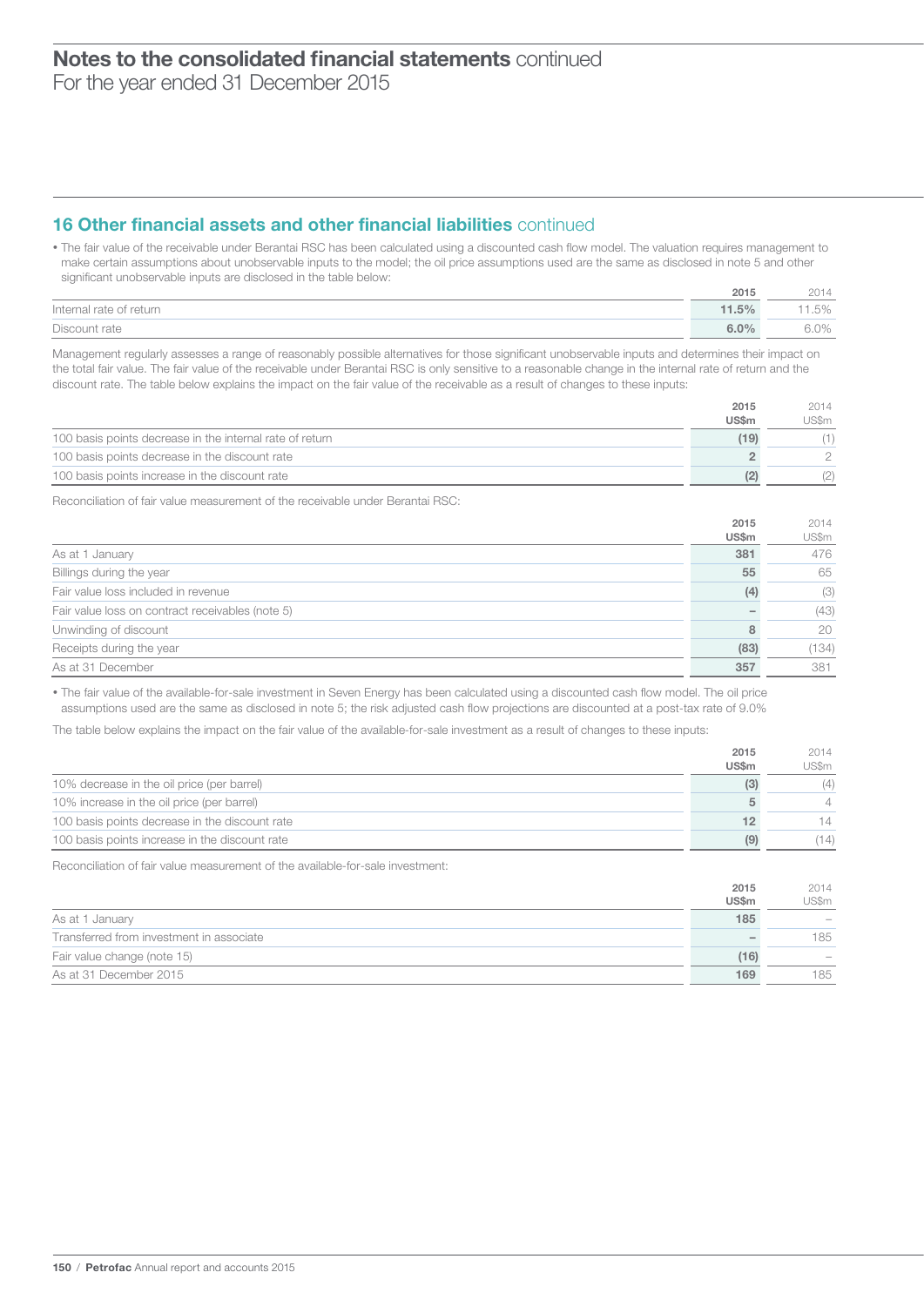## 16 Other financial assets and other financial liabilities continued

- The fair value of the receivable under Berantai RSC has been calculated using a discounted cash flow model. The valuation requires management to make certain assumptions about unobservable inputs to the model; the oil price assumptions used are the same as disclosed in note 5 and other significant unobservable inputs are disclosed in the table below:

| | 2015 | 2014 |
|---|---|---|
| Internal rate of return | 11.5% | 11.5% |
| Discount rate | 6.0% | 6.0% |

Management regularly assesses a range of reasonably possible alternatives for those significant unobservable inputs and determines their impact on the total fair value. The fair value of the receivable under Berantai RSC is only sensitive to a reasonable change in the internal rate of return and the discount rate. The table below explains the impact on the fair value of the receivable as a result of changes to these inputs:

| | 2015 US$m | 2014 US$m |
|---|---|---|
| 100 basis points decrease in the internal rate of return | (19) | (1) |
| 100 basis points decrease in the discount rate | 2 | 2 |
| 100 basis points increase in the discount rate | (2) | (2) |

Reconciliation of fair value measurement of the receivable under Berantai RSC:

| | 2015 US$m | 2014 US$m |
|---|---|---|
| As at 1 January | 381 | 476 |
| Billings during the year | 55 | 65 |
| Fair value loss included in revenue | (4) | (3) |
| Fair value loss on contract receivables (note 5) | – | (43) |
| Unwinding of discount | 8 | 20 |
| Receipts during the year | (83) | (134) |
| As at 31 December | 357 | 381 |

- The fair value of the available-for-sale investment in Seven Energy has been calculated using a discounted cash flow model. The oil price assumptions used are the same as disclosed in note 5; the risk adjusted cash flow projections are discounted at a post-tax rate of 9.0%

The table below explains the impact on the fair value of the available-for-sale investment as a result of changes to these inputs:

| | 2015 US$m | 2014 US$m |
|---|---|---|
| 10% decrease in the oil price (per barrel) | (3) | (4) |
| 10% increase in the oil price (per barrel) | 5 | 4 |
| 100 basis points decrease in the discount rate | 12 | 14 |
| 100 basis points increase in the discount rate | (9) | (14) |

Reconciliation of fair value measurement of the available-for-sale investment:

| | 2015 US$m | 2014 US$m |
|---|---|---|
| As at 1 January | 185 | – |
| Transferred from investment in associate | – | 185 |
| Fair value change (note 15) | (16) | – |
| As at 31 December 2015 | 169 | 185 |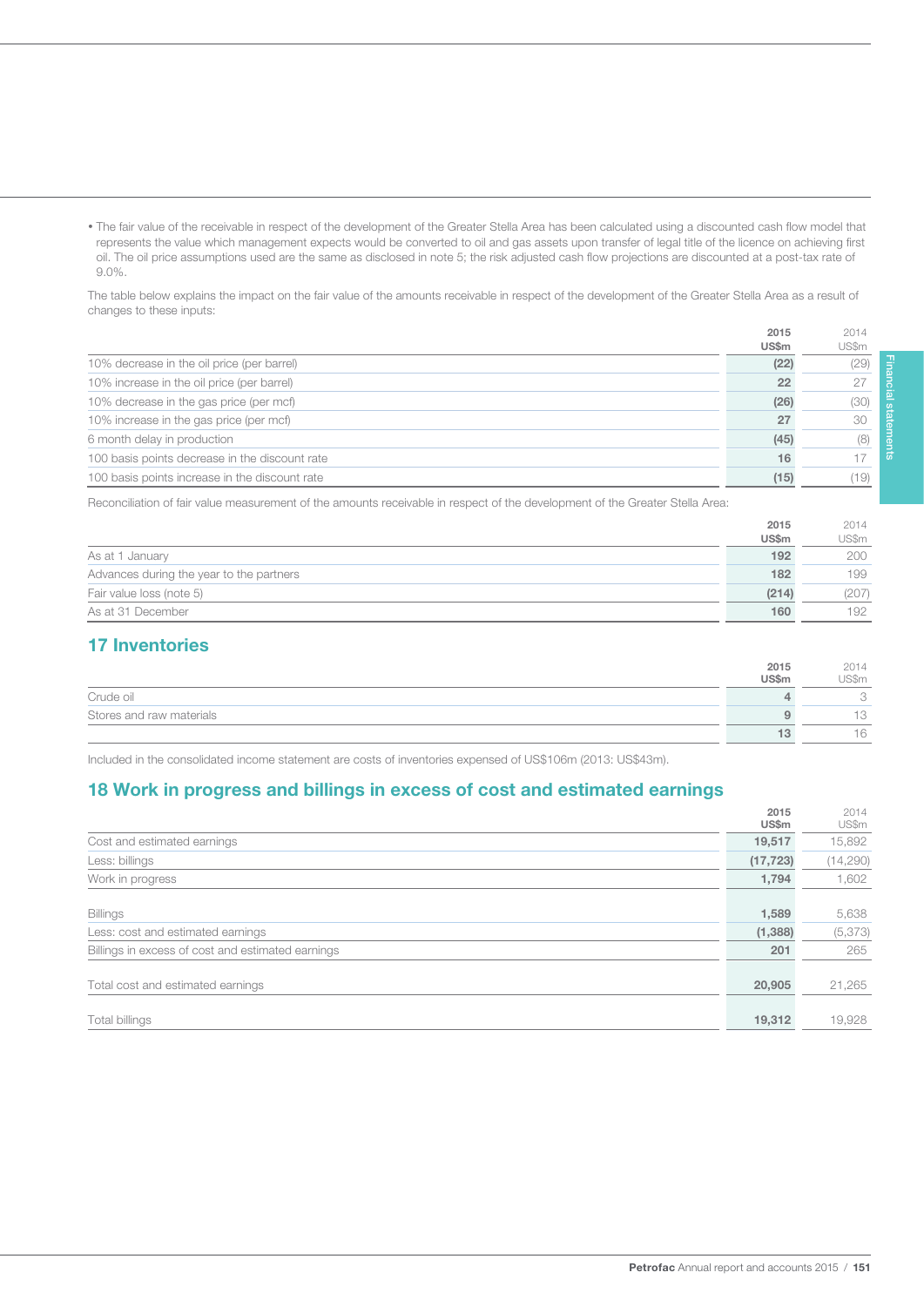- The fair value of the receivable in respect of the development of the Greater Stella Area has been calculated using a discounted cash flow model that represents the value which management expects would be converted to oil and gas assets upon transfer of legal title of the licence on achieving first oil. The oil price assumptions used are the same as disclosed in note 5; the risk adjusted cash flow projections are discounted at a post-tax rate of 9.0%.

The table below explains the impact on the fair value of the amounts receivable in respect of the development of the Greater Stella Area as a result of changes to these inputs:

| | **2015 US$m** | 2014 US$m |
|---|---|---|
| 10% decrease in the oil price (per barrel) | **(22)** | (29) |
| 10% increase in the oil price (per barrel) | **22** | 27 |
| 10% decrease in the gas price (per mcf) | **(26)** | (30) |
| 10% increase in the gas price (per mcf) | **27** | 30 |
| 6 month delay in production | **(45)** | (8) |
| 100 basis points decrease in the discount rate | **16** | 17 |
| 100 basis points increase in the discount rate | **(15)** | (19) |

Reconciliation of fair value measurement of the amounts receivable in respect of the development of the Greater Stella Area:

| | **2015 US$m** | 2014 US$m |
|---|---|---|
| As at 1 January | **192** | 200 |
| Advances during the year to the partners | **182** | 199 |
| Fair value loss (note 5) | **(214)** | (207) |
| As at 31 December | **160** | 192 |

## 17 Inventories

| | **2015 US$m** | 2014 US$m |
|---|---|---|
| Crude oil | **4** | 3 |
| Stores and raw materials | **9** | 13 |
| | **13** | 16 |

Included in the consolidated income statement are costs of inventories expensed of US$106m (2013: US$43m).

## 18 Work in progress and billings in excess of cost and estimated earnings

| | **2015 US$m** | 2014 US$m |
|---|---|---|
| Cost and estimated earnings | **19,517** | 15,892 |
| Less: billings | **(17,723)** | (14,290) |
| Work in progress | **1,794** | 1,602 |
| | | |
| Billings | **1,589** | 5,638 |
| Less: cost and estimated earnings | **(1,388)** | (5,373) |
| Billings in excess of cost and estimated earnings | **201** | 265 |
| | | |
| Total cost and estimated earnings | **20,905** | 21,265 |
| | | |
| Total billings | **19,312** | 19,928 |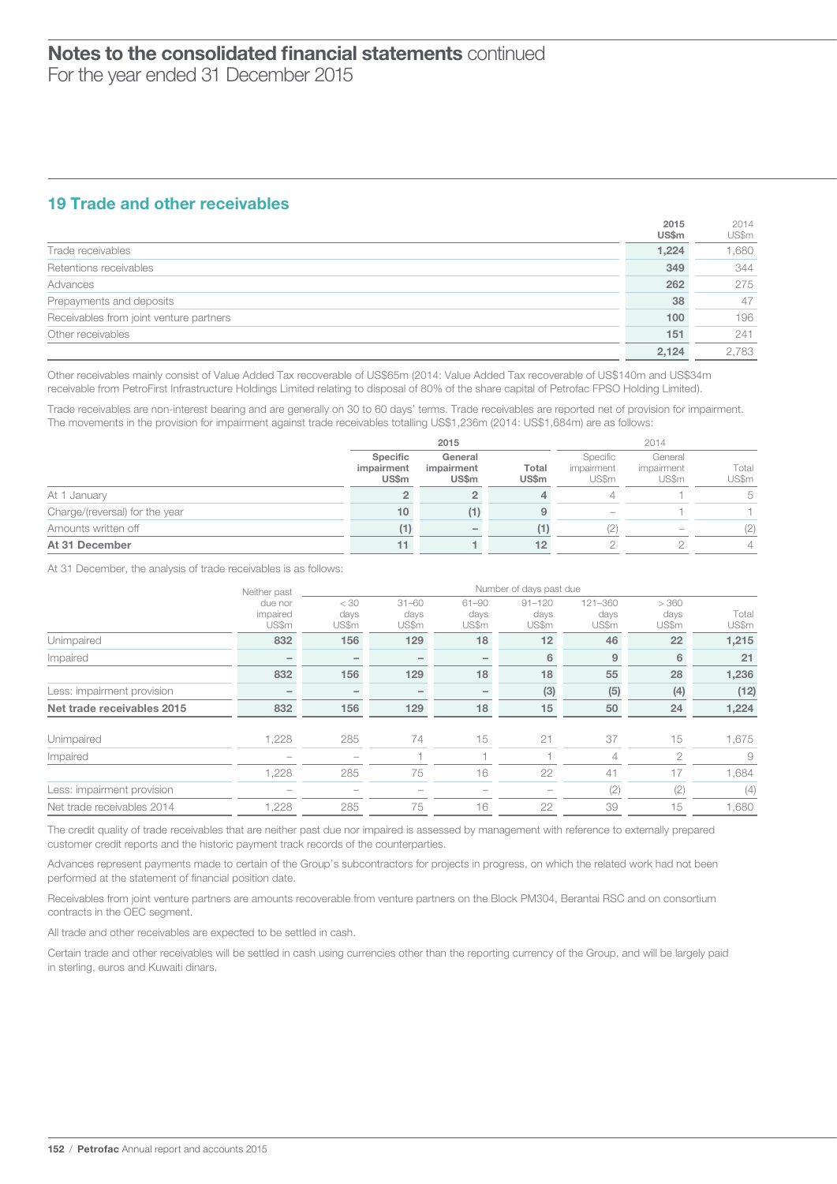# Notes to the consolidated financial statements continued

For the year ended 31 December 2015

## 19 Trade and other receivables

| | 2015 US$m | 2014 US$m |
|---|---|---|
| Trade receivables | 1,224 | 1,680 |
| Retentions receivables | 349 | 344 |
| Advances | 262 | 275 |
| Prepayments and deposits | 38 | 47 |
| Receivables from joint venture partners | 100 | 196 |
| Other receivables | 151 | 241 |
| | 2,124 | 2,783 |

Other receivables mainly consist of Value Added Tax recoverable of US$65m (2014: Value Added Tax recoverable of US$140m and US$34m receivable from PetroFirst Infrastructure Holdings Limited relating to disposal of 80% of the share capital of Petrofac FPSO Holding Limited).

Trade receivables are non-interest bearing and are generally on 30 to 60 days' terms. Trade receivables are reported net of provision for impairment. The movements in the provision for impairment against trade receivables totalling US$1,236m (2014: US$1,684m) are as follows:

| | 2015 | | | 2014 | | |
|---|---|---|---|---|---|---|
| | Specific impairment US$m | General impairment US$m | Total US$m | Specific impairment US$m | General impairment US$m | Total US$m |
| At 1 January | 2 | 2 | 4 | 4 | 1 | 5 |
| Charge/(reversal) for the year | 10 | (1) | 9 | – | 1 | 1 |
| Amounts written off | (1) | – | (1) | (2) | – | (2) |
| **At 31 December** | 11 | 1 | 12 | 2 | 2 | 4 |

At 31 December, the analysis of trade receivables is as follows:

| | Neither past due nor impaired US$m | Number of days past due < 30 days US$m | 31–60 days US$m | 61–90 days US$m | 91–120 days US$m | 121–360 days US$m | > 360 days US$m | Total US$m |
|---|---|---|---|---|---|---|---|---|
| Unimpaired | 832 | 156 | 129 | 18 | 12 | 46 | 22 | 1,215 |
| Impaired | – | – | – | – | 6 | 9 | 6 | 21 |
| | 832 | 156 | 129 | 18 | 18 | 55 | 28 | 1,236 |
| Less: impairment provision | – | – | – | – | (3) | (5) | (4) | (12) |
| **Net trade receivables 2015** | 832 | 156 | 129 | 18 | 15 | 50 | 24 | 1,224 |
| Unimpaired | 1,228 | 285 | 74 | 15 | 21 | 37 | 15 | 1,675 |
| Impaired | – | – | 1 | 1 | 1 | 4 | 2 | 9 |
| | 1,228 | 285 | 75 | 16 | 22 | 41 | 17 | 1,684 |
| Less: impairment provision | – | – | – | – | – | (2) | (2) | (4) |
| Net trade receivables 2014 | 1,228 | 285 | 75 | 16 | 22 | 39 | 15 | 1,680 |

The credit quality of trade receivables that are neither past due nor impaired is assessed by management with reference to externally prepared customer credit reports and the historic payment track records of the counterparties.

Advances represent payments made to certain of the Group's subcontractors for projects in progress, on which the related work had not been performed at the statement of financial position date.

Receivables from joint venture partners are amounts recoverable from venture partners on the Block PM304, Berantai RSC and on consortium contracts in the OEC segment.

All trade and other receivables are expected to be settled in cash.

Certain trade and other receivables will be settled in cash using currencies other than the reporting currency of the Group, and will be largely paid in sterling, euros and Kuwaiti dinars.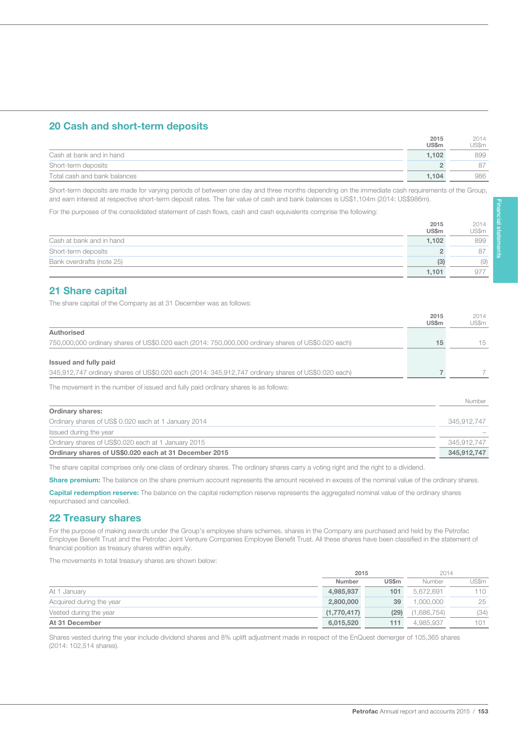## 20 Cash and short-term deposits

| | 2015 US$m | 2014 US$m |
|---|---|---|
| Cash at bank and in hand | **1,102** | 899 |
| Short-term deposits | **2** | 87 |
| Total cash and bank balances | **1,104** | 986 |

Short-term deposits are made for varying periods of between one day and three months depending on the immediate cash requirements of the Group, and earn interest at respective short-term deposit rates. The fair value of cash and bank balances is US$1,104m (2014: US$986m).

For the purposes of the consolidated statement of cash flows, cash and cash equivalents comprise the following:

| | 2015 US$m | 2014 US$m |
|---|---|---|
| Cash at bank and in hand | **1,102** | 899 |
| Short-term deposits | **2** | 87 |
| Bank overdrafts (note 25) | **(3)** | (9) |
| | **1,101** | 977 |

## 21 Share capital

The share capital of the Company as at 31 December was as follows:

| | 2015 US$m | 2014 US$m |
|---|---|---|
| **Authorised** | | |
| 750,000,000 ordinary shares of US$0.020 each (2014: 750,000,000 ordinary shares of US$0.020 each) | **15** | 15 |
| **Issued and fully paid** | | |
| 345,912,747 ordinary shares of US$0.020 each (2014: 345,912,747 ordinary shares of US$0.020 each) | **7** | 7 |

The movement in the number of issued and fully paid ordinary shares is as follows:

| | Number |
|---|---|
| **Ordinary shares:** | |
| Ordinary shares of US$ 0.020 each at 1 January 2014 | 345,912,747 |
| Issued during the year | – |
| Ordinary shares of US$0.020 each at 1 January 2015 | 345,912,747 |
| **Ordinary shares of US$0.020 each at 31 December 2015** | **345,912,747** |

The share capital comprises only one class of ordinary shares. The ordinary shares carry a voting right and the right to a dividend.

**Share premium:** The balance on the share premium account represents the amount received in excess of the nominal value of the ordinary shares.

**Capital redemption reserve:** The balance on the capital redemption reserve represents the aggregated nominal value of the ordinary shares repurchased and cancelled.

## 22 Treasury shares

For the purpose of making awards under the Group's employee share schemes, shares in the Company are purchased and held by the Petrofac Employee Benefit Trust and the Petrofac Joint Venture Companies Employee Benefit Trust. All these shares have been classified in the statement of financial position as treasury shares within equity.

The movements in total treasury shares are shown below:

| | 2015 | | 2014 | |
|---|---|---|---|---|
| | **Number** | **US$m** | Number | US$m |
| At 1 January | **4,985,937** | **101** | 5,672,691 | 110 |
| Acquired during the year | **2,800,000** | **39** | 1,000,000 | 25 |
| Vested during the year | **(1,770,417)** | **(29)** | (1,686,754) | (34) |
| **At 31 December** | **6,015,520** | **111** | 4,985,937 | 101 |

Shares vested during the year include dividend shares and 8% uplift adjustment made in respect of the EnQuest demerger of 105,365 shares (2014: 102,514 shares).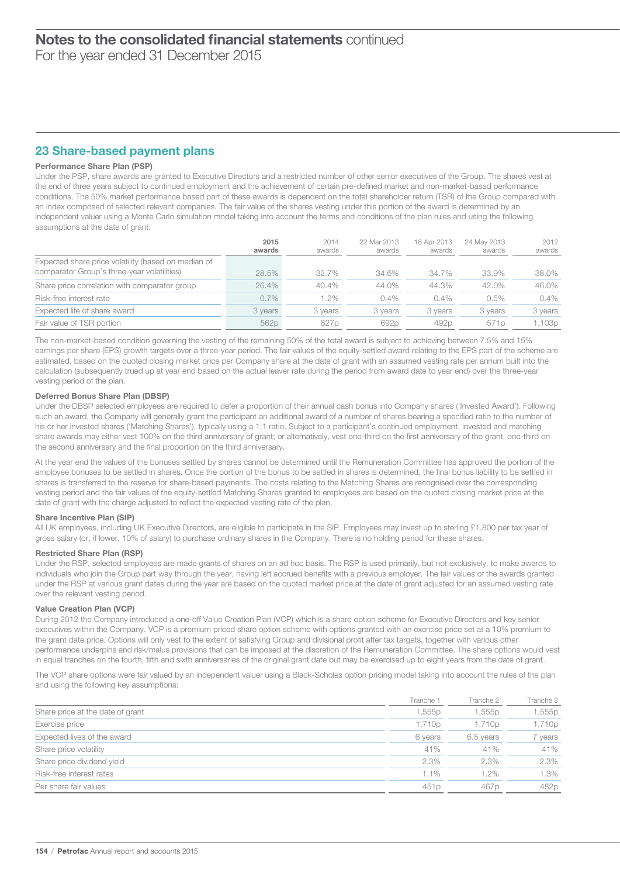# Notes to the consolidated financial statements continued

For the year ended 31 December 2015

## 23 Share-based payment plans

### Performance Share Plan (PSP)

Under the PSP, share awards are granted to Executive Directors and a restricted number of other senior executives of the Group. The shares vest at the end of three years subject to continued employment and the achievement of certain pre-defined market and non-market-based performance conditions. The 50% market performance based part of these awards is dependent on the total shareholder return (TSR) of the Group compared with an index composed of selected relevant companies. The fair value of the shares vesting under this portion of the award is determined by an independent valuer using a Monte Carlo simulation model taking into account the terms and conditions of the plan rules and using the following assumptions at the date of grant:

| | **2015 awards** | 2014 awards | 22 Mar 2013 awards | 18 Apr 2013 awards | 24 May 2013 awards | 2012 awards |
|---|---|---|---|---|---|---|
| Expected share price volatility (based on median of comparator Group's three-year volatilities) | 28.5% | 32.7% | 34.6% | 34.7% | 33.9% | 38.0% |
| Share price correlation with comparator group | 26.4% | 40.4% | 44.0% | 44.3% | 42.0% | 46.0% |
| Risk-free interest rate | 0.7% | 1.2% | 0.4% | 0.4% | 0.5% | 0.4% |
| Expected life of share award | 3 years | 3 years | 3 years | 3 years | 3 years | 3 years |
| Fair value of TSR portion | 562p | 827p | 692p | 492p | 571p | 1,103p |

The non-market-based condition governing the vesting of the remaining 50% of the total award is subject to achieving between 7.5% and 15% earnings per share (EPS) growth targets over a three-year period. The fair values of the equity-settled award relating to the EPS part of the scheme are estimated, based on the quoted closing market price per Company share at the date of grant with an assumed vesting rate per annum built into the calculation (subsequently trued up at year end based on the actual leaver rate during the period from award date to year end) over the three-year vesting period of the plan.

### Deferred Bonus Share Plan (DBSP)

Under the DBSP selected employees are required to defer a proportion of their annual cash bonus into Company shares ('Invested Award'). Following such an award, the Company will generally grant the participant an additional award of a number of shares bearing a specified ratio to the number of his or her invested shares ('Matching Shares'), typically using a 1:1 ratio. Subject to a participant's continued employment, invested and matching share awards may either vest 100% on the third anniversary of grant; or alternatively, vest one-third on the first anniversary of the grant, one-third on the second anniversary and the final proportion on the third anniversary.

At the year end the values of the bonuses settled by shares cannot be determined until the Remuneration Committee has approved the portion of the employee bonuses to be settled in shares. Once the portion of the bonus to be settled in shares is determined, the final bonus liability to be settled in shares is transferred to the reserve for share-based payments. The costs relating to the Matching Shares are recognised over the corresponding vesting period and the fair values of the equity-settled Matching Shares granted to employees are based on the quoted closing market price at the date of grant with the charge adjusted to reflect the expected vesting rate of the plan.

### Share Incentive Plan (SIP)

All UK employees, including UK Executive Directors, are eligible to participate in the SIP. Employees may invest up to sterling £1,800 per tax year of gross salary (or, if lower, 10% of salary) to purchase ordinary shares in the Company. There is no holding period for these shares.

### Restricted Share Plan (RSP)

Under the RSP, selected employees are made grants of shares on an ad hoc basis. The RSP is used primarily, but not exclusively, to make awards to individuals who join the Group part way through the year, having left accrued benefits with a previous employer. The fair values of the awards granted under the RSP at various grant dates during the year are based on the quoted market price at the date of grant adjusted for an assumed vesting rate over the relevant vesting period.

### Value Creation Plan (VCP)

During 2012 the Company introduced a one-off Value Creation Plan (VCP) which is a share option scheme for Executive Directors and key senior executives within the Company. VCP is a premium priced share option scheme with options granted with an exercise price set at a 10% premium to the grant date price. Options will only vest to the extent of satisfying Group and divisional profit after tax targets, together with various other performance underpins and risk/malus provisions that can be imposed at the discretion of the Remuneration Committee. The share options would vest in equal tranches on the fourth, fifth and sixth anniversaries of the original grant date but may be exercised up to eight years from the date of grant.

The VCP share options were fair valued by an independent valuer using a Black-Scholes option pricing model taking into account the rules of the plan and using the following key assumptions:

| | Tranche 1 | Tranche 2 | Tranche 3 |
|---|---|---|---|
| Share price at the date of grant | 1,555p | 1,555p | 1,555p |
| Exercise price | 1,710p | 1,710p | 1,710p |
| Expected lives of the award | 6 years | 6.5 years | 7 years |
| Share price volatility | 41% | 41% | 41% |
| Share price dividend yield | 2.3% | 2.3% | 2.3% |
| Risk-free interest rates | 1.1% | 1.2% | 1.3% |
| Per share fair values | 451p | 467p | 482p |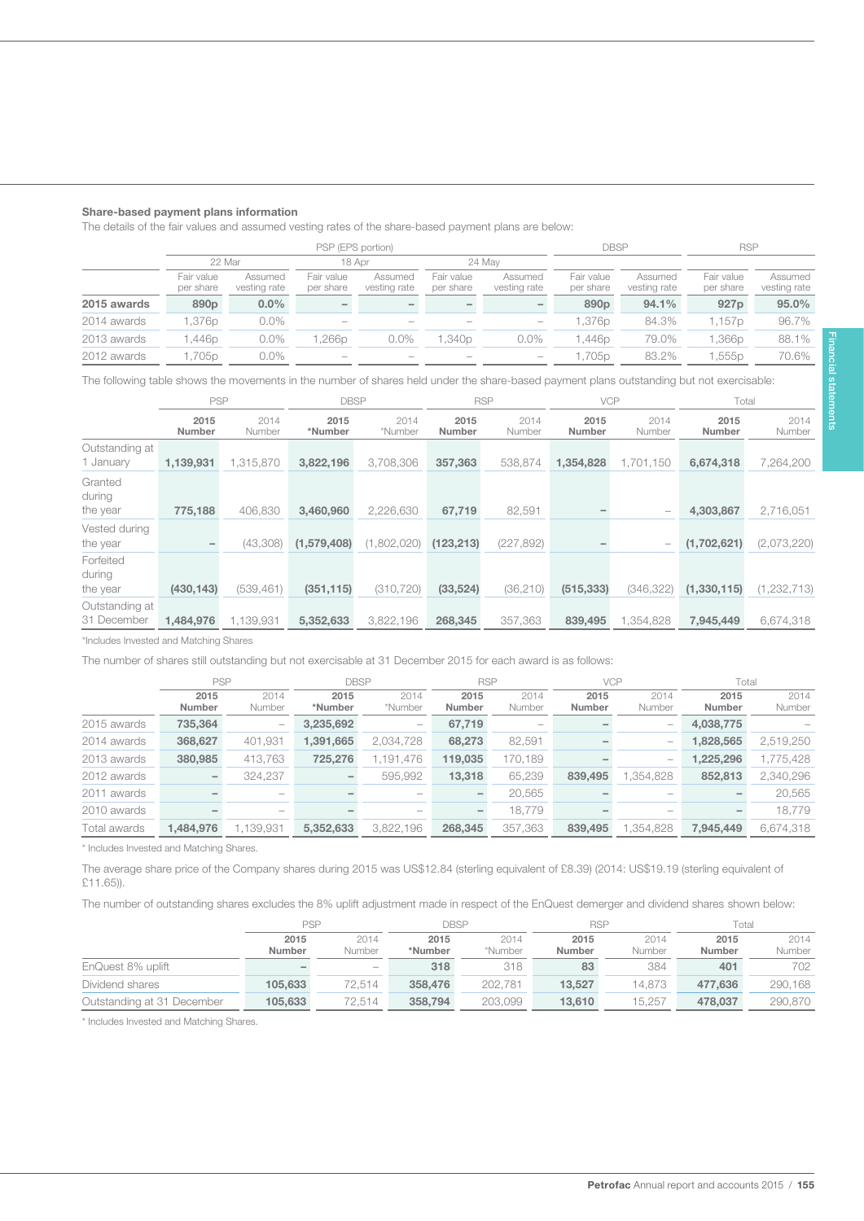**Share-based payment plans information**

The details of the fair values and assumed vesting rates of the share-based payment plans are below:

| | PSP (EPS portion) | | | | | | DBSP | | RSP | |
|---|---|---|---|---|---|---|---|---|---|---|
| | 22 Mar | | 18 Apr | | 24 May | | | | | |
| | Fair value per share | Assumed vesting rate | Fair value per share | Assumed vesting rate | Fair value per share | Assumed vesting rate | Fair value per share | Assumed vesting rate | Fair value per share | Assumed vesting rate |
| **2015 awards** | **890p** | **0.0%** | **–** | **–** | **–** | **–** | **890p** | **94.1%** | **927p** | **95.0%** |
| 2014 awards | 1,376p | 0.0% | – | – | – | – | 1,376p | 84.3% | 1,157p | 96.7% |
| 2013 awards | 1,446p | 0.0% | 1,266p | 0.0% | 1,340p | 0.0% | 1,446p | 79.0% | 1,366p | 88.1% |
| 2012 awards | 1,705p | 0.0% | – | – | – | – | 1,705p | 83.2% | 1,555p | 70.6% |

The following table shows the movements in the number of shares held under the share-based payment plans outstanding but not exercisable:

| | PSP | | DBSP | | RSP | | VCP | | Total | |
|---|---|---|---|---|---|---|---|---|---|---|
| | **2015 Number** | 2014 Number | **2015 *Number** | 2014 *Number | **2015 Number** | 2014 Number | **2015 Number** | 2014 Number | **2015 Number** | 2014 Number |
| Outstanding at 1 January | **1,139,931** | 1,315,870 | **3,822,196** | 3,708,306 | **357,363** | 538,874 | **1,354,828** | 1,701,150 | **6,674,318** | 7,264,200 |
| Granted during the year | **775,188** | 406,830 | **3,460,960** | 2,226,630 | **67,719** | 82,591 | **–** | – | **4,303,867** | 2,716,051 |
| Vested during the year | **–** | (43,308) | **(1,579,408)** | (1,802,020) | **(123,213)** | (227,892) | **–** | – | **(1,702,621)** | (2,073,220) |
| Forfeited during the year | **(430,143)** | (539,461) | **(351,115)** | (310,720) | **(33,524)** | (36,210) | **(515,333)** | (346,322) | **(1,330,115)** | (1,232,713) |
| Outstanding at 31 December | **1,484,976** | 1,139,931 | **5,352,633** | 3,822,196 | **268,345** | 357,363 | **839,495** | 1,354,828 | **7,945,449** | 6,674,318 |

*Includes Invested and Matching Shares

The number of shares still outstanding but not exercisable at 31 December 2015 for each award is as follows:

| | PSP | | DBSP | | RSP | | VCP | | Total | |
|---|---|---|---|---|---|---|---|---|---|---|
| | **2015 Number** | 2014 Number | **2015 *Number** | 2014 *Number | **2015 Number** | 2014 Number | **2015 Number** | 2014 Number | **2015 Number** | 2014 Number |
| 2015 awards | **735,364** | – | **3,235,692** | – | **67,719** | – | **–** | – | **4,038,775** | – |
| 2014 awards | **368,627** | 401,931 | **1,391,665** | 2,034,728 | **68,273** | 82,591 | **–** | – | **1,828,565** | 2,519,250 |
| 2013 awards | **380,985** | 413,763 | **725,276** | 1,191,476 | **119,035** | 170,189 | **–** | – | **1,225,296** | 1,775,428 |
| 2012 awards | **–** | 324,237 | **–** | 595,992 | **13,318** | 65,239 | **839,495** | 1,354,828 | **852,813** | 2,340,296 |
| 2011 awards | **–** | – | **–** | – | **–** | 20,565 | **–** | – | **–** | 20,565 |
| 2010 awards | **–** | – | **–** | – | **–** | 18,779 | **–** | – | **–** | 18,779 |
| Total awards | **1,484,976** | 1,139,931 | **5,352,633** | 3,822,196 | **268,345** | 357,363 | **839,495** | 1,354,828 | **7,945,449** | 6,674,318 |

* Includes Invested and Matching Shares.

The average share price of the Company shares during 2015 was US$12.84 (sterling equivalent of £8.39) (2014: US$19.19 (sterling equivalent of £11.65)).

The number of outstanding shares excludes the 8% uplift adjustment made in respect of the EnQuest demerger and dividend shares shown below:

| | PSP | | DBSP | | RSP | | Total | |
|---|---|---|---|---|---|---|---|---|
| | **2015 Number** | 2014 Number | **2015 *Number** | 2014 *Number | **2015 Number** | 2014 Number | **2015 Number** | 2014 Number |
| EnQuest 8% uplift | **–** | – | **318** | 318 | **83** | 384 | **401** | 702 |
| Dividend shares | **105,633** | 72,514 | **358,476** | 202,781 | **13,527** | 14,873 | **477,636** | 290,168 |
| Outstanding at 31 December | **105,633** | 72,514 | **358,794** | 203,099 | **13,610** | 15,257 | **478,037** | 290,870 |

* Includes Invested and Matching Shares.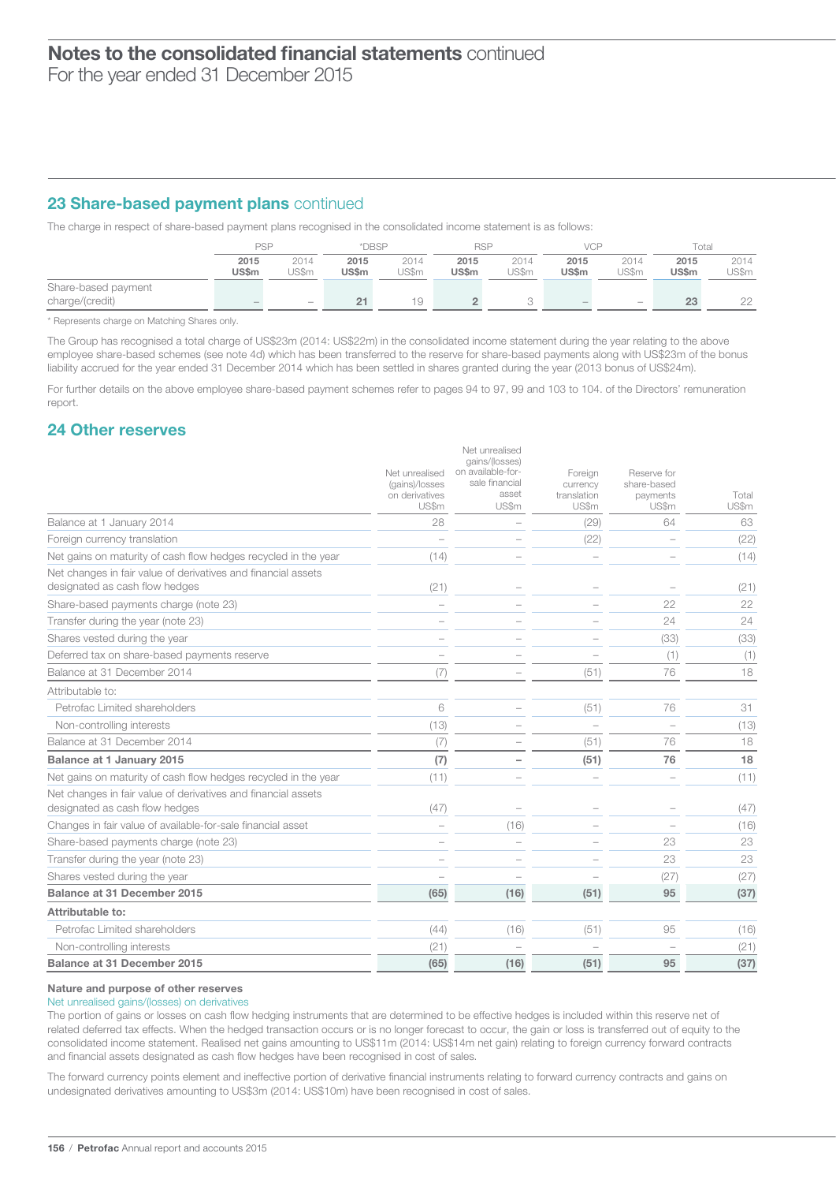## 23 Share-based payment plans continued

The charge in respect of share-based payment plans recognised in the consolidated income statement is as follows:

| | PSP | | *DBSP | | RSP | | VCP | | Total | |
|---|---|---|---|---|---|---|---|---|---|---|
| | **2015 US$m** | 2014 US$m | **2015 US$m** | 2014 US$m | **2015 US$m** | 2014 US$m | **2015 US$m** | 2014 US$m | **2015 US$m** | 2014 US$m |
| Share-based payment charge/(credit) | **–** | – | **21** | 19 | **2** | 3 | **–** | – | **23** | 22 |

\* Represents charge on Matching Shares only.

The Group has recognised a total charge of US$23m (2014: US$22m) in the consolidated income statement during the year relating to the above employee share-based schemes (see note 4d) which has been transferred to the reserve for share-based payments along with US$23m of the bonus liability accrued for the year ended 31 December 2014 which has been settled in shares granted during the year (2013 bonus of US$24m).

For further details on the above employee share-based payment schemes refer to pages 94 to 97, 99 and 103 to 104. of the Directors' remuneration report.

## 24 Other reserves

| | Net unrealised (gains)/losses on derivatives US$m | Net unrealised gains/(losses) on available-for-sale financial asset US$m | Foreign currency translation US$m | Reserve for share-based payments US$m | Total US$m |
|---|---|---|---|---|---|
| Balance at 1 January 2014 | 28 | – | (29) | 64 | 63 |
| Foreign currency translation | – | – | (22) | – | (22) |
| Net gains on maturity of cash flow hedges recycled in the year | (14) | – | – | – | (14) |
| Net changes in fair value of derivatives and financial assets designated as cash flow hedges | (21) | – | – | – | (21) |
| Share-based payments charge (note 23) | – | – | – | 22 | 22 |
| Transfer during the year (note 23) | – | – | – | 24 | 24 |
| Shares vested during the year | – | – | – | (33) | (33) |
| Deferred tax on share-based payments reserve | – | – | – | (1) | (1) |
| Balance at 31 December 2014 | (7) | – | (51) | 76 | 18 |
| Attributable to: | | | | | |
| Petrofac Limited shareholders | 6 | – | (51) | 76 | 31 |
| Non-controlling interests | (13) | – | – | – | (13) |
| Balance at 31 December 2014 | (7) | – | (51) | 76 | 18 |
| **Balance at 1 January 2015** | **(7)** | **–** | **(51)** | **76** | **18** |
| Net gains on maturity of cash flow hedges recycled in the year | (11) | – | – | – | (11) |
| Net changes in fair value of derivatives and financial assets designated as cash flow hedges | (47) | – | – | – | (47) |
| Changes in fair value of available-for-sale financial asset | – | (16) | – | – | (16) |
| Share-based payments charge (note 23) | – | – | – | 23 | 23 |
| Transfer during the year (note 23) | – | – | – | 23 | 23 |
| Shares vested during the year | – | – | – | (27) | (27) |
| **Balance at 31 December 2015** | **(65)** | **(16)** | **(51)** | **95** | **(37)** |
| **Attributable to:** | | | | | |
| Petrofac Limited shareholders | (44) | (16) | (51) | 95 | (16) |
| Non-controlling interests | (21) | – | – | – | (21) |
| **Balance at 31 December 2015** | **(65)** | **(16)** | **(51)** | **95** | **(37)** |

**Nature and purpose of other reserves**

Net unrealised gains/(losses) on derivatives

The portion of gains or losses on cash flow hedging instruments that are determined to be effective hedges is included within this reserve net of related deferred tax effects. When the hedged transaction occurs or is no longer forecast to occur, the gain or loss is transferred out of equity to the consolidated income statement. Realised net gains amounting to US$11m (2014: US$14m net gain) relating to foreign currency forward contracts and financial assets designated as cash flow hedges have been recognised in cost of sales.

The forward currency points element and ineffective portion of derivative financial instruments relating to forward currency contracts and gains on undesignated derivatives amounting to US$3m (2014: US$10m) have been recognised in cost of sales.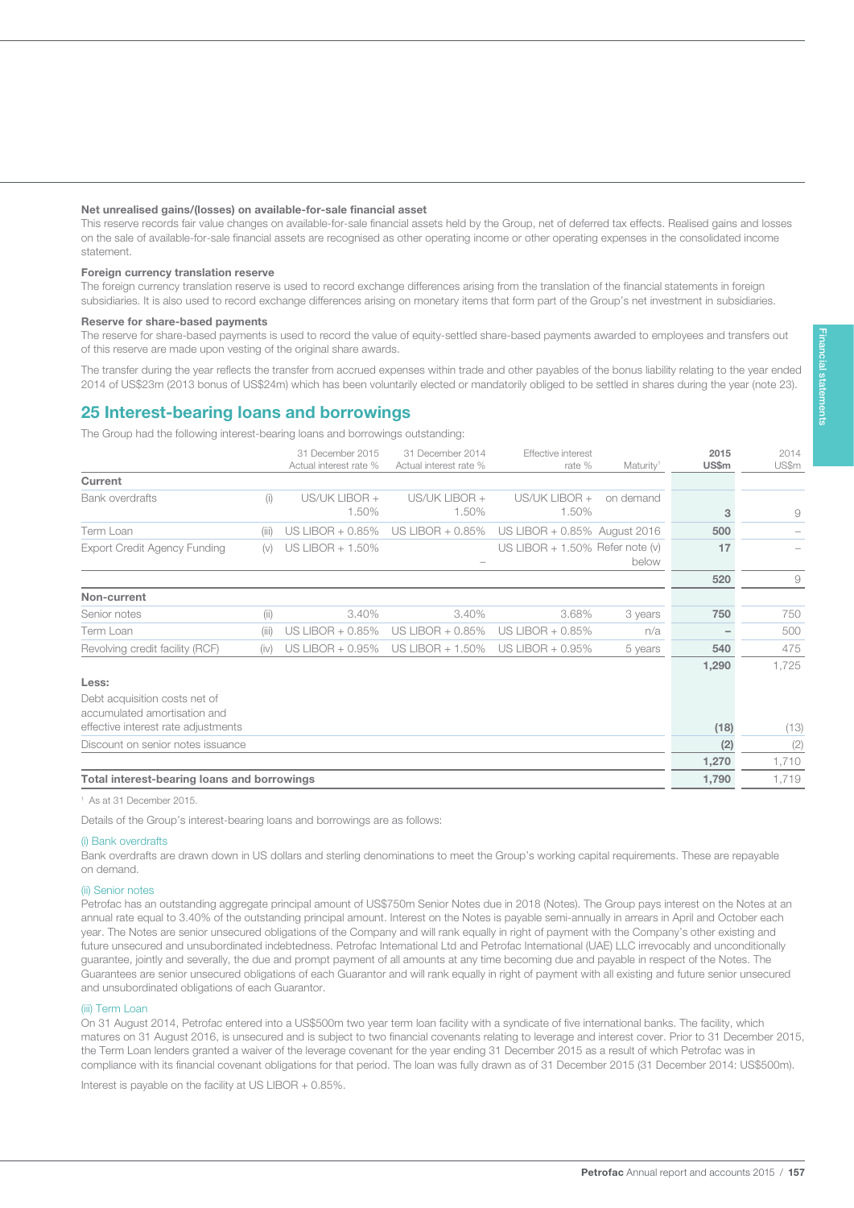**Net unrealised gains/(losses) on available-for-sale financial asset**

This reserve records fair value changes on available-for-sale financial assets held by the Group, net of deferred tax effects. Realised gains and losses on the sale of available-for-sale financial assets are recognised as other operating income or other operating expenses in the consolidated income statement.

**Foreign currency translation reserve**

The foreign currency translation reserve is used to record exchange differences arising from the translation of the financial statements in foreign subsidiaries. It is also used to record exchange differences arising on monetary items that form part of the Group's net investment in subsidiaries.

**Reserve for share-based payments**

The reserve for share-based payments is used to record the value of equity-settled share-based payments awarded to employees and transfers out of this reserve are made upon vesting of the original share awards.

The transfer during the year reflects the transfer from accrued expenses within trade and other payables of the bonus liability relating to the year ended 2014 of US$23m (2013 bonus of US$24m) which has been voluntarily elected or mandatorily obliged to be settled in shares during the year (note 23).

## 25 Interest-bearing loans and borrowings

The Group had the following interest-bearing loans and borrowings outstanding:

| | | 31 December 2015 Actual interest rate % | 31 December 2014 Actual interest rate % | Effective interest rate % | Maturity[1] | 2015 US$m | 2014 US$m |
|---|---|---|---|---|---|---|---|
| **Current** | | | | | | | |
| Bank overdrafts | (i) | US/UK LIBOR + 1.50% | US/UK LIBOR + 1.50% | US/UK LIBOR + 1.50% | on demand | 3 | 9 |
| Term Loan | (iii) | US LIBOR + 0.85% | US LIBOR + 0.85% | US LIBOR + 0.85% | August 2016 | 500 | – |
| Export Credit Agency Funding | (v) | US LIBOR + 1.50% | – | US LIBOR + 1.50% | Refer note (v) below | 17 | – |
| | | | | | | **520** | 9 |
| **Non-current** | | | | | | | |
| Senior notes | (ii) | 3.40% | 3.40% | 3.68% | 3 years | 750 | 750 |
| Term Loan | (iii) | US LIBOR + 0.85% | US LIBOR + 0.85% | US LIBOR + 0.85% | n/a | – | 500 |
| Revolving credit facility (RCF) | (iv) | US LIBOR + 0.95% | US LIBOR + 1.50% | US LIBOR + 0.95% | 5 years | 540 | 475 |
| | | | | | | **1,290** | 1,725 |
| **Less:** | | | | | | | |
| Debt acquisition costs net of accumulated amortisation and effective interest rate adjustments | | | | | | (18) | (13) |
| Discount on senior notes issuance | | | | | | (2) | (2) |
| | | | | | | **1,270** | 1,710 |
| **Total interest-bearing loans and borrowings** | | | | | | **1,790** | 1,719 |

[1] As at 31 December 2015.

Details of the Group's interest-bearing loans and borrowings are as follows:

(i) Bank overdrafts

Bank overdrafts are drawn down in US dollars and sterling denominations to meet the Group's working capital requirements. These are repayable on demand.

(ii) Senior notes

Petrofac has an outstanding aggregate principal amount of US$750m Senior Notes due in 2018 (Notes). The Group pays interest on the Notes at an annual rate equal to 3.40% of the outstanding principal amount. Interest on the Notes is payable semi-annually in arrears in April and October each year. The Notes are senior unsecured obligations of the Company and will rank equally in right of payment with the Company's other existing and future unsecured and unsubordinated indebtedness. Petrofac International Ltd and Petrofac International (UAE) LLC irrevocably and unconditionally guarantee, jointly and severally, the due and prompt payment of all amounts at any time becoming due and payable in respect of the Notes. The Guarantees are senior unsecured obligations of each Guarantor and will rank equally in right of payment with all existing and future senior unsecured and unsubordinated obligations of each Guarantor.

(iii) Term Loan

On 31 August 2014, Petrofac entered into a US$500m two year term loan facility with a syndicate of five international banks. The facility, which matures on 31 August 2016, is unsecured and is subject to two financial covenants relating to leverage and interest cover. Prior to 31 December 2015, the Term Loan lenders granted a waiver of the leverage covenant for the year ending 31 December 2015 as a result of which Petrofac was in compliance with its financial covenant obligations for that period. The loan was fully drawn as of 31 December 2015 (31 December 2014: US$500m).

Interest is payable on the facility at US LIBOR + 0.85%.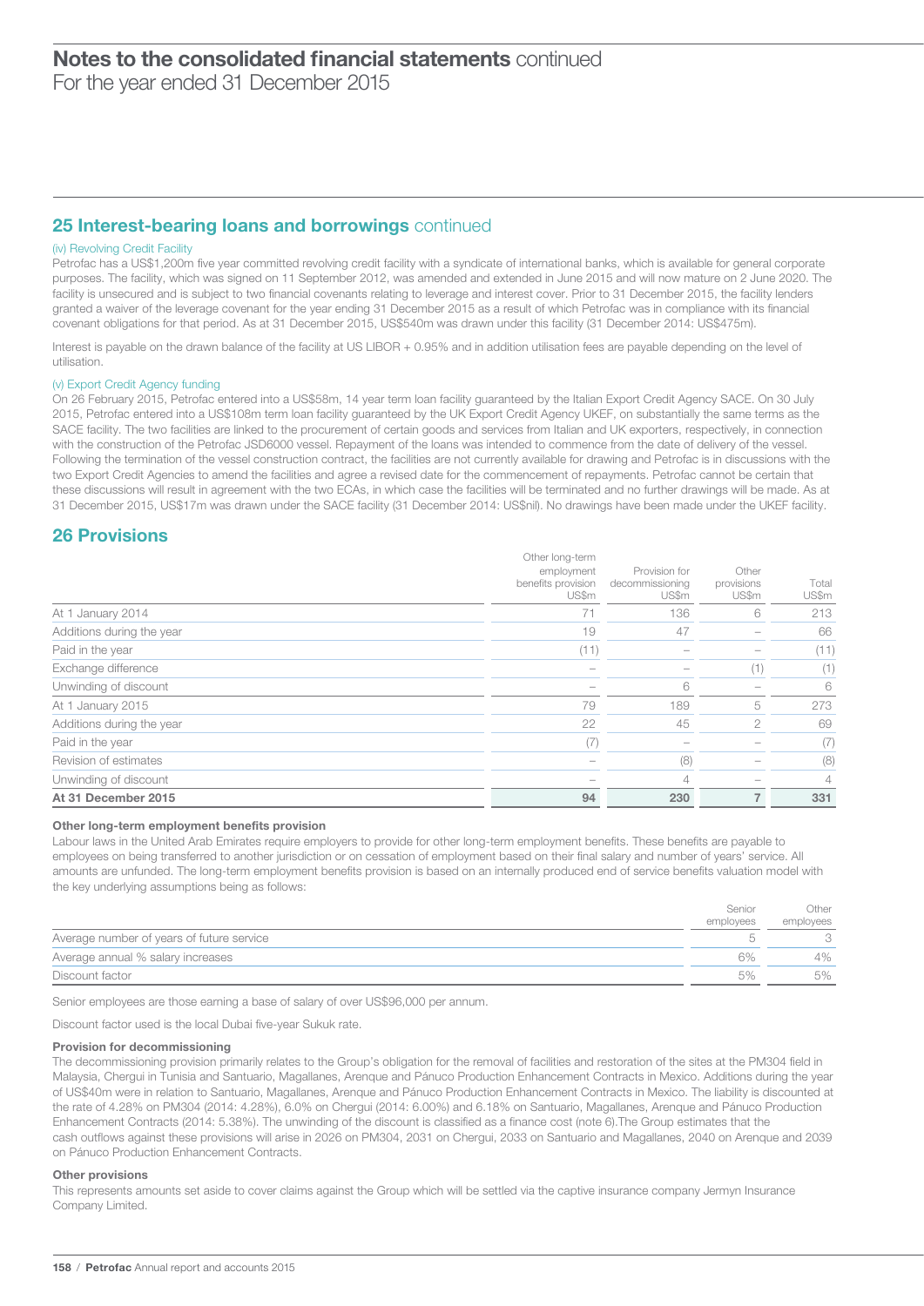# Notes to the consolidated financial statements continued

For the year ended 31 December 2015

## 25 Interest-bearing loans and borrowings continued

### (iv) Revolving Credit Facility

Petrofac has a US$1,200m five year committed revolving credit facility with a syndicate of international banks, which is available for general corporate purposes. The facility, which was signed on 11 September 2012, was amended and extended in June 2015 and will now mature on 2 June 2020. The facility is unsecured and is subject to two financial covenants relating to leverage and interest cover. Prior to 31 December 2015, the facility lenders granted a waiver of the leverage covenant for the year ending 31 December 2015 as a result of which Petrofac was in compliance with its financial covenant obligations for that period. As at 31 December 2015, US$540m was drawn under this facility (31 December 2014: US$475m).

Interest is payable on the drawn balance of the facility at US LIBOR + 0.95% and in addition utilisation fees are payable depending on the level of utilisation.

### (v) Export Credit Agency funding

On 26 February 2015, Petrofac entered into a US$58m, 14 year term loan facility guaranteed by the Italian Export Credit Agency SACE. On 30 July 2015, Petrofac entered into a US$108m term loan facility guaranteed by the UK Export Credit Agency UKEF, on substantially the same terms as the SACE facility. The two facilities are linked to the procurement of certain goods and services from Italian and UK exporters, respectively, in connection with the construction of the Petrofac JSD6000 vessel. Repayment of the loans was intended to commence from the date of delivery of the vessel. Following the termination of the vessel construction contract, the facilities are not currently available for drawing and Petrofac is in discussions with the two Export Credit Agencies to amend the facilities and agree a revised date for the commencement of repayments. Petrofac cannot be certain that these discussions will result in agreement with the two ECAs, in which case the facilities will be terminated and no further drawings will be made. As at 31 December 2015, US$17m was drawn under the SACE facility (31 December 2014: US$nil). No drawings have been made under the UKEF facility.

## 26 Provisions

| | Other long-term employment benefits provision US$m | Provision for decommissioning US$m | Other provisions US$m | Total US$m |
|---|---|---|---|---|
| At 1 January 2014 | 71 | 136 | 6 | 213 |
| Additions during the year | 19 | 47 | – | 66 |
| Paid in the year | (11) | – | – | (11) |
| Exchange difference | – | – | (1) | (1) |
| Unwinding of discount | – | 6 | – | 6 |
| At 1 January 2015 | 79 | 189 | 5 | 273 |
| Additions during the year | 22 | 45 | 2 | 69 |
| Paid in the year | (7) | – | – | (7) |
| Revision of estimates | – | (8) | – | (8) |
| Unwinding of discount | – | 4 | – | 4 |
| **At 31 December 2015** | **94** | **230** | **7** | **331** |

### Other long-term employment benefits provision

Labour laws in the United Arab Emirates require employers to provide for other long-term employment benefits. These benefits are payable to employees on being transferred to another jurisdiction or on cessation of employment based on their final salary and number of years' service. All amounts are unfunded. The long-term employment benefits provision is based on an internally produced end of service benefits valuation model with the key underlying assumptions being as follows:

| | Senior employees | Other employees |
|---|---|---|
| Average number of years of future service | 5 | 3 |
| Average annual % salary increases | 6% | 4% |
| Discount factor | 5% | 5% |

Senior employees are those earning a base of salary of over US$96,000 per annum.

Discount factor used is the local Dubai five-year Sukuk rate.

### Provision for decommissioning

The decommissioning provision primarily relates to the Group's obligation for the removal of facilities and restoration of the sites at the PM304 field in Malaysia, Chergui in Tunisia and Santuario, Magallanes, Arenque and Pánuco Production Enhancement Contracts in Mexico. Additions during the year of US$40m were in relation to Santuario, Magallanes, Arenque and Pánuco Production Enhancement Contracts in Mexico. The liability is discounted at the rate of 4.28% on PM304 (2014: 4.28%), 6.0% on Chergui (2014: 6.00%) and 6.18% on Santuario, Magallanes, Arenque and Pánuco Production Enhancement Contracts (2014: 5.38%). The unwinding of the discount is classified as a finance cost (note 6).The Group estimates that the cash outflows against these provisions will arise in 2026 on PM304, 2031 on Chergui, 2033 on Santuario and Magallanes, 2040 on Arenque and 2039 on Pánuco Production Enhancement Contracts.

### Other provisions

This represents amounts set aside to cover claims against the Group which will be settled via the captive insurance company Jermyn Insurance Company Limited.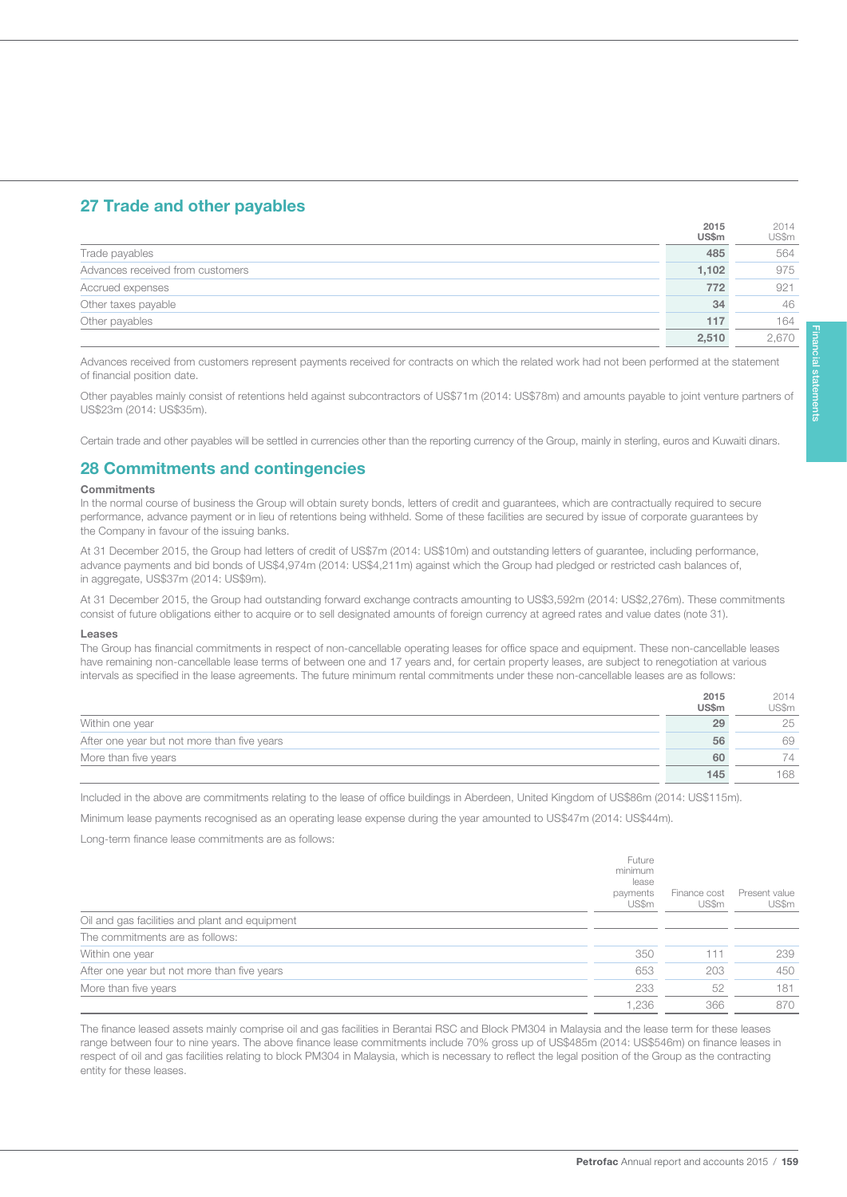## 27 Trade and other payables

| | 2015 US$m | 2014 US$m |
|---|---|---|
| Trade payables | 485 | 564 |
| Advances received from customers | 1,102 | 975 |
| Accrued expenses | 772 | 921 |
| Other taxes payable | 34 | 46 |
| Other payables | 117 | 164 |
| | 2,510 | 2,670 |

Advances received from customers represent payments received for contracts on which the related work had not been performed at the statement of financial position date.

Other payables mainly consist of retentions held against subcontractors of US$71m (2014: US$78m) and amounts payable to joint venture partners of US$23m (2014: US$35m).

Certain trade and other payables will be settled in currencies other than the reporting currency of the Group, mainly in sterling, euros and Kuwaiti dinars.

## 28 Commitments and contingencies

### Commitments

In the normal course of business the Group will obtain surety bonds, letters of credit and guarantees, which are contractually required to secure performance, advance payment or in lieu of retentions being withheld. Some of these facilities are secured by issue of corporate guarantees by the Company in favour of the issuing banks.

At 31 December 2015, the Group had letters of credit of US$7m (2014: US$10m) and outstanding letters of guarantee, including performance, advance payments and bid bonds of US$4,974m (2014: US$4,211m) against which the Group had pledged or restricted cash balances of, in aggregate, US$37m (2014: US$9m).

At 31 December 2015, the Group had outstanding forward exchange contracts amounting to US$3,592m (2014: US$2,276m). These commitments consist of future obligations either to acquire or to sell designated amounts of foreign currency at agreed rates and value dates (note 31).

### Leases

The Group has financial commitments in respect of non-cancellable operating leases for office space and equipment. These non-cancellable leases have remaining non-cancellable lease terms of between one and 17 years and, for certain property leases, are subject to renegotiation at various intervals as specified in the lease agreements. The future minimum rental commitments under these non-cancellable leases are as follows:

| | 2015 US$m | 2014 US$m |
|---|---|---|
| Within one year | 29 | 25 |
| After one year but not more than five years | 56 | 69 |
| More than five years | 60 | 74 |
| | 145 | 168 |

Included in the above are commitments relating to the lease of office buildings in Aberdeen, United Kingdom of US$86m (2014: US$115m).

Minimum lease payments recognised as an operating lease expense during the year amounted to US$47m (2014: US$44m).

Long-term finance lease commitments are as follows:

| | Future minimum lease payments US$m | Finance cost US$m | Present value US$m |
|---|---|---|---|
| Oil and gas facilities and plant and equipment | | | |
| The commitments are as follows: | | | |
| Within one year | 350 | 111 | 239 |
| After one year but not more than five years | 653 | 203 | 450 |
| More than five years | 233 | 52 | 181 |
| | 1,236 | 366 | 870 |

The finance leased assets mainly comprise oil and gas facilities in Berantai RSC and Block PM304 in Malaysia and the lease term for these leases range between four to nine years. The above finance lease commitments include 70% gross up of US$485m (2014: US$546m) on finance leases in respect of oil and gas facilities relating to block PM304 in Malaysia, which is necessary to reflect the legal position of the Group as the contracting entity for these leases.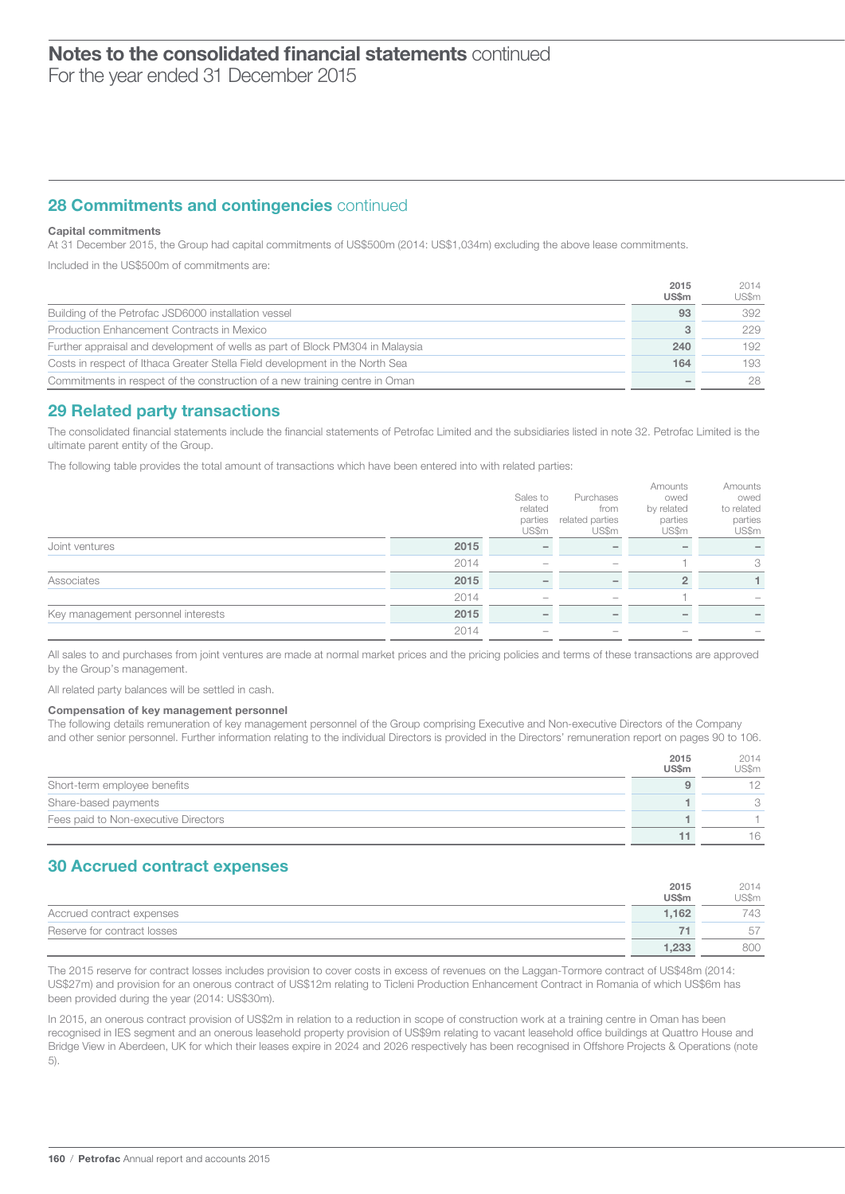# Notes to the consolidated financial statements continued
For the year ended 31 December 2015

## 28 Commitments and contingencies continued

**Capital commitments**
At 31 December 2015, the Group had capital commitments of US$500m (2014: US$1,034m) excluding the above lease commitments.

Included in the US$500m of commitments are:

| | **2015 US$m** | 2014 US$m |
|---|---|---|
| Building of the Petrofac JSD6000 installation vessel | **93** | 392 |
| Production Enhancement Contracts in Mexico | **3** | 229 |
| Further appraisal and development of wells as part of Block PM304 in Malaysia | **240** | 192 |
| Costs in respect of Ithaca Greater Stella Field development in the North Sea | **164** | 193 |
| Commitments in respect of the construction of a new training centre in Oman | **–** | 28 |

## 29 Related party transactions

The consolidated financial statements include the financial statements of Petrofac Limited and the subsidiaries listed in note 32. Petrofac Limited is the ultimate parent entity of the Group.

The following table provides the total amount of transactions which have been entered into with related parties:

| | | Sales to related parties US$m | Purchases from related parties US$m | Amounts owed by related parties US$m | Amounts owed to related parties US$m |
|---|---|---|---|---|---|
| Joint ventures | **2015** | **–** | **–** | **–** | **–** |
| | 2014 | – | – | 1 | 3 |
| Associates | **2015** | **–** | **–** | **2** | **1** |
| | 2014 | – | – | 1 | – |
| Key management personnel interests | **2015** | **–** | **–** | **–** | **–** |
| | 2014 | – | – | – | – |

All sales to and purchases from joint ventures are made at normal market prices and the pricing policies and terms of these transactions are approved by the Group's management.

All related party balances will be settled in cash.

**Compensation of key management personnel**
The following details remuneration of key management personnel of the Group comprising Executive and Non-executive Directors of the Company and other senior personnel. Further information relating to the individual Directors is provided in the Directors' remuneration report on pages 90 to 106.

| | **2015 US$m** | 2014 US$m |
|---|---|---|
| Short-term employee benefits | **9** | 12 |
| Share-based payments | **1** | 3 |
| Fees paid to Non-executive Directors | **1** | 1 |
| | **11** | 16 |

## 30 Accrued contract expenses

| | **2015 US$m** | 2014 US$m |
|---|---|---|
| Accrued contract expenses | **1,162** | 743 |
| Reserve for contract losses | **71** | 57 |
| | **1,233** | 800 |

The 2015 reserve for contract losses includes provision to cover costs in excess of revenues on the Laggan-Tormore contract of US$48m (2014: US$27m) and provision for an onerous contract of US$12m relating to Ticleni Production Enhancement Contract in Romania of which US$6m has been provided during the year (2014: US$30m).

In 2015, an onerous contract provision of US$2m in relation to a reduction in scope of construction work at a training centre in Oman has been recognised in IES segment and an onerous leasehold property provision of US$9m relating to vacant leasehold office buildings at Quattro House and Bridge View in Aberdeen, UK for which their leases expire in 2024 and 2026 respectively has been recognised in Offshore Projects & Operations (note 5).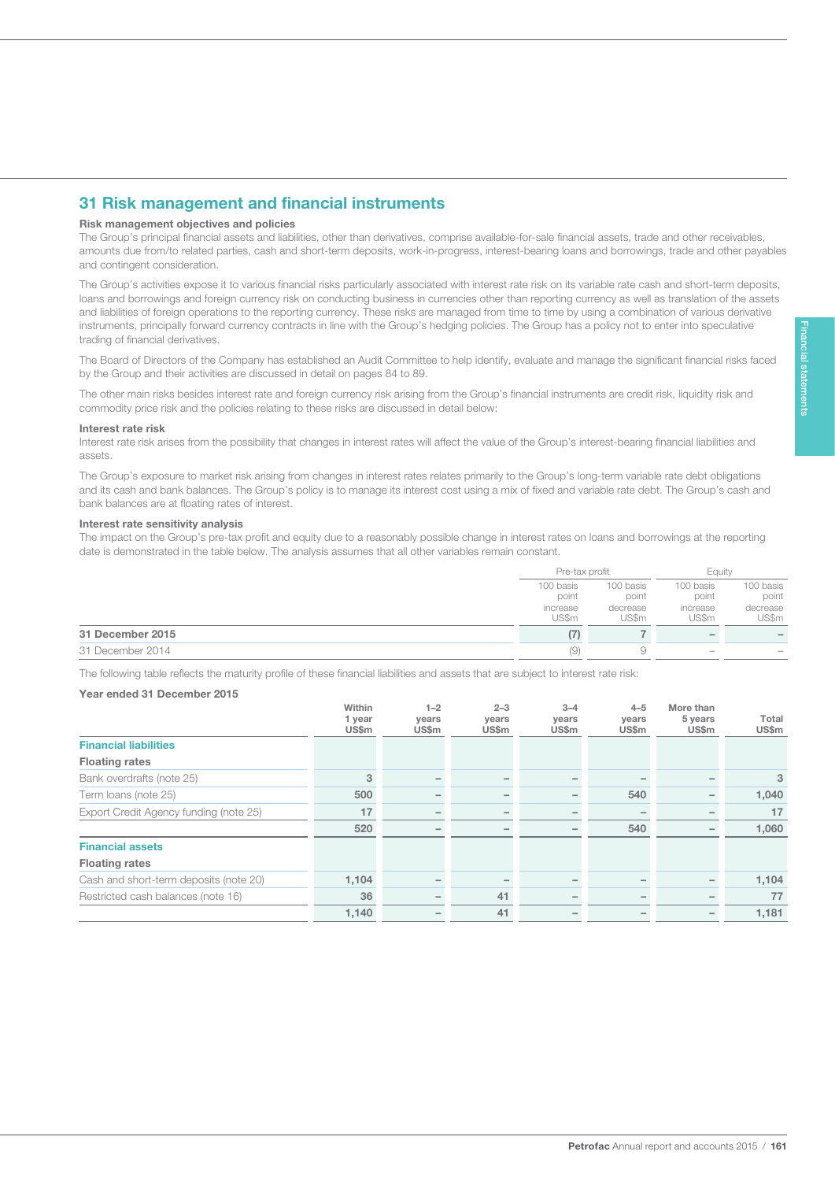## 31 Risk management and financial instruments

### Risk management objectives and policies

The Group's principal financial assets and liabilities, other than derivatives, comprise available-for-sale financial assets, trade and other receivables, amounts due from/to related parties, cash and short-term deposits, work-in-progress, interest-bearing loans and borrowings, trade and other payables and contingent consideration.

The Group's activities expose it to various financial risks particularly associated with interest rate risk on its variable rate cash and short-term deposits, loans and borrowings and foreign currency risk on conducting business in currencies other than reporting currency as well as translation of the assets and liabilities of foreign operations to the reporting currency. These risks are managed from time to time by using a combination of various derivative instruments, principally forward currency contracts in line with the Group's hedging policies. The Group has a policy not to enter into speculative trading of financial derivatives.

The Board of Directors of the Company has established an Audit Committee to help identify, evaluate and manage the significant financial risks faced by the Group and their activities are discussed in detail on pages 84 to 89.

The other main risks besides interest rate and foreign currency risk arising from the Group's financial instruments are credit risk, liquidity risk and commodity price risk and the policies relating to these risks are discussed in detail below:

### Interest rate risk

Interest rate risk arises from the possibility that changes in interest rates will affect the value of the Group's interest-bearing financial liabilities and assets.

The Group's exposure to market risk arising from changes in interest rates relates primarily to the Group's long-term variable rate debt obligations and its cash and bank balances. The Group's policy is to manage its interest cost using a mix of fixed and variable rate debt. The Group's cash and bank balances are at floating rates of interest.

### Interest rate sensitivity analysis

The impact on the Group's pre-tax profit and equity due to a reasonably possible change in interest rates on loans and borrowings at the reporting date is demonstrated in the table below. The analysis assumes that all other variables remain constant.

| | Pre-tax profit | | Equity | |
|---|---|---|---|---|
| | 100 basis point increase US$m | 100 basis point decrease US$m | 100 basis point increase US$m | 100 basis point decrease US$m |
| **31 December 2015** | **(7)** | **7** | **–** | **–** |
| 31 December 2014 | (9) | 9 | – | – |

The following table reflects the maturity profile of these financial liabilities and assets that are subject to interest rate risk:

**Year ended 31 December 2015**

| | Within 1 year US$m | 1–2 years US$m | 2–3 years US$m | 3–4 years US$m | 4–5 years US$m | More than 5 years US$m | Total US$m |
|---|---|---|---|---|---|---|---|
| **Financial liabilities** | | | | | | | |
| **Floating rates** | | | | | | | |
| Bank overdrafts (note 25) | 3 | – | – | – | – | – | 3 |
| Term loans (note 25) | 500 | – | – | – | 540 | – | 1,040 |
| Export Credit Agency funding (note 25) | 17 | – | – | – | – | – | 17 |
| | 520 | – | – | – | 540 | – | 1,060 |
| **Financial assets** | | | | | | | |
| **Floating rates** | | | | | | | |
| Cash and short-term deposits (note 20) | 1,104 | – | – | – | – | – | 1,104 |
| Restricted cash balances (note 16) | 36 | – | 41 | – | – | – | 77 |
| | 1,140 | – | 41 | – | – | – | 1,181 |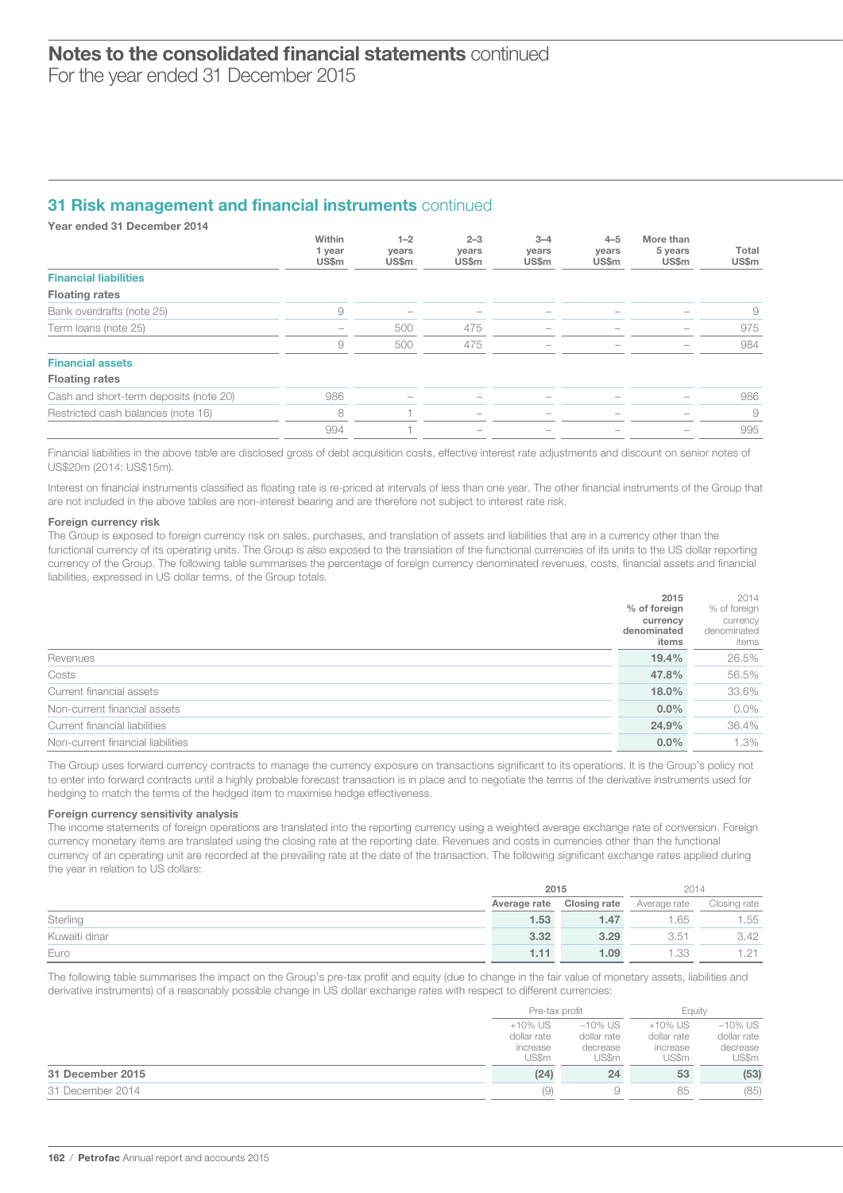## 31 Risk management and financial instruments continued

**Year ended 31 December 2014**

| | Within 1 year US$m | 1–2 years US$m | 2–3 years US$m | 3–4 years US$m | 4–5 years US$m | More than 5 years US$m | Total US$m |
|---|---|---|---|---|---|---|---|
| **Financial liabilities** | | | | | | | |
| **Floating rates** | | | | | | | |
| Bank overdrafts (note 25) | 9 | – | – | – | – | – | 9 |
| Term loans (note 25) | – | 500 | 475 | – | – | – | 975 |
| | 9 | 500 | 475 | – | – | – | 984 |
| **Financial assets** | | | | | | | |
| **Floating rates** | | | | | | | |
| Cash and short-term deposits (note 20) | 986 | – | – | – | – | – | 986 |
| Restricted cash balances (note 16) | 8 | 1 | – | – | – | – | 9 |
| | 994 | 1 | – | – | – | – | 995 |

Financial liabilities in the above table are disclosed gross of debt acquisition costs, effective interest rate adjustments and discount on senior notes of US$20m (2014: US$15m).

Interest on financial instruments classified as floating rate is re-priced at intervals of less than one year. The other financial instruments of the Group that are not included in the above tables are non-interest bearing and are therefore not subject to interest rate risk.

### Foreign currency risk

The Group is exposed to foreign currency risk on sales, purchases, and translation of assets and liabilities that are in a currency other than the functional currency of its operating units. The Group is also exposed to the translation of the functional currencies of its units to the US dollar reporting currency of the Group. The following table summarises the percentage of foreign currency denominated revenues, costs, financial assets and financial liabilities, expressed in US dollar terms, of the Group totals.

| | 2015 % of foreign currency denominated items | 2014 % of foreign currency denominated items |
|---|---|---|
| Revenues | **19.4%** | 26.5% |
| Costs | **47.8%** | 56.5% |
| Current financial assets | **18.0%** | 33.6% |
| Non-current financial assets | **0.0%** | 0.0% |
| Current financial liabilities | **24.9%** | 36.4% |
| Non-current financial liabilities | **0.0%** | 1.3% |

The Group uses forward currency contracts to manage the currency exposure on transactions significant to its operations. It is the Group's policy not to enter into forward contracts until a highly probable forecast transaction is in place and to negotiate the terms of the derivative instruments used for hedging to match the terms of the hedged item to maximise hedge effectiveness.

### Foreign currency sensitivity analysis

The income statements of foreign operations are translated into the reporting currency using a weighted average exchange rate of conversion. Foreign currency monetary items are translated using the closing rate at the reporting date. Revenues and costs in currencies other than the functional currency of an operating unit are recorded at the prevailing rate at the date of the transaction. The following significant exchange rates applied during the year in relation to US dollars:

| | 2015 | | 2014 | |
|---|---|---|---|---|
| | Average rate | Closing rate | Average rate | Closing rate |
| Sterling | **1.53** | **1.47** | 1.65 | 1.55 |
| Kuwaiti dinar | **3.32** | **3.29** | 3.51 | 3.42 |
| Euro | **1.11** | **1.09** | 1.33 | 1.21 |

The following table summarises the impact on the Group's pre-tax profit and equity (due to change in the fair value of monetary assets, liabilities and derivative instruments) of a reasonably possible change in US dollar exchange rates with respect to different currencies:

| | Pre-tax profit | | Equity | |
|---|---|---|---|---|
| | +10% US dollar rate increase US$m | –10% US dollar rate decrease US$m | +10% US dollar rate increase US$m | –10% US dollar rate decrease US$m |
| **31 December 2015** | **(24)** | **24** | **53** | **(53)** |
| 31 December 2014 | (9) | 9 | 85 | (85) |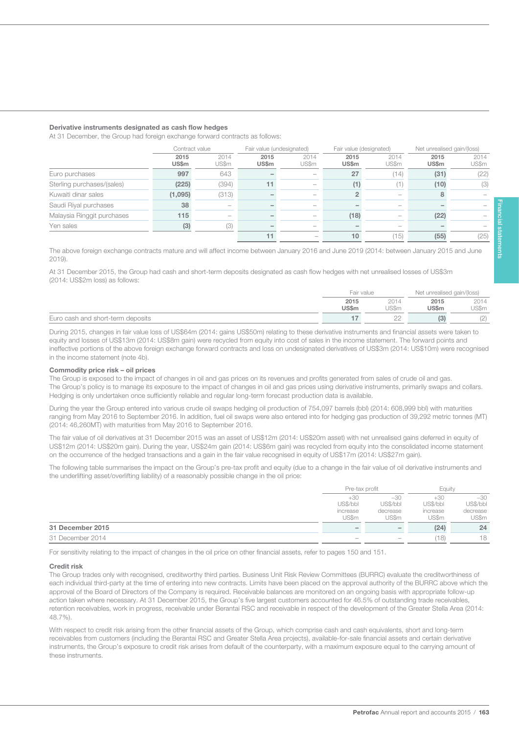### Derivative instruments designated as cash flow hedges

At 31 December, the Group had foreign exchange forward contracts as follows:

| | Contract value | | Fair value (undesignated) | | Fair value (designated) | | Net unrealised gain/(loss) | |
|---|---|---|---|---|---|---|---|---|
| | **2015 US$m** | 2014 US$m | **2015 US$m** | 2014 US$m | **2015 US$m** | 2014 US$m | **2015 US$m** | 2014 US$m |
| Euro purchases | **997** | 643 | **–** | – | **27** | (14) | **(31)** | (22) |
| Sterling purchases/(sales) | **(225)** | (394) | **11** | – | **(1)** | (1) | **(10)** | (3) |
| Kuwaiti dinar sales | **(1,095)** | (313) | **–** | – | **2** | – | **8** | – |
| Saudi Riyal purchases | **38** | – | **–** | – | **–** | – | **–** | – |
| Malaysia Ringgit purchases | **115** | – | **–** | – | **(18)** | – | **(22)** | – |
| Yen sales | **(3)** | (3) | **–** | – | **–** | – | **–** | – |
| | | | **11** | – | **10** | (15) | **(55)** | (25) |

The above foreign exchange contracts mature and will affect income between January 2016 and June 2019 (2014: between January 2015 and June 2019).

At 31 December 2015, the Group had cash and short-term deposits designated as cash flow hedges with net unrealised losses of US$3m (2014: US$2m loss) as follows:

| | Fair value | | Net unrealised gain/(loss) | |
|---|---|---|---|---|
| | **2015 US$m** | 2014 US$m | **2015 US$m** | 2014 US$m |
| Euro cash and short-term deposits | **17** | 22 | **(3)** | (2) |

During 2015, changes in fair value loss of US$64m (2014: gains US$50m) relating to these derivative instruments and financial assets were taken to equity and losses of US$13m (2014: US$8m gain) were recycled from equity into cost of sales in the income statement. The forward points and ineffective portions of the above foreign exchange forward contracts and loss on undesignated derivatives of US$3m (2014: US$10m) were recognised in the income statement (note 4b).

### Commodity price risk – oil prices

The Group is exposed to the impact of changes in oil and gas prices on its revenues and profits generated from sales of crude oil and gas. The Group's policy is to manage its exposure to the impact of changes in oil and gas prices using derivative instruments, primarily swaps and collars. Hedging is only undertaken once sufficiently reliable and regular long-term forecast production data is available.

During the year the Group entered into various crude oil swaps hedging oil production of 754,097 barrels (bbl) (2014: 608,999 bbl) with maturities ranging from May 2016 to September 2016. In addition, fuel oil swaps were also entered into for hedging gas production of 39,292 metric tonnes (MT) (2014: 46,260MT) with maturities from May 2016 to September 2016.

The fair value of oil derivatives at 31 December 2015 was an asset of US$12m (2014: US$20m asset) with net unrealised gains deferred in equity of US$12m (2014: US$20m gain). During the year, US$24m gain (2014: US$6m gain) was recycled from equity into the consolidated income statement on the occurrence of the hedged transactions and a gain in the fair value recognised in equity of US$17m (2014: US$27m gain).

The following table summarises the impact on the Group's pre-tax profit and equity (due to a change in the fair value of oil derivative instruments and the underlifting asset/overlifting liability) of a reasonably possible change in the oil price:

| | Pre-tax profit | | Equity | |
|---|---|---|---|---|
| | +30 US$/bbl increase US$m | –30 US$/bbl decrease US$m | +30 US$/bbl increase US$m | –30 US$/bbl decrease US$m |
| **31 December 2015** | **–** | **–** | **(24)** | **24** |
| 31 December 2014 | – | – | (18) | 18 |

For sensitivity relating to the impact of changes in the oil price on other financial assets, refer to pages 150 and 151.

### Credit risk

The Group trades only with recognised, creditworthy third parties. Business Unit Risk Review Committees (BURRC) evaluate the creditworthiness of each individual third-party at the time of entering into new contracts. Limits have been placed on the approval authority of the BURRC above which the approval of the Board of Directors of the Company is required. Receivable balances are monitored on an ongoing basis with appropriate follow-up action taken where necessary. At 31 December 2015, the Group's five largest customers accounted for 46.5% of outstanding trade receivables, retention receivables, work in progress, receivable under Berantai RSC and receivable in respect of the development of the Greater Stella Area (2014: 48.7%).

With respect to credit risk arising from the other financial assets of the Group, which comprise cash and cash equivalents, short and long-term receivables from customers (including the Berantai RSC and Greater Stella Area projects), available-for-sale financial assets and certain derivative instruments, the Group's exposure to credit risk arises from default of the counterparty, with a maximum exposure equal to the carrying amount of these instruments.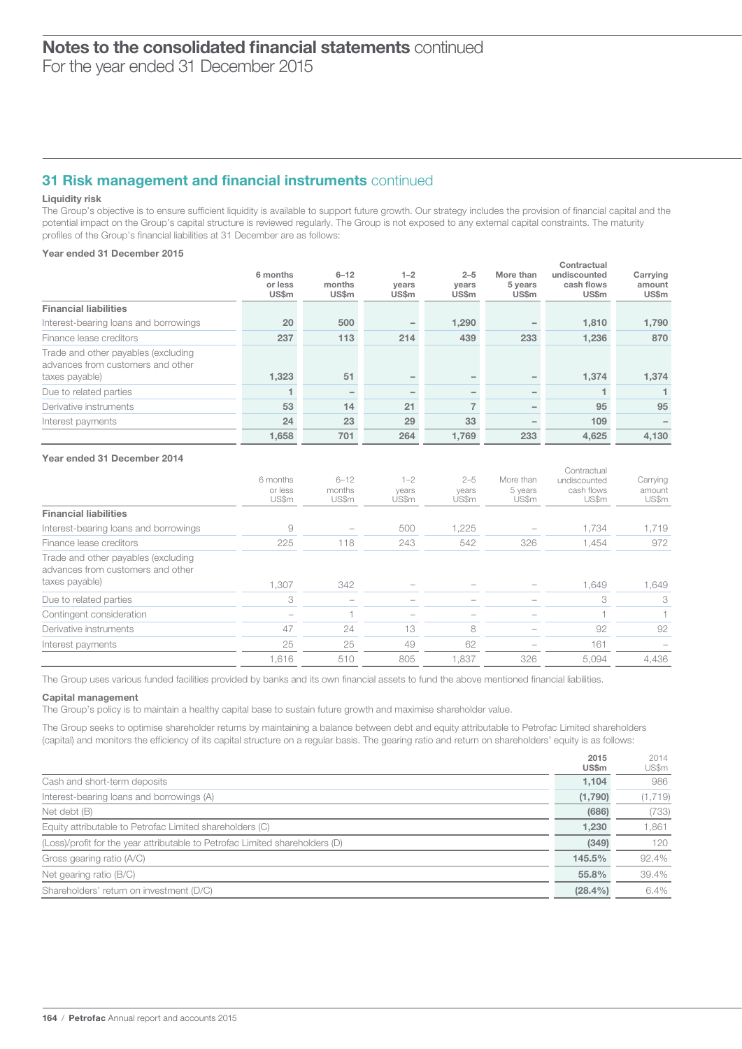## Notes to the consolidated financial statements continued

For the year ended 31 December 2015

### 31 Risk management and financial instruments continued

**Liquidity risk**

The Group's objective is to ensure sufficient liquidity is available to support future growth. Our strategy includes the provision of financial capital and the potential impact on the Group's capital structure is reviewed regularly. The Group is not exposed to any external capital constraints. The maturity profiles of the Group's financial liabilities at 31 December are as follows:

**Year ended 31 December 2015**

| | 6 months or less US$m | 6–12 months US$m | 1–2 years US$m | 2–5 years US$m | More than 5 years US$m | Contractual undiscounted cash flows US$m | Carrying amount US$m |
|---|---|---|---|---|---|---|---|
| **Financial liabilities** | | | | | | | |
| Interest-bearing loans and borrowings | 20 | 500 | – | 1,290 | – | 1,810 | 1,790 |
| Finance lease creditors | 237 | 113 | 214 | 439 | 233 | 1,236 | 870 |
| Trade and other payables (excluding advances from customers and other taxes payable) | 1,323 | 51 | – | – | – | 1,374 | 1,374 |
| Due to related parties | 1 | – | – | – | – | 1 | 1 |
| Derivative instruments | 53 | 14 | 21 | 7 | – | 95 | 95 |
| Interest payments | 24 | 23 | 29 | 33 | – | 109 | – |
| | 1,658 | 701 | 264 | 1,769 | 233 | 4,625 | 4,130 |

**Year ended 31 December 2014**

| | 6 months or less US$m | 6–12 months US$m | 1–2 years US$m | 2–5 years US$m | More than 5 years US$m | Contractual undiscounted cash flows US$m | Carrying amount US$m |
|---|---|---|---|---|---|---|---|
| **Financial liabilities** | | | | | | | |
| Interest-bearing loans and borrowings | 9 | – | 500 | 1,225 | – | 1,734 | 1,719 |
| Finance lease creditors | 225 | 118 | 243 | 542 | 326 | 1,454 | 972 |
| Trade and other payables (excluding advances from customers and other taxes payable) | 1,307 | 342 | – | – | – | 1,649 | 1,649 |
| Due to related parties | 3 | – | – | – | – | 3 | 3 |
| Contingent consideration | – | 1 | – | – | – | 1 | 1 |
| Derivative instruments | 47 | 24 | 13 | 8 | – | 92 | 92 |
| Interest payments | 25 | 25 | 49 | 62 | – | 161 | – |
| | 1,616 | 510 | 805 | 1,837 | 326 | 5,094 | 4,436 |

The Group uses various funded facilities provided by banks and its own financial assets to fund the above mentioned financial liabilities.

**Capital management**

The Group's policy is to maintain a healthy capital base to sustain future growth and maximise shareholder value.

The Group seeks to optimise shareholder returns by maintaining a balance between debt and equity attributable to Petrofac Limited shareholders (capital) and monitors the efficiency of its capital structure on a regular basis. The gearing ratio and return on shareholders' equity is as follows:

| | 2015 US$m | 2014 US$m |
|---|---|---|
| Cash and short-term deposits | 1,104 | 986 |
| Interest-bearing loans and borrowings (A) | (1,790) | (1,719) |
| Net debt (B) | (686) | (733) |
| Equity attributable to Petrofac Limited shareholders (C) | 1,230 | 1,861 |
| (Loss)/profit for the year attributable to Petrofac Limited shareholders (D) | (349) | 120 |
| Gross gearing ratio (A/C) | 145.5% | 92.4% |
| Net gearing ratio (B/C) | 55.8% | 39.4% |
| Shareholders' return on investment (D/C) | (28.4%) | 6.4% |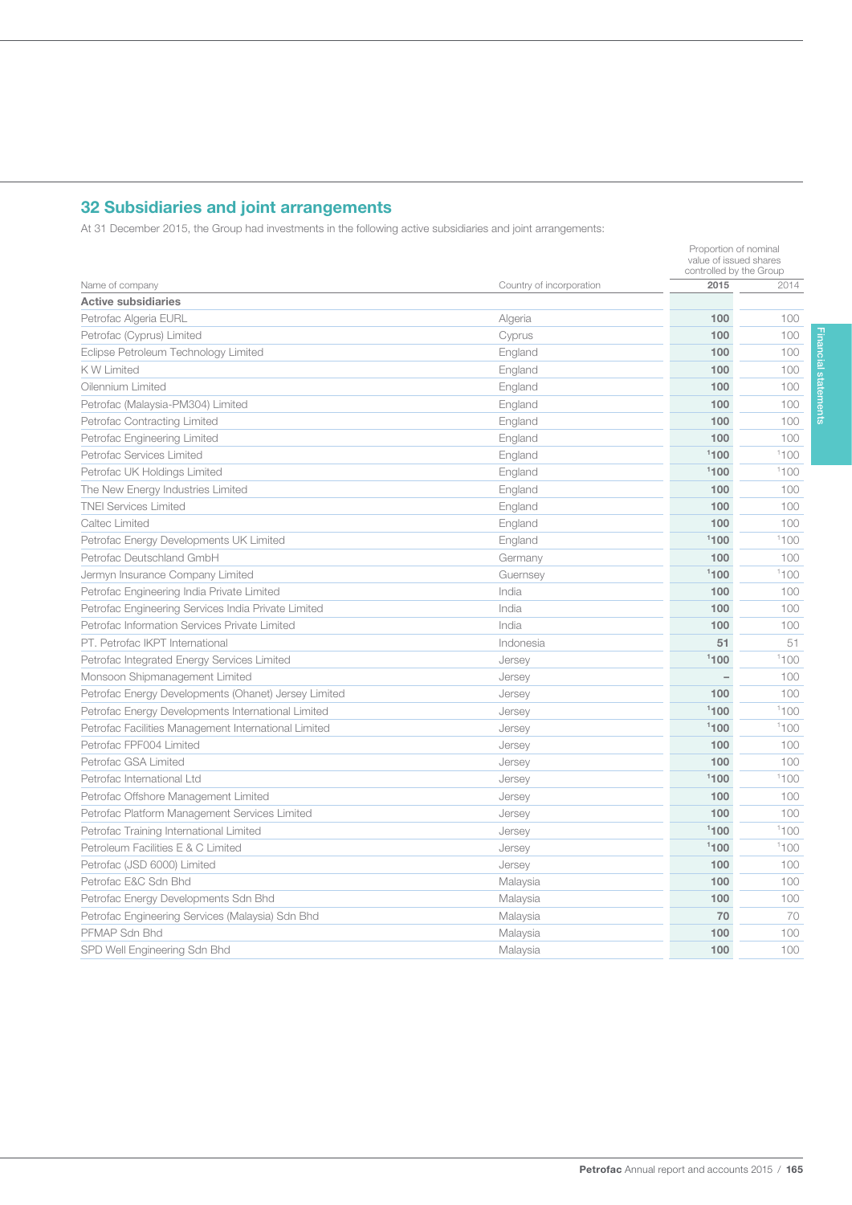## 32 Subsidiaries and joint arrangements

At 31 December 2015, the Group had investments in the following active subsidiaries and joint arrangements:

| Name of company | Country of incorporation | Proportion of nominal value of issued shares controlled by the Group | |
|---|---|---|---|
| | | 2015 | 2014 |
| **Active subsidiaries** | | | |
| Petrofac Algeria EURL | Algeria | 100 | 100 |
| Petrofac (Cyprus) Limited | Cyprus | 100 | 100 |
| Eclipse Petroleum Technology Limited | England | 100 | 100 |
| K W Limited | England | 100 | 100 |
| Oilennium Limited | England | 100 | 100 |
| Petrofac (Malaysia-PM304) Limited | England | 100 | 100 |
| Petrofac Contracting Limited | England | 100 | 100 |
| Petrofac Engineering Limited | England | 100 | 100 |
| Petrofac Services Limited | England | [1]100 | [1]100 |
| Petrofac UK Holdings Limited | England | [1]100 | [1]100 |
| The New Energy Industries Limited | England | 100 | 100 |
| TNEI Services Limited | England | 100 | 100 |
| Caltec Limited | England | 100 | 100 |
| Petrofac Energy Developments UK Limited | England | [1]100 | [1]100 |
| Petrofac Deutschland GmbH | Germany | 100 | 100 |
| Jermyn Insurance Company Limited | Guernsey | [1]100 | [1]100 |
| Petrofac Engineering India Private Limited | India | 100 | 100 |
| Petrofac Engineering Services India Private Limited | India | 100 | 100 |
| Petrofac Information Services Private Limited | India | 100 | 100 |
| PT. Petrofac IKPT International | Indonesia | 51 | 51 |
| Petrofac Integrated Energy Services Limited | Jersey | [1]100 | [1]100 |
| Monsoon Shipmanagement Limited | Jersey | – | 100 |
| Petrofac Energy Developments (Ohanet) Jersey Limited | Jersey | 100 | 100 |
| Petrofac Energy Developments International Limited | Jersey | [1]100 | [1]100 |
| Petrofac Facilities Management International Limited | Jersey | [1]100 | [1]100 |
| Petrofac FPF004 Limited | Jersey | 100 | 100 |
| Petrofac GSA Limited | Jersey | 100 | 100 |
| Petrofac International Ltd | Jersey | [1]100 | [1]100 |
| Petrofac Offshore Management Limited | Jersey | 100 | 100 |
| Petrofac Platform Management Services Limited | Jersey | 100 | 100 |
| Petrofac Training International Limited | Jersey | [1]100 | [1]100 |
| Petroleum Facilities E & C Limited | Jersey | [1]100 | [1]100 |
| Petrofac (JSD 6000) Limited | Jersey | 100 | 100 |
| Petrofac E&C Sdn Bhd | Malaysia | 100 | 100 |
| Petrofac Energy Developments Sdn Bhd | Malaysia | 100 | 100 |
| Petrofac Engineering Services (Malaysia) Sdn Bhd | Malaysia | 70 | 70 |
| PFMAP Sdn Bhd | Malaysia | 100 | 100 |
| SPD Well Engineering Sdn Bhd | Malaysia | 100 | 100 |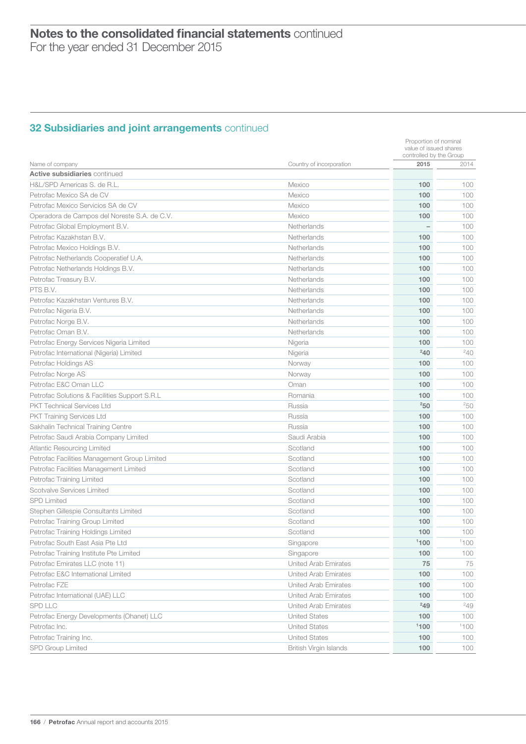# Notes to the consolidated financial statements continued
For the year ended 31 December 2015

## 32 Subsidiaries and joint arrangements continued

| Name of company | Country of incorporation | Proportion of nominal value of issued shares controlled by the Group 2015 | 2014 |
|---|---|---|---|
| **Active subsidiaries** continued | | | |
| H&L/SPD Americas S. de R.L. | Mexico | **100** | 100 |
| Petrofac Mexico SA de CV | Mexico | **100** | 100 |
| Petrofac Mexico Servicios SA de CV | Mexico | **100** | 100 |
| Operadora de Campos del Noreste S.A. de C.V. | Mexico | **100** | 100 |
| Petrofac Global Employment B.V. | Netherlands | **–** | 100 |
| Petrofac Kazakhstan B.V. | Netherlands | **100** | 100 |
| Petrofac Mexico Holdings B.V. | Netherlands | **100** | 100 |
| Petrofac Netherlands Cooperatief U.A. | Netherlands | **100** | 100 |
| Petrofac Netherlands Holdings B.V. | Netherlands | **100** | 100 |
| Petrofac Treasury B.V. | Netherlands | **100** | 100 |
| PTS B.V. | Netherlands | **100** | 100 |
| Petrofac Kazakhstan Ventures B.V. | Netherlands | **100** | 100 |
| Petrofac Nigeria B.V. | Netherlands | **100** | 100 |
| Petrofac Norge B.V. | Netherlands | **100** | 100 |
| Petrofac Oman B.V. | Netherlands | **100** | 100 |
| Petrofac Energy Services Nigeria Limited | Nigeria | **100** | 100 |
| Petrofac International (Nigeria) Limited | Nigeria | **[2]40** | [2]40 |
| Petrofac Holdings AS | Norway | **100** | 100 |
| Petrofac Norge AS | Norway | **100** | 100 |
| Petrofac E&C Oman LLC | Oman | **100** | 100 |
| Petrofac Solutions & Facilities Support S.R.L | Romania | **100** | 100 |
| PKT Technical Services Ltd | Russia | **[2]50** | [2]50 |
| PKT Training Services Ltd | Russia | **100** | 100 |
| Sakhalin Technical Training Centre | Russia | **100** | 100 |
| Petrofac Saudi Arabia Company Limited | Saudi Arabia | **100** | 100 |
| Atlantic Resourcing Limited | Scotland | **100** | 100 |
| Petrofac Facilities Management Group Limited | Scotland | **100** | 100 |
| Petrofac Facilities Management Limited | Scotland | **100** | 100 |
| Petrofac Training Limited | Scotland | **100** | 100 |
| Scotvalve Services Limited | Scotland | **100** | 100 |
| SPD Limited | Scotland | **100** | 100 |
| Stephen Gillespie Consultants Limited | Scotland | **100** | 100 |
| Petrofac Training Group Limited | Scotland | **100** | 100 |
| Petrofac Training Holdings Limited | Scotland | **100** | 100 |
| Petrofac South East Asia Pte Ltd | Singapore | **[1]100** | [1]100 |
| Petrofac Training Institute Pte Limited | Singapore | **100** | 100 |
| Petrofac Emirates LLC (note 11) | United Arab Emirates | **75** | 75 |
| Petrofac E&C International Limited | United Arab Emirates | **100** | 100 |
| Petrofac FZE | United Arab Emirates | **100** | 100 |
| Petrofac International (UAE) LLC | United Arab Emirates | **100** | 100 |
| SPD LLC | United Arab Emirates | **[2]49** | [2]49 |
| Petrofac Energy Developments (Ohanet) LLC | United States | **100** | 100 |
| Petrofac Inc. | United States | **[1]100** | [1]100 |
| Petrofac Training Inc. | United States | **100** | 100 |
| SPD Group Limited | British Virgin Islands | **100** | 100 |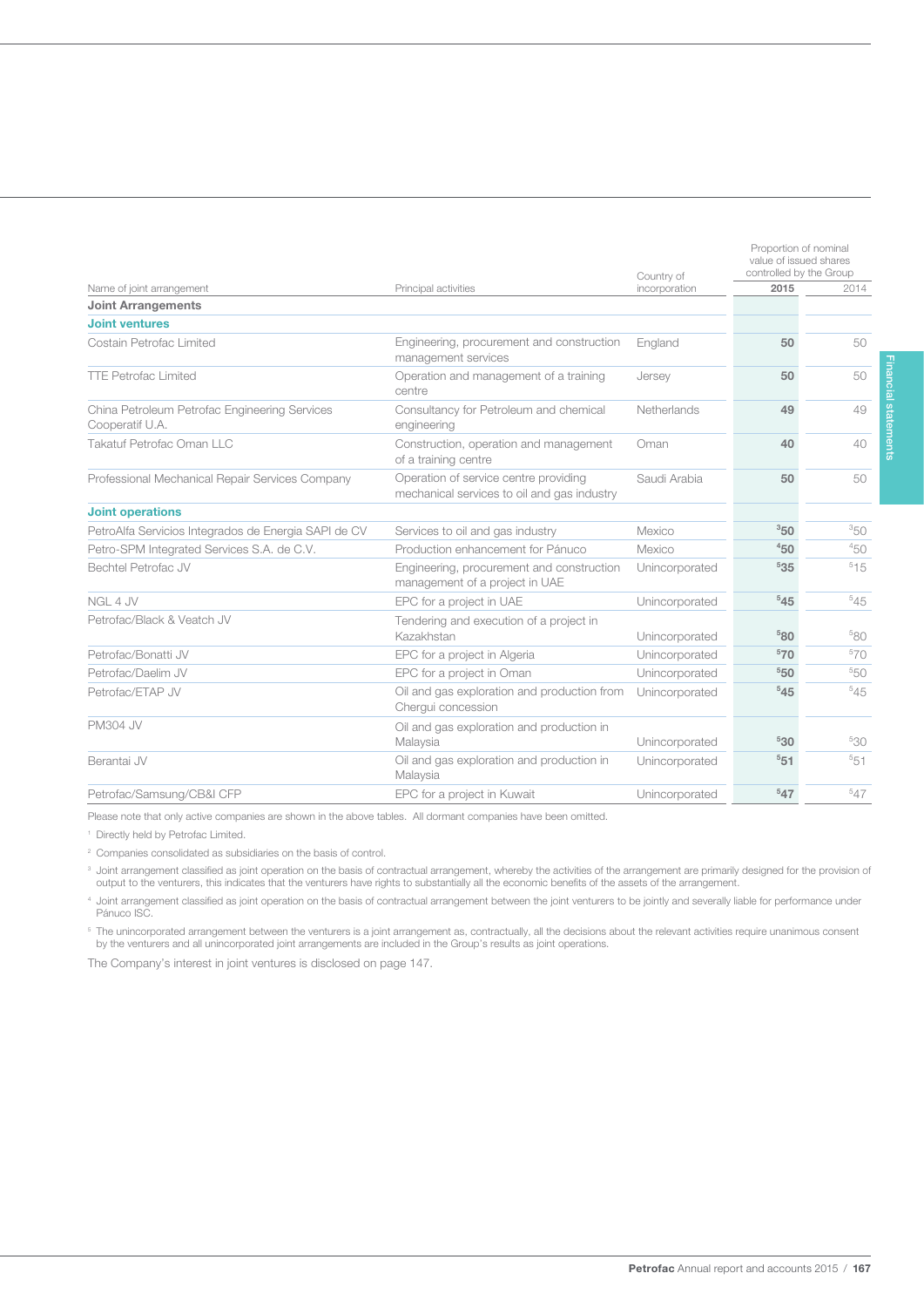| Name of joint arrangement | Principal activities | Country of incorporation | Proportion of nominal value of issued shares controlled by the Group 2015 | 2014 |
|---|---|---|---|---|
| **Joint Arrangements** | | | | |
| **Joint ventures** | | | | |
| Costain Petrofac Limited | Engineering, procurement and construction management services | England | **50** | 50 |
| TTE Petrofac Limited | Operation and management of a training centre | Jersey | **50** | 50 |
| China Petroleum Petrofac Engineering Services Cooperatif U.A. | Consultancy for Petroleum and chemical engineering | Netherlands | **49** | 49 |
| Takatuf Petrofac Oman LLC | Construction, operation and management of a training centre | Oman | **40** | 40 |
| Professional Mechanical Repair Services Company | Operation of service centre providing mechanical services to oil and gas industry | Saudi Arabia | **50** | 50 |
| **Joint operations** | | | | |
| PetroAlfa Servicios Integrados de Energia SAPI de CV | Services to oil and gas industry | Mexico | **[3]50** | [3]50 |
| Petro-SPM Integrated Services S.A. de C.V. | Production enhancement for Pánuco | Mexico | **[4]50** | [4]50 |
| Bechtel Petrofac JV | Engineering, procurement and construction management of a project in UAE | Unincorporated | **[5]35** | [5]15 |
| NGL 4 JV | EPC for a project in UAE | Unincorporated | **[5]45** | [5]45 |
| Petrofac/Black & Veatch JV | Tendering and execution of a project in Kazakhstan | Unincorporated | **[5]80** | [5]80 |
| Petrofac/Bonatti JV | EPC for a project in Algeria | Unincorporated | **[5]70** | [5]70 |
| Petrofac/Daelim JV | EPC for a project in Oman | Unincorporated | **[5]50** | [5]50 |
| Petrofac/ETAP JV | Oil and gas exploration and production from Chergui concession | Unincorporated | **[5]45** | [5]45 |
| PM304 JV | Oil and gas exploration and production in Malaysia | Unincorporated | **[5]30** | [5]30 |
| Berantai JV | Oil and gas exploration and production in Malaysia | Unincorporated | **[5]51** | [5]51 |
| Petrofac/Samsung/CB&I CFP | EPC for a project in Kuwait | Unincorporated | **[5]47** | [5]47 |

Please note that only active companies are shown in the above tables. All dormant companies have been omitted.

[1] Directly held by Petrofac Limited.

[2] Companies consolidated as subsidiaries on the basis of control.

[3] Joint arrangement classified as joint operation on the basis of contractual arrangement, whereby the activities of the arrangement are primarily designed for the provision of output to the venturers, this indicates that the venturers have rights to substantially all the economic benefits of the assets of the arrangement.

[4] Joint arrangement classified as joint operation on the basis of contractual arrangement between the joint venturers to be jointly and severally liable for performance under Pánuco ISC.

[5] The unincorporated arrangement between the venturers is a joint arrangement as, contractually, all the decisions about the relevant activities require unanimous consent by the venturers and all unincorporated joint arrangements are included in the Group's results as joint operations.

The Company's interest in joint ventures is disclosed on page 147.